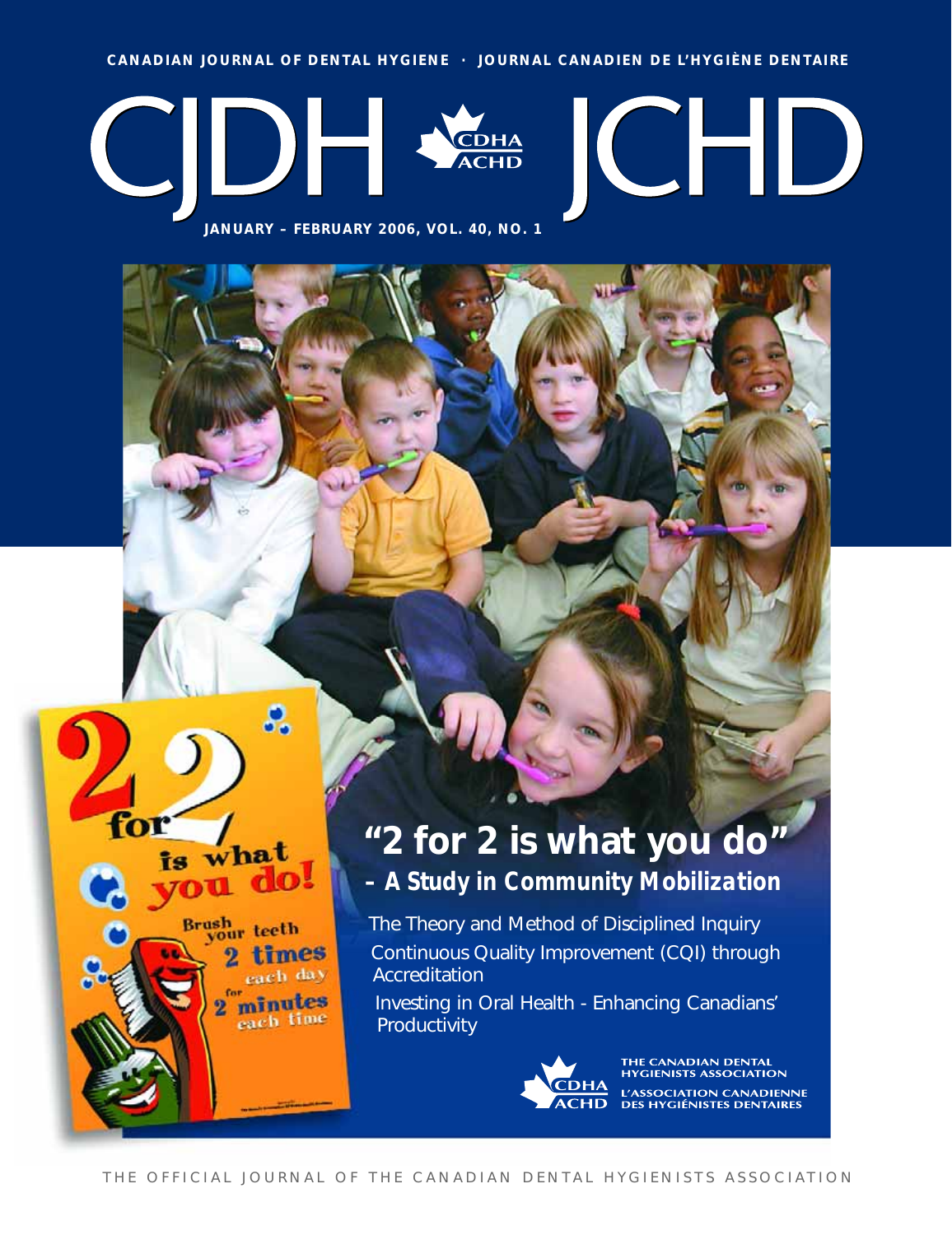CANADIAN JOURNAL OF DENTAL HYGIENE · JOURNAL CANADIEN DE L'HYGIÈNE DENTAIRE

# CJDH JCHD

CDHA ACHD

JANUARY – FEBRUARY 2006, VOL. 40, NO. 1

## "2 for 2 is what you do"

### – A Study in Community Mobilization

The Theory and Method of Disciplined Inquiry

Continuous Quality Improvement (CQI) through Accreditation

Investing in Oral Health - Enhancing Canadians' Productivity

THE CANADIAN DENTAL HYGIENISTS ASSOCIATION

L'ASSOCIATION CANADIENNE DES HYGIÉNISTES DENTAIRES

THE OFFICIAL JOURNAL OF THE CANADIAN DENTAL HYGIENISTS ASSOCIATION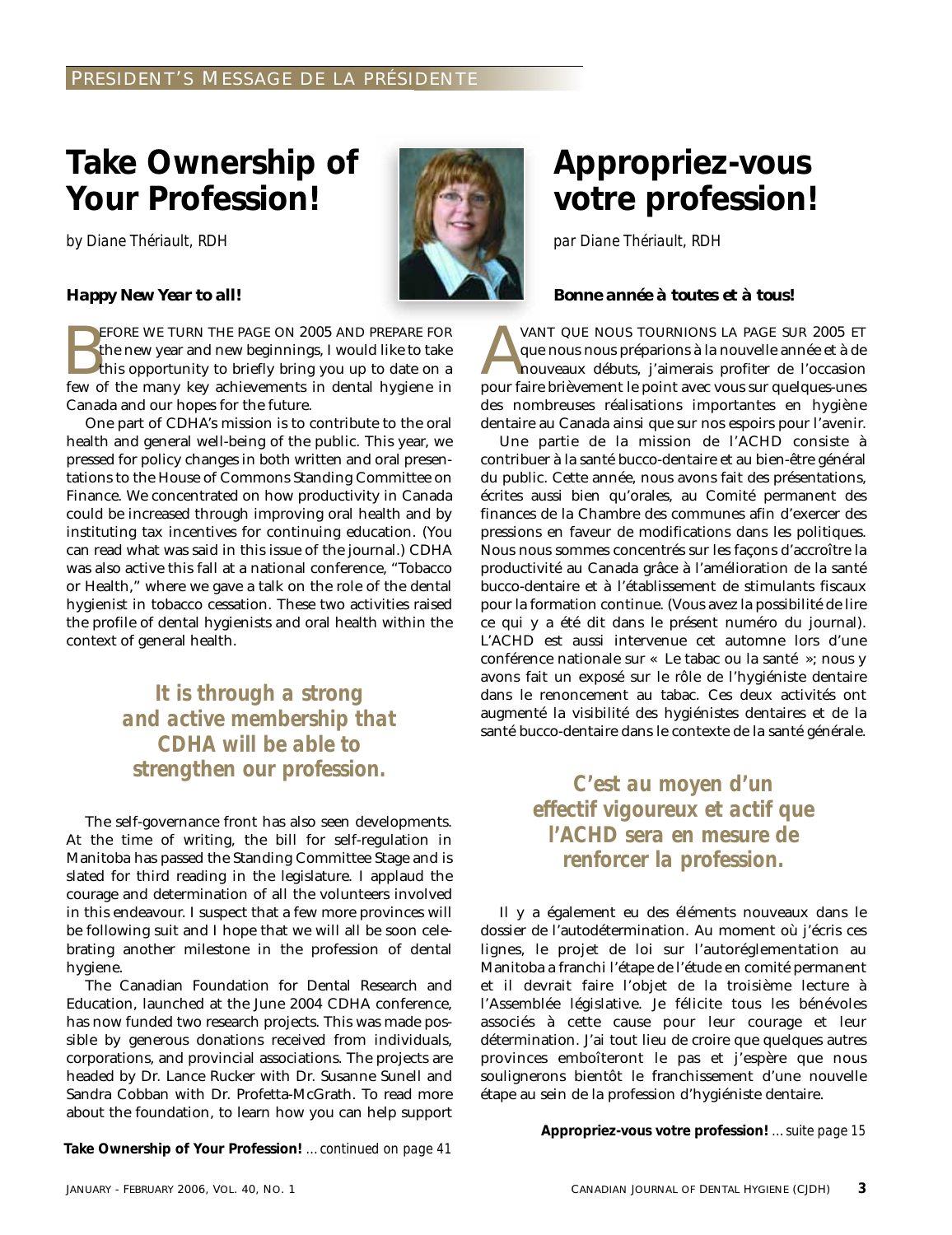PRESIDENT'S MESSAGE DE LA PRÉSIDENTE

# Take Ownership of Your Profession!

*by Diane Thériault, RDH*

**Happy New Year to all!**

BEFORE WE TURN THE PAGE ON 2005 AND PREPARE FOR the new year and new beginnings, I would like to take this opportunity to briefly bring you up to date on a few of the many key achievements in dental hygiene in Canada and our hopes for the future.

One part of CDHA's mission is to contribute to the oral health and general well-being of the public. This year, we pressed for policy changes in both written and oral presentations to the House of Commons Standing Committee on Finance. We concentrated on how productivity in Canada could be increased through improving oral health and by instituting tax incentives for continuing education. (You can read what was said in this issue of the journal.) CDHA was also active this fall at a national conference, "Tobacco or Health," where we gave a talk on the role of the dental hygienist in tobacco cessation. These two activities raised the profile of dental hygienists and oral health within the context of general health.

**It is through a strong and active membership that CDHA will be able to strengthen our profession.**

The self-governance front has also seen developments. At the time of writing, the bill for self-regulation in Manitoba has passed the Standing Committee Stage and is slated for third reading in the legislature. I applaud the courage and determination of all the volunteers involved in this endeavour. I suspect that a few more provinces will be following suit and I hope that we will all be soon celebrating another milestone in the profession of dental hygiene.

The Canadian Foundation for Dental Research and Education, launched at the June 2004 CDHA conference, has now funded two research projects. This was made possible by generous donations received from individuals, corporations, and provincial associations. The projects are headed by Dr. Lance Rucker with Dr. Susanne Sunell and Sandra Cobban with Dr. Profetta-McGrath. To read more about the foundation, to learn how you can help support

**Take Ownership of Your Profession!** *…continued on page 41*

# Appropriez-vous votre profession!

*par Diane Thériault, RDH*

**Bonne année à toutes et à tous!**

AVANT QUE NOUS TOURNIONS LA PAGE SUR 2005 ET que nous nous préparions à la nouvelle année et à de nouveaux débuts, j'aimerais profiter de l'occasion pour faire brièvement le point avec vous sur quelques-unes des nombreuses réalisations importantes en hygiène dentaire au Canada ainsi que sur nos espoirs pour l'avenir.

Une partie de la mission de l'ACHD consiste à contribuer à la santé bucco-dentaire et au bien-être général du public. Cette année, nous avons fait des présentations, écrites aussi bien qu'orales, au Comité permanent des finances de la Chambre des communes afin d'exercer des pressions en faveur de modifications dans les politiques. Nous nous sommes concentrés sur les façons d'accroître la productivité au Canada grâce à l'amélioration de la santé bucco-dentaire et à l'établissement de stimulants fiscaux pour la formation continue. (Vous avez la possibilité de lire ce qui y a été dit dans le présent numéro du journal). L'ACHD est aussi intervenue cet automne lors d'une conférence nationale sur « Le tabac ou la santé »; nous y avons fait un exposé sur le rôle de l'hygiéniste dentaire dans le renoncement au tabac. Ces deux activités ont augmenté la visibilité des hygiénistes dentaires et de la santé bucco-dentaire dans le contexte de la santé générale.

**C'est au moyen d'un effectif vigoureux et actif que l'ACHD sera en mesure de renforcer la profession.**

Il y a également eu des éléments nouveaux dans le dossier de l'autodétermination. Au moment où j'écris ces lignes, le projet de loi sur l'autoréglementation au Manitoba a franchi l'étape de l'étude en comité permanent et il devrait faire l'objet de la troisième lecture à l'Assemblée législative. Je félicite tous les bénévoles associés à cette cause pour leur courage et leur détermination. J'ai tout lieu de croire que quelques autres provinces emboîteront le pas et j'espère que nous soulignerons bientôt le franchissement d'une nouvelle étape au sein de la profession d'hygiéniste dentaire.

**Appropriez-vous votre profession!** *…suite page 15*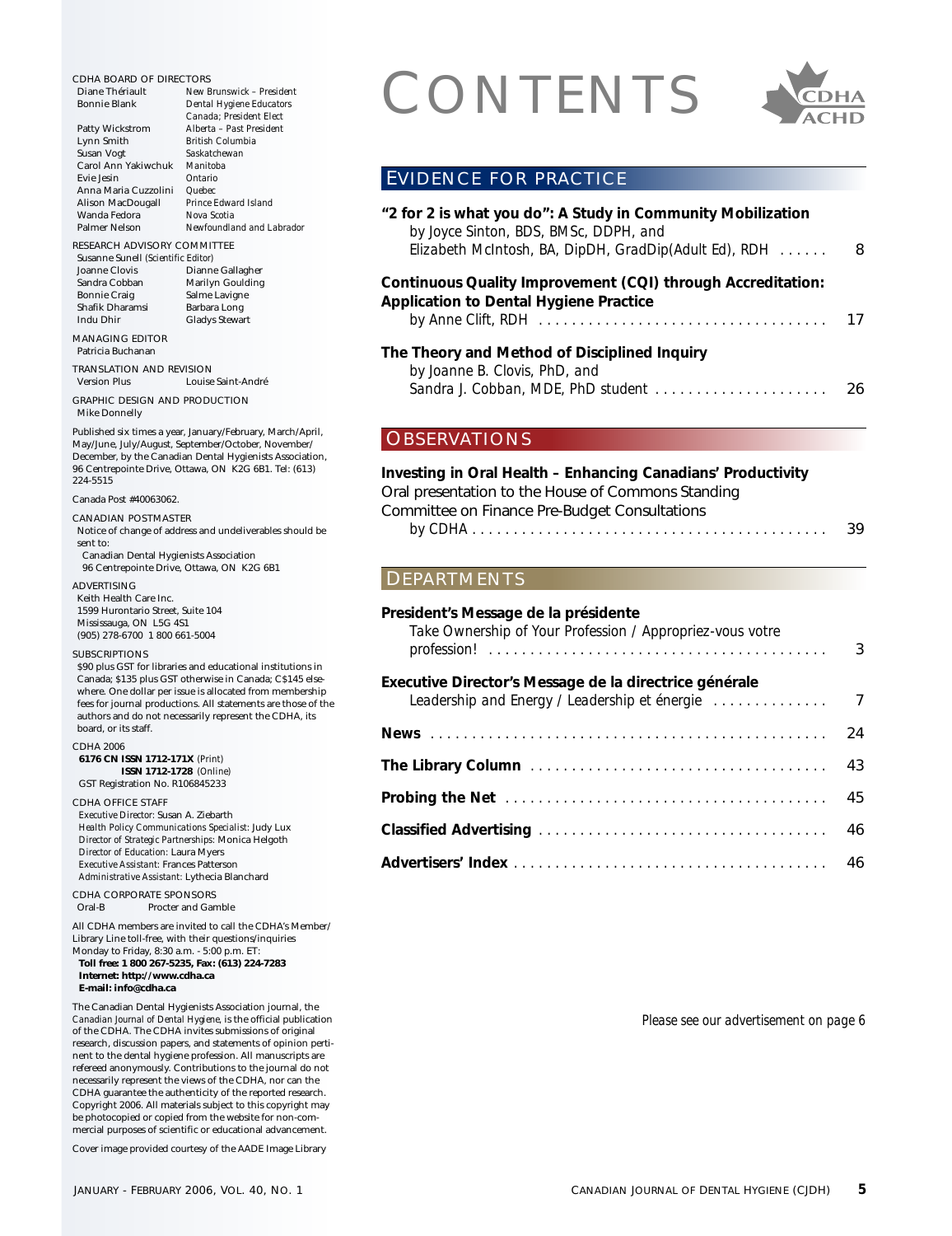# CONTENTS

## EVIDENCE FOR PRACTICE

**"2 for 2 is what you do": A Study in Community Mobilization**
*by Joyce Sinton, BDS, BMSc, DDPH, and Elizabeth McIntosh, BA, DipDH, GradDip(Adult Ed), RDH* ...... 8

**Continuous Quality Improvement (CQI) through Accreditation: Application to Dental Hygiene Practice**
*by Anne Clift, RDH* ...... 17

**The Theory and Method of Disciplined Inquiry**
*by Joanne B. Clovis, PhD, and Sandra J. Cobban, MDE, PhD student* ...... 26

## OBSERVATIONS

**Investing in Oral Health – Enhancing Canadians' Productivity**
Oral presentation to the House of Commons Standing Committee on Finance Pre-Budget Consultations
*by CDHA* ...... 39

## DEPARTMENTS

**President's Message de la présidente**
*Take Ownership of Your Profession / Appropriez-vous votre profession!* ...... 3

**Executive Director's Message de la directrice générale**
*Leadership and Energy / Leadership et énergie* ...... 7

**News** ...... 24

**The Library Column** ...... 43

**Probing the Net** ...... 45

**Classified Advertising** ...... 46

**Advertisers' Index** ...... 46

*Please see our advertisement on page 6*

---

CDHA BOARD OF DIRECTORS

| | |
|---|---|
| Diane Thériault | *New Brunswick – President* |
| Bonnie Blank | *Dental Hygiene Educators Canada; President Elect* |
| Patty Wickstrom | *Alberta – Past President* |
| Lynn Smith | *British Columbia* |
| Susan Vogt | *Saskatchewan* |
| Carol Ann Yakiwchuk | *Manitoba* |
| Evie Jesin | *Ontario* |
| Anna Maria Cuzzolini | *Quebec* |
| Alison MacDougall | *Prince Edward Island* |
| Wanda Fedora | *Nova Scotia* |
| Palmer Nelson | *Newfoundland and Labrador* |

RESEARCH ADVISORY COMMITTEE
Susanne Sunell *(Scientific Editor)*

| | |
|---|---|
| Joanne Clovis | Dianne Gallagher |
| Sandra Cobban | Marilyn Goulding |
| Bonnie Craig | Salme Lavigne |
| Shafik Dharamsi | Barbara Long |
| Indu Dhir | Gladys Stewart |

MANAGING EDITOR
Patricia Buchanan

TRANSLATION AND REVISION
Version Plus — Louise Saint-André

GRAPHIC DESIGN AND PRODUCTION
Mike Donnelly

Published six times a year, January/February, March/April, May/June, July/August, September/October, November/December, by the Canadian Dental Hygienists Association, 96 Centrepointe Drive, Ottawa, ON K2G 6B1. Tel: (613) 224-5515

Canada Post #40063062.

CANADIAN POSTMASTER
Notice of change of address and undeliverables should be sent to:
Canadian Dental Hygienists Association
96 Centrepointe Drive, Ottawa, ON K2G 6B1

ADVERTISING
Keith Health Care Inc.
1599 Hurontario Street, Suite 104
Mississauga, ON L5G 4S1
(905) 278-6700 1 800 661-5004

SUBSCRIPTIONS
$90 plus GST for libraries and educational institutions in Canada; $135 plus GST otherwise in Canada; C$145 elsewhere. One dollar per issue is allocated from membership fees for journal productions. All statements are those of the authors and do not necessarily represent the CDHA, its board, or its staff.

CDHA 2006
**6176 CN ISSN 1712-171X** *(Print)*
**ISSN 1712-1728** *(Online)*
GST Registration No. R106845233

CDHA OFFICE STAFF
*Executive Director:* Susan A. Ziebarth
*Health Policy Communications Specialist:* Judy Lux
*Director of Strategic Partnerships:* Monica Helgoth
*Director of Education:* Laura Myers
*Executive Assistant:* Frances Patterson
*Administrative Assistant:* Lythecia Blanchard

CDHA CORPORATE SPONSORS
Oral-B — Procter and Gamble

All CDHA members are invited to call the CDHA's Member/Library Line toll-free, with their questions/inquiries Monday to Friday, 8:30 a.m. - 5:00 p.m. ET:
**Toll free: 1 800 267-5235, Fax: (613) 224-7283**
**Internet: http://www.cdha.ca**
**E-mail: info@cdha.ca**

The Canadian Dental Hygienists Association journal, the *Canadian Journal of Dental Hygiene*, is the official publication of the CDHA. The CDHA invites submissions of original research, discussion papers, and statements of opinion pertinent to the dental hygiene profession. All manuscripts are refereed anonymously. Contributions to the journal do not necessarily represent the views of the CDHA, nor can the CDHA guarantee the authenticity of the reported research. Copyright 2006. All materials subject to this copyright may be photocopied or copied from the website for non-commercial purposes of scientific or educational advancement.

Cover image provided courtesy of the AADE Image Library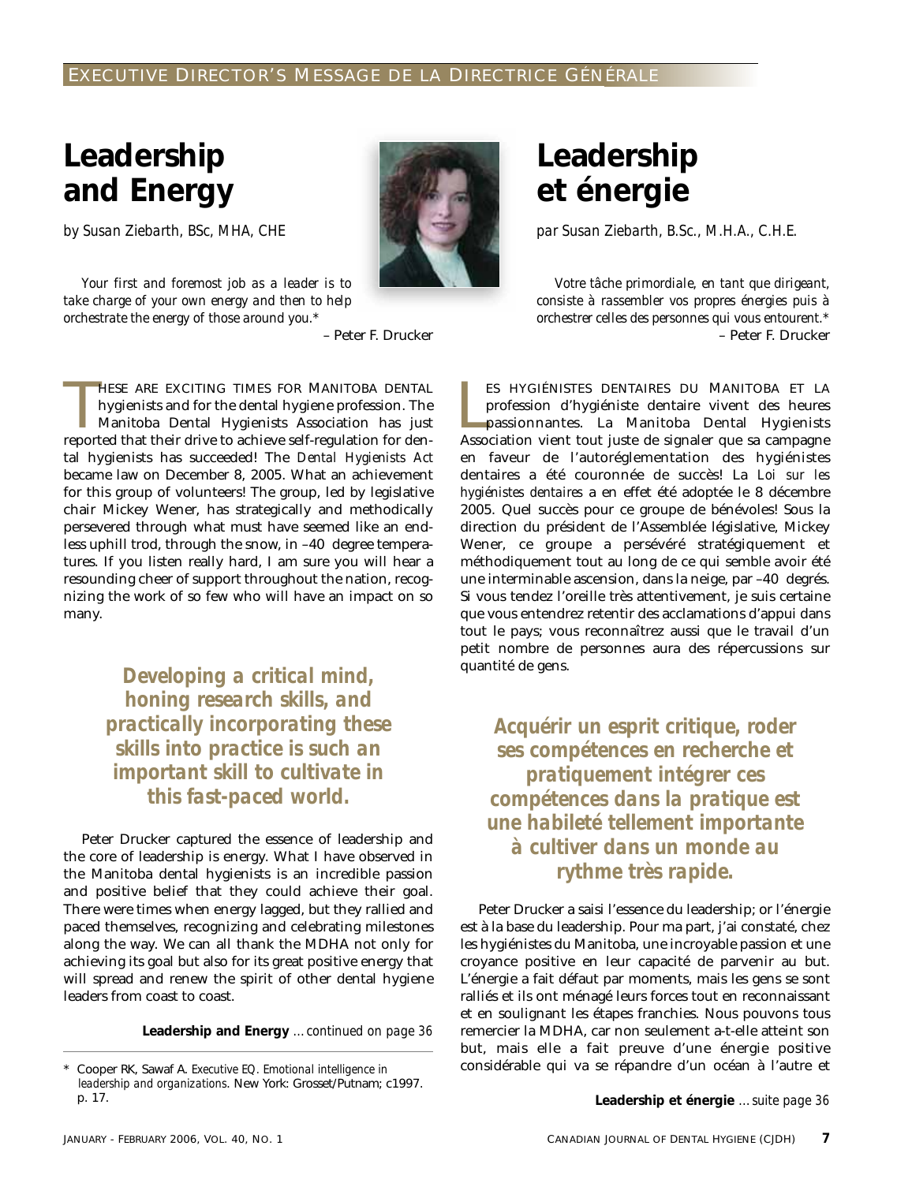EXECUTIVE DIRECTOR'S MESSAGE DE LA DIRECTRICE GÉNÉRALE

# Leadership and Energy

*by Susan Ziebarth, BSc, MHA, CHE*

*Your first and foremost job as a leader is to take charge of your own energy and then to help orchestrate the energy of those around you.**

– Peter F. Drucker

THESE ARE EXCITING TIMES FOR MANITOBA DENTAL hygienists and for the dental hygiene profession. The Manitoba Dental Hygienists Association has just reported that their drive to achieve self-regulation for dental hygienists has succeeded! The *Dental Hygienists Act* became law on December 8, 2005. What an achievement for this group of volunteers! The group, led by legislative chair Mickey Wener, has strategically and methodically persevered through what must have seemed like an endless uphill trod, through the snow, in –40 degree temperatures. If you listen really hard, I am sure you will hear a resounding cheer of support throughout the nation, recognizing the work of so few who will have an impact on so many.

***Developing a critical mind, honing research skills, and practically incorporating these skills into practice is such an important skill to cultivate in this fast-paced world.***

Peter Drucker captured the essence of leadership and the core of leadership is energy. What I have observed in the Manitoba dental hygienists is an incredible passion and positive belief that they could achieve their goal. There were times when energy lagged, but they rallied and paced themselves, recognizing and celebrating milestones along the way. We can all thank the MDHA not only for achieving its goal but also for its great positive energy that will spread and renew the spirit of other dental hygiene leaders from coast to coast.

**Leadership and Energy** *...continued on page 36*

\* Cooper RK, Sawaf A. *Executive EQ. Emotional intelligence in leadership and organizations*. New York: Grosset/Putnam; c1997. p. 17.

# Leadership et énergie

*par Susan Ziebarth, B.Sc., M.H.A., C.H.E.*

*Votre tâche primordiale, en tant que dirigeant, consiste à rassembler vos propres énergies puis à orchestrer celles des personnes qui vous entourent.**

– Peter F. Drucker

LES HYGIÉNISTES DENTAIRES DU MANITOBA ET LA profession d'hygiéniste dentaire vivent des heures passionnantes. La Manitoba Dental Hygienists Association vient tout juste de signaler que sa campagne en faveur de l'autoréglementation des hygiénistes dentaires a été couronnée de succès! La *Loi sur les hygiénistes dentaires* a en effet été adoptée le 8 décembre 2005. Quel succès pour ce groupe de bénévoles! Sous la direction du président de l'Assemblée législative, Mickey Wener, ce groupe a persévéré stratégiquement et méthodiquement tout au long de ce qui semble avoir été une interminable ascension, dans la neige, par –40 degrés. Si vous tendez l'oreille très attentivement, je suis certaine que vous entendrez retentir des acclamations d'appui dans tout le pays; vous reconnaîtrez aussi que le travail d'un petit nombre de personnes aura des répercussions sur quantité de gens.

***Acquérir un esprit critique, roder ses compétences en recherche et pratiquement intégrer ces compétences dans la pratique est une habileté tellement importante à cultiver dans un monde au rythme très rapide.***

Peter Drucker a saisi l'essence du leadership; or l'énergie est à la base du leadership. Pour ma part, j'ai constaté, chez les hygiénistes du Manitoba, une incroyable passion et une croyance positive en leur capacité de parvenir au but. L'énergie a fait défaut par moments, mais les gens se sont ralliés et ils ont ménagé leurs forces tout en reconnaissant et en soulignant les étapes franchies. Nous pouvons tous remercier la MDHA, car non seulement a-t-elle atteint son but, mais elle a fait preuve d'une énergie positive considérable qui va se répandre d'un océan à l'autre et

**Leadership et énergie** *...suite page 36*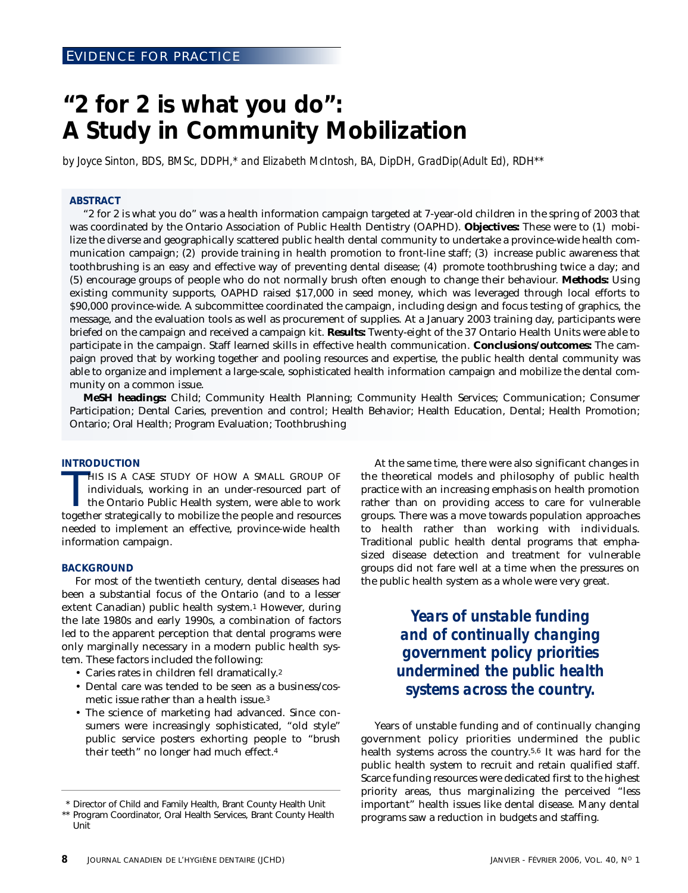EVIDENCE FOR PRACTICE

# "2 for 2 is what you do": A Study in Community Mobilization

*by Joyce Sinton, BDS, BMSc, DDPH,\* and Elizabeth McIntosh, BA, DipDH, GradDip(Adult Ed), RDH\*\**

## ABSTRACT

"2 for 2 is what you do" was a health information campaign targeted at 7-year-old children in the spring of 2003 that was coordinated by the Ontario Association of Public Health Dentistry (OAPHD). **Objectives:** These were to (1) mobilize the diverse and geographically scattered public health dental community to undertake a province-wide health communication campaign; (2) provide training in health promotion to front-line staff; (3) increase public awareness that toothbrushing is an easy and effective way of preventing dental disease; (4) promote toothbrushing twice a day; and (5) encourage groups of people who do not normally brush often enough to change their behaviour. **Methods:** Using existing community supports, OAPHD raised $17,000 in seed money, which was leveraged through local efforts to $90,000 province-wide. A subcommittee coordinated the campaign, including design and focus testing of graphics, the message, and the evaluation tools as well as procurement of supplies. At a January 2003 training day, participants were briefed on the campaign and received a campaign kit. **Results:** Twenty-eight of the 37 Ontario Health Units were able to participate in the campaign. Staff learned skills in effective health communication. **Conclusions/outcomes:** The campaign proved that by working together and pooling resources and expertise, the public health dental community was able to organize and implement a large-scale, sophisticated health information campaign and mobilize the dental community on a common issue.

**MeSH headings:** Child; Community Health Planning; Community Health Services; Communication; Consumer Participation; Dental Caries, prevention and control; Health Behavior; Health Education, Dental; Health Promotion; Ontario; Oral Health; Program Evaluation; Toothbrushing

## INTRODUCTION

This is a case study of how a small group of individuals, working in an under-resourced part of the Ontario Public Health system, were able to work together strategically to mobilize the people and resources needed to implement an effective, province-wide health information campaign.

## BACKGROUND

For most of the twentieth century, dental diseases had been a substantial focus of the Ontario (and to a lesser extent Canadian) public health system.[1] However, during the late 1980s and early 1990s, a combination of factors led to the apparent perception that dental programs were only marginally necessary in a modern public health system. These factors included the following:

- Caries rates in children fell dramatically.[2]
- Dental care was tended to be seen as a business/cosmetic issue rather than a health issue.[3]
- The science of marketing had advanced. Since consumers were increasingly sophisticated, "old style" public service posters exhorting people to "brush their teeth" no longer had much effect.[4]

At the same time, there were also significant changes in the theoretical models and philosophy of public health practice with an increasing emphasis on health promotion rather than on providing access to care for vulnerable groups. There was a move towards population approaches to health rather than working with individuals. Traditional public health dental programs that emphasized disease detection and treatment for vulnerable groups did not fare well at a time when the pressures on the public health system as a whole were very great.

> ***Years of unstable funding and of continually changing government policy priorities undermined the public health systems across the country.***

Years of unstable funding and of continually changing government policy priorities undermined the public health systems across the country.[5,6] It was hard for the public health system to recruit and retain qualified staff. Scarce funding resources were dedicated first to the highest priority areas, thus marginalizing the perceived "less important" health issues like dental disease. Many dental programs saw a reduction in budgets and staffing.

\* Director of Child and Family Health, Brant County Health Unit

\*\* Program Coordinator, Oral Health Services, Brant County Health Unit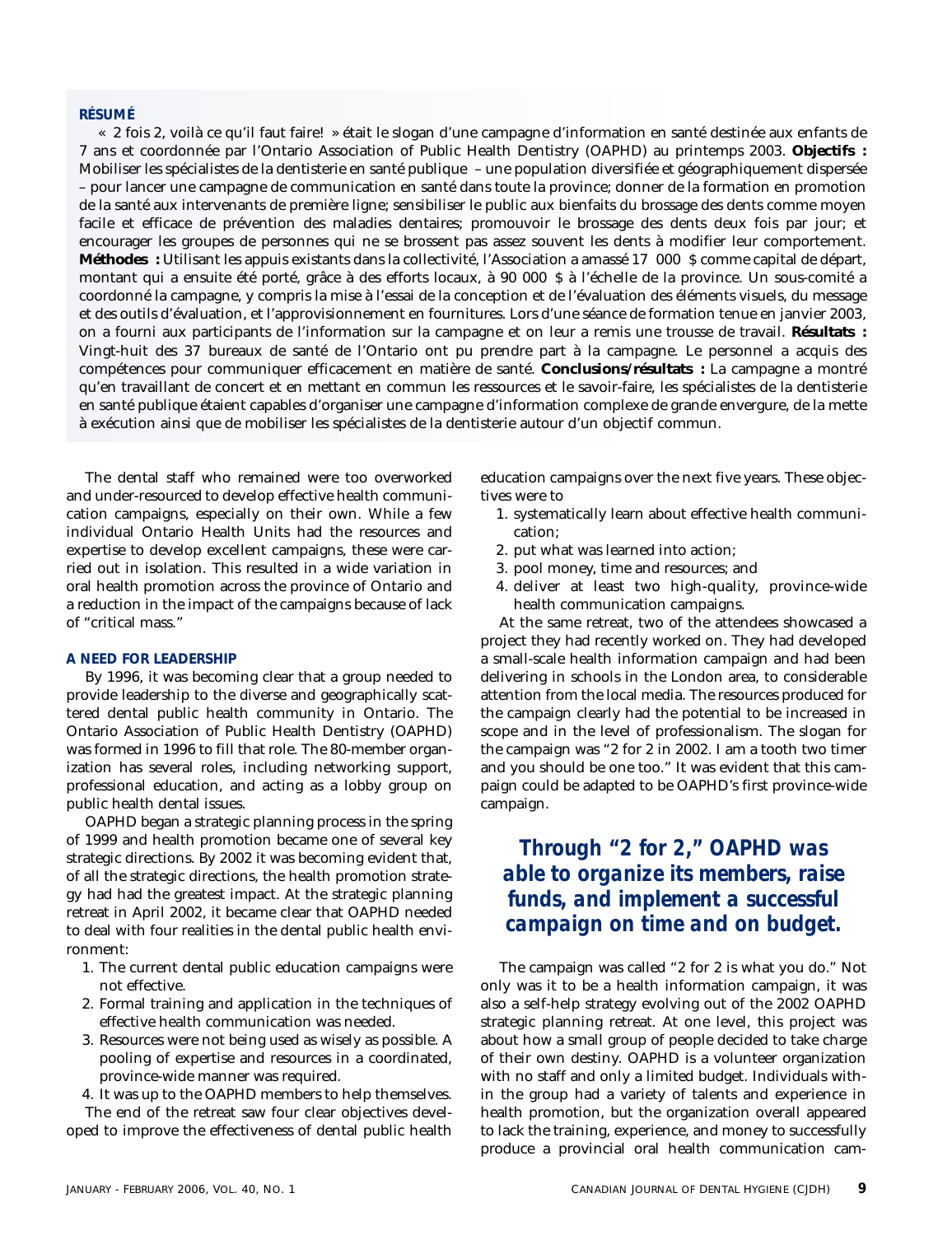## RÉSUMÉ

« 2 fois 2, voilà ce qu'il faut faire! » était le slogan d'une campagne d'information en santé destinée aux enfants de 7 ans et coordonnée par l'Ontario Association of Public Health Dentistry (OAPHD) au printemps 2003. **Objectifs :** Mobiliser les spécialistes de la dentisterie en santé publique – une population diversifiée et géographiquement dispersée – pour lancer une campagne de communication en santé dans toute la province; donner de la formation en promotion de la santé aux intervenants de première ligne; sensibiliser le public aux bienfaits du brossage des dents comme moyen facile et efficace de prévention des maladies dentaires; promouvoir le brossage des dents deux fois par jour; et encourager les groupes de personnes qui ne se brossent pas assez souvent les dents à modifier leur comportement. **Méthodes :** Utilisant les appuis existants dans la collectivité, l'Association a amassé 17 000 $ comme capital de départ, montant qui a ensuite été porté, grâce à des efforts locaux, à 90 000 $ à l'échelle de la province. Un sous-comité a coordonné la campagne, y compris la mise à l'essai de la conception et de l'évaluation des éléments visuels, du message et des outils d'évaluation, et l'approvisionnement en fournitures. Lors d'une séance de formation tenue en janvier 2003, on a fourni aux participants de l'information sur la campagne et on leur a remis une trousse de travail. **Résultats :** Vingt-huit des 37 bureaux de santé de l'Ontario ont pu prendre part à la campagne. Le personnel a acquis des compétences pour communiquer efficacement en matière de santé. **Conclusions/résultats :** La campagne a montré qu'en travaillant de concert et en mettant en commun les ressources et le savoir-faire, les spécialistes de la dentisterie en santé publique étaient capables d'organiser une campagne d'information complexe de grande envergure, de la mette à exécution ainsi que de mobiliser les spécialistes de la dentisterie autour d'un objectif commun.

The dental staff who remained were too overworked and under-resourced to develop effective health communication campaigns, especially on their own. While a few individual Ontario Health Units had the resources and expertise to develop excellent campaigns, these were carried out in isolation. This resulted in a wide variation in oral health promotion across the province of Ontario and a reduction in the impact of the campaigns because of lack of "critical mass."

### A NEED FOR LEADERSHIP

By 1996, it was becoming clear that a group needed to provide leadership to the diverse and geographically scattered dental public health community in Ontario. The Ontario Association of Public Health Dentistry (OAPHD) was formed in 1996 to fill that role. The 80-member organization has several roles, including networking support, professional education, and acting as a lobby group on public health dental issues.

OAPHD began a strategic planning process in the spring of 1999 and health promotion became one of several key strategic directions. By 2002 it was becoming evident that, of all the strategic directions, the health promotion strategy had had the greatest impact. At the strategic planning retreat in April 2002, it became clear that OAPHD needed to deal with four realities in the dental public health environment:

1. The current dental public education campaigns were not effective.
2. Formal training and application in the techniques of effective health communication was needed.
3. Resources were not being used as wisely as possible. A pooling of expertise and resources in a coordinated, province-wide manner was required.
4. It was up to the OAPHD members to help themselves.

The end of the retreat saw four clear objectives developed to improve the effectiveness of dental public health education campaigns over the next five years. These objectives were to

1. systematically learn about effective health communication;
2. put what was learned into action;
3. pool money, time and resources; and
4. deliver at least two high-quality, province-wide health communication campaigns.

At the same retreat, two of the attendees showcased a project they had recently worked on. They had developed a small-scale health information campaign and had been delivering in schools in the London area, to considerable attention from the local media. The resources produced for the campaign clearly had the potential to be increased in scope and in the level of professionalism. The slogan for the campaign was "2 for 2 in 2002. I am a tooth two timer and you should be one too." It was evident that this campaign could be adapted to be OAPHD's first province-wide campaign.

> ***Through "2 for 2," OAPHD was able to organize its members, raise funds, and implement a successful campaign on time and on budget.***

The campaign was called "2 for 2 is what you do." Not only was it to be a health information campaign, it was also a self-help strategy evolving out of the 2002 OAPHD strategic planning retreat. At one level, this project was about how a small group of people decided to take charge of their own destiny. OAPHD is a volunteer organization with no staff and only a limited budget. Individuals within the group had a variety of talents and experience in health promotion, but the organization overall appeared to lack the training, experience, and money to successfully produce a provincial oral health communication cam-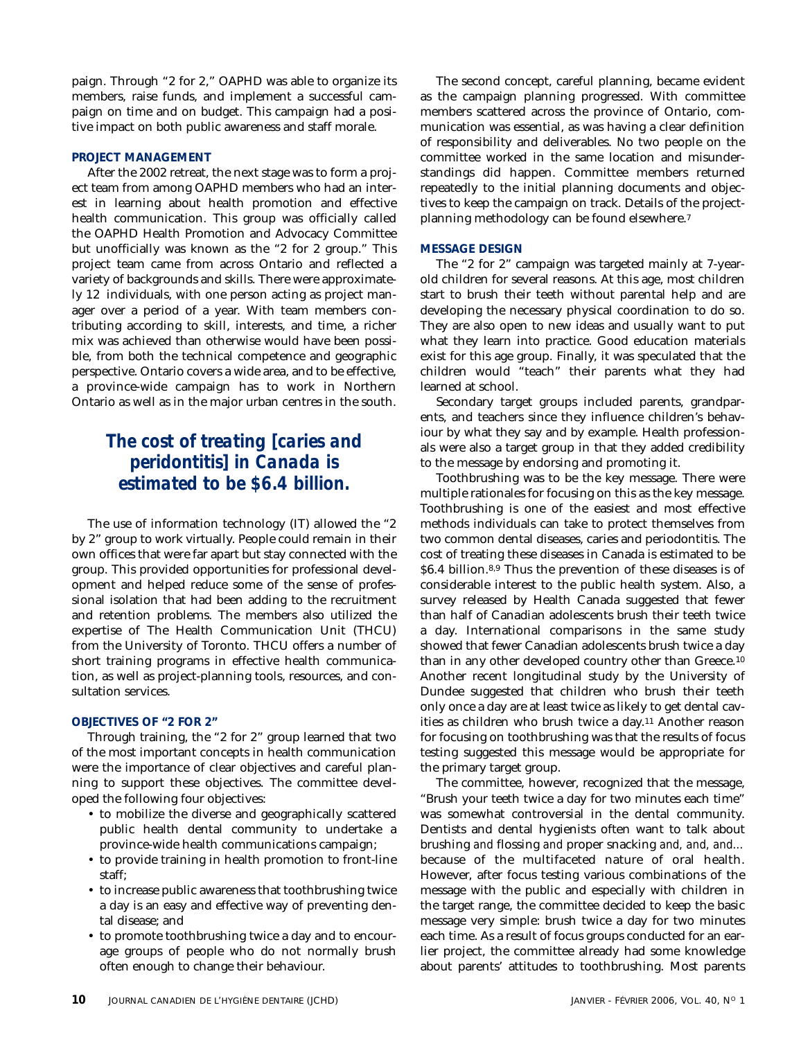paign. Through "2 for 2," OAPHD was able to organize its members, raise funds, and implement a successful campaign on time and on budget. This campaign had a positive impact on both public awareness and staff morale.

### PROJECT MANAGEMENT

After the 2002 retreat, the next stage was to form a project team from among OAPHD members who had an interest in learning about health promotion and effective health communication. This group was officially called the OAPHD Health Promotion and Advocacy Committee but unofficially was known as the "2 for 2 group." This project team came from across Ontario and reflected a variety of backgrounds and skills. There were approximately 12 individuals, with one person acting as project manager over a period of a year. With team members contributing according to skill, interests, and time, a richer mix was achieved than otherwise would have been possible, from both the technical competence and geographic perspective. Ontario covers a wide area, and to be effective, a province-wide campaign has to work in Northern Ontario as well as in the major urban centres in the south.

> ***The cost of treating [caries and peridontitis] in Canada is estimated to be $6.4 billion.***

The use of information technology (IT) allowed the "2 by 2" group to work virtually. People could remain in their own offices that were far apart but stay connected with the group. This provided opportunities for professional development and helped reduce some of the sense of professional isolation that had been adding to the recruitment and retention problems. The members also utilized the expertise of The Health Communication Unit (THCU) from the University of Toronto. THCU offers a number of short training programs in effective health communication, as well as project-planning tools, resources, and consultation services.

### OBJECTIVES OF "2 FOR 2"

Through training, the "2 for 2" group learned that two of the most important concepts in health communication were the importance of clear objectives and careful planning to support these objectives. The committee developed the following four objectives:

- to mobilize the diverse and geographically scattered public health dental community to undertake a province-wide health communications campaign;
- to provide training in health promotion to front-line staff;
- to increase public awareness that toothbrushing twice a day is an easy and effective way of preventing dental disease; and
- to promote toothbrushing twice a day and to encourage groups of people who do not normally brush often enough to change their behaviour.

The second concept, careful planning, became evident as the campaign planning progressed. With committee members scattered across the province of Ontario, communication was essential, as was having a clear definition of responsibility and deliverables. No two people on the committee worked in the same location and misunderstandings did happen. Committee members returned repeatedly to the initial planning documents and objectives to keep the campaign on track. Details of the project-planning methodology can be found elsewhere.[7]

### MESSAGE DESIGN

The "2 for 2" campaign was targeted mainly at 7-year-old children for several reasons. At this age, most children start to brush their teeth without parental help and are developing the necessary physical coordination to do so. They are also open to new ideas and usually want to put what they learn into practice. Good education materials exist for this age group. Finally, it was speculated that the children would "teach" their parents what they had learned at school.

Secondary target groups included parents, grandparents, and teachers since they influence children's behaviour by what they say and by example. Health professionals were also a target group in that they added credibility to the message by endorsing and promoting it.

Toothbrushing was to be the key message. There were multiple rationales for focusing on this as the key message. Toothbrushing is one of the easiest and most effective methods individuals can take to protect themselves from two common dental diseases, caries and periodontitis. The cost of treating these diseases in Canada is estimated to be $6.4 billion.[8,9] Thus the prevention of these diseases is of considerable interest to the public health system. Also, a survey released by Health Canada suggested that fewer than half of Canadian adolescents brush their teeth twice a day. International comparisons in the same study showed that fewer Canadian adolescents brush twice a day than in any other developed country other than Greece.[10] Another recent longitudinal study by the University of Dundee suggested that children who brush their teeth only once a day are at least twice as likely to get dental cavities as children who brush twice a day.[11] Another reason for focusing on toothbrushing was that the results of focus testing suggested this message would be appropriate for the primary target group.

The committee, however, recognized that the message, "Brush your teeth twice a day for two minutes each time" was somewhat controversial in the dental community. Dentists and dental hygienists often want to talk about brushing *and* flossing *and* proper snacking *and, and, and…* because of the multifaceted nature of oral health. However, after focus testing various combinations of the message with the public and especially with children in the target range, the committee decided to keep the basic message very simple: brush twice a day for two minutes each time. As a result of focus groups conducted for an earlier project, the committee already had some knowledge about parents' attitudes to toothbrushing. Most parents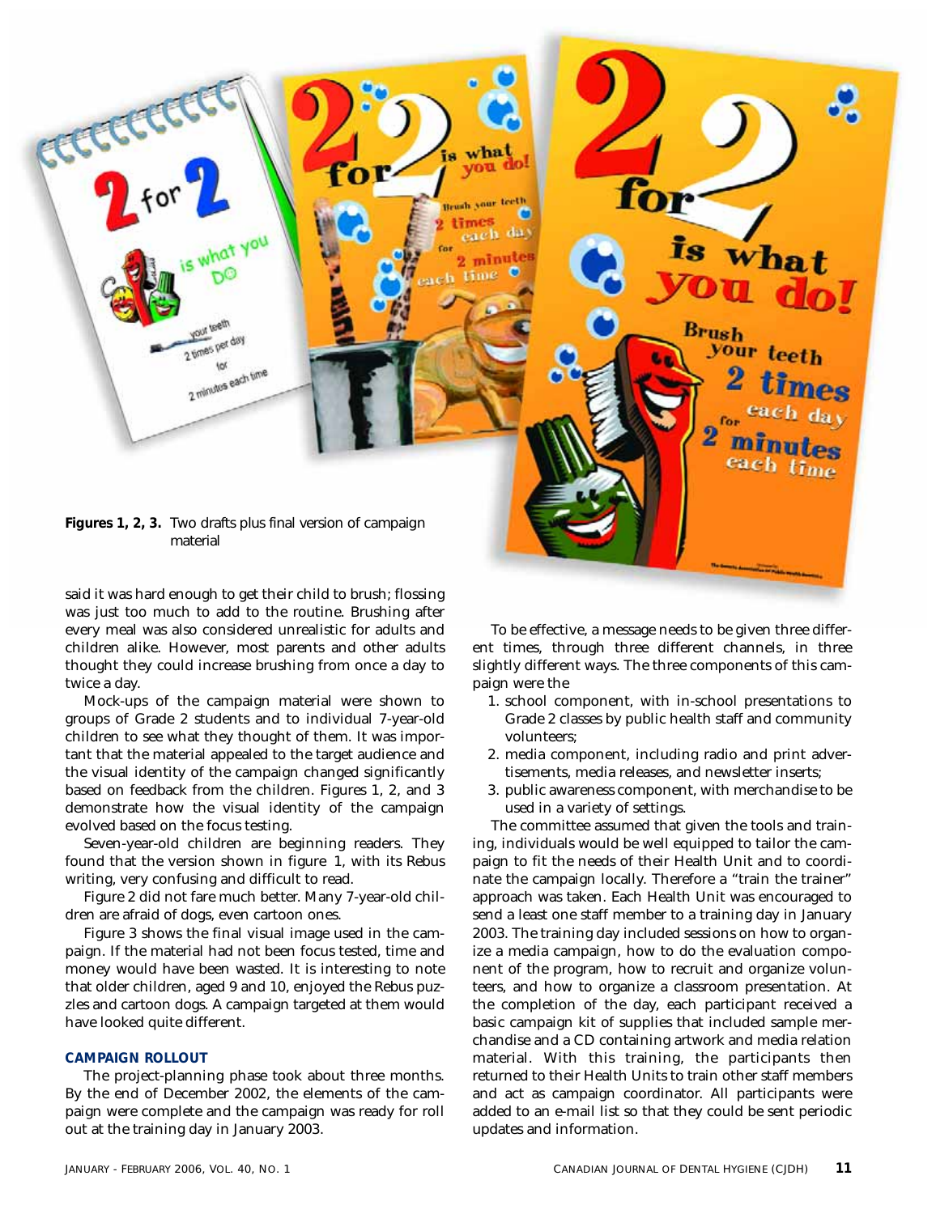**Figures 1, 2, 3.** Two drafts plus final version of campaign material

said it was hard enough to get their child to brush; flossing was just too much to add to the routine. Brushing after every meal was also considered unrealistic for adults and children alike. However, most parents and other adults thought they could increase brushing from once a day to twice a day.

Mock-ups of the campaign material were shown to groups of Grade 2 students and to individual 7-year-old children to see what they thought of them. It was important that the material appealed to the target audience and the visual identity of the campaign changed significantly based on feedback from the children. Figures 1, 2, and 3 demonstrate how the visual identity of the campaign evolved based on the focus testing.

Seven-year-old children are beginning readers. They found that the version shown in figure 1, with its Rebus writing, very confusing and difficult to read.

Figure 2 did not fare much better. Many 7-year-old children are afraid of dogs, even cartoon ones.

Figure 3 shows the final visual image used in the campaign. If the material had not been focus tested, time and money would have been wasted. It is interesting to note that older children, aged 9 and 10, enjoyed the Rebus puzzles and cartoon dogs. A campaign targeted at them would have looked quite different.

### CAMPAIGN ROLLOUT

The project-planning phase took about three months. By the end of December 2002, the elements of the campaign were complete and the campaign was ready for roll out at the training day in January 2003.

To be effective, a message needs to be given three different times, through three different channels, in three slightly different ways. The three components of this campaign were the

1. school component, with in-school presentations to Grade 2 classes by public health staff and community volunteers;
2. media component, including radio and print advertisements, media releases, and newsletter inserts;
3. public awareness component, with merchandise to be used in a variety of settings.

The committee assumed that given the tools and training, individuals would be well equipped to tailor the campaign to fit the needs of their Health Unit and to coordinate the campaign locally. Therefore a "train the trainer" approach was taken. Each Health Unit was encouraged to send a least one staff member to a training day in January 2003. The training day included sessions on how to organize a media campaign, how to do the evaluation component of the program, how to recruit and organize volunteers, and how to organize a classroom presentation. At the completion of the day, each participant received a basic campaign kit of supplies that included sample merchandise and a CD containing artwork and media relation material. With this training, the participants then returned to their Health Units to train other staff members and act as campaign coordinator. All participants were added to an e-mail list so that they could be sent periodic updates and information.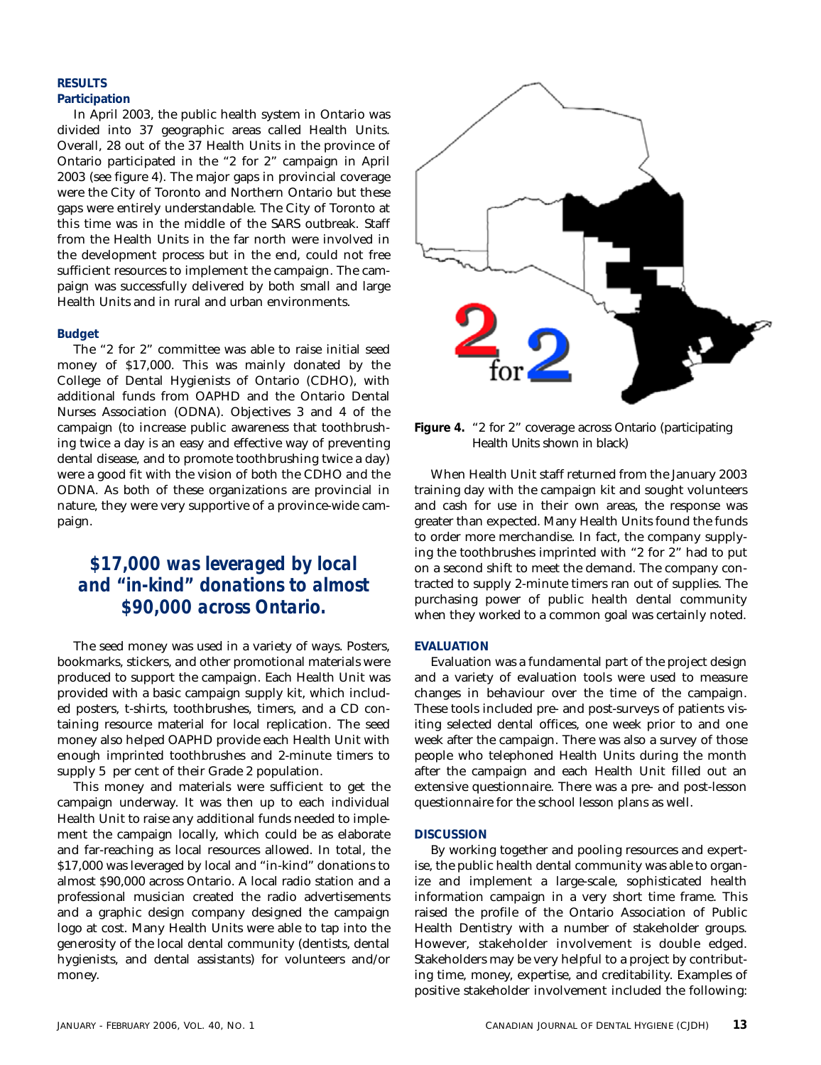## RESULTS

### Participation

In April 2003, the public health system in Ontario was divided into 37 geographic areas called Health Units. Overall, 28 out of the 37 Health Units in the province of Ontario participated in the "2 for 2" campaign in April 2003 (see figure 4). The major gaps in provincial coverage were the City of Toronto and Northern Ontario but these gaps were entirely understandable. The City of Toronto at this time was in the middle of the SARS outbreak. Staff from the Health Units in the far north were involved in the development process but in the end, could not free sufficient resources to implement the campaign. The campaign was successfully delivered by both small and large Health Units and in rural and urban environments.

### Budget

The "2 for 2" committee was able to raise initial seed money of $17,000. This was mainly donated by the College of Dental Hygienists of Ontario (CDHO), with additional funds from OAPHD and the Ontario Dental Nurses Association (ODNA). Objectives 3 and 4 of the campaign (to increase public awareness that toothbrushing twice a day is an easy and effective way of preventing dental disease, and to promote toothbrushing twice a day) were a good fit with the vision of both the CDHO and the ODNA. As both of these organizations are provincial in nature, they were very supportive of a province-wide campaign.

> ***$17,000 was leveraged by local and "in-kind" donations to almost $90,000 across Ontario.***

The seed money was used in a variety of ways. Posters, bookmarks, stickers, and other promotional materials were produced to support the campaign. Each Health Unit was provided with a basic campaign supply kit, which included posters, t-shirts, toothbrushes, timers, and a CD containing resource material for local replication. The seed money also helped OAPHD provide each Health Unit with enough imprinted toothbrushes and 2-minute timers to supply 5 per cent of their Grade 2 population.

This money and materials were sufficient to get the campaign underway. It was then up to each individual Health Unit to raise any additional funds needed to implement the campaign locally, which could be as elaborate and far-reaching as local resources allowed. In total, the $17,000 was leveraged by local and "in-kind" donations to almost $90,000 across Ontario. A local radio station and a professional musician created the radio advertisements and a graphic design company designed the campaign logo at cost. Many Health Units were able to tap into the generosity of the local dental community (dentists, dental hygienists, and dental assistants) for volunteers and/or money.

**Figure 4.** "2 for 2" coverage across Ontario (participating Health Units shown in black)

When Health Unit staff returned from the January 2003 training day with the campaign kit and sought volunteers and cash for use in their own areas, the response was greater than expected. Many Health Units found the funds to order more merchandise. In fact, the company supplying the toothbrushes imprinted with "2 for 2" had to put on a second shift to meet the demand. The company contracted to supply 2-minute timers ran out of supplies. The purchasing power of public health dental community when they worked to a common goal was certainly noted.

## EVALUATION

Evaluation was a fundamental part of the project design and a variety of evaluation tools were used to measure changes in behaviour over the time of the campaign. These tools included pre- and post-surveys of patients visiting selected dental offices, one week prior to and one week after the campaign. There was also a survey of those people who telephoned Health Units during the month after the campaign and each Health Unit filled out an extensive questionnaire. There was a pre- and post-lesson questionnaire for the school lesson plans as well.

## DISCUSSION

By working together and pooling resources and expertise, the public health dental community was able to organize and implement a large-scale, sophisticated health information campaign in a very short time frame. This raised the profile of the Ontario Association of Public Health Dentistry with a number of stakeholder groups. However, stakeholder involvement is double edged. Stakeholders may be very helpful to a project by contributing time, money, expertise, and creditability. Examples of positive stakeholder involvement included the following: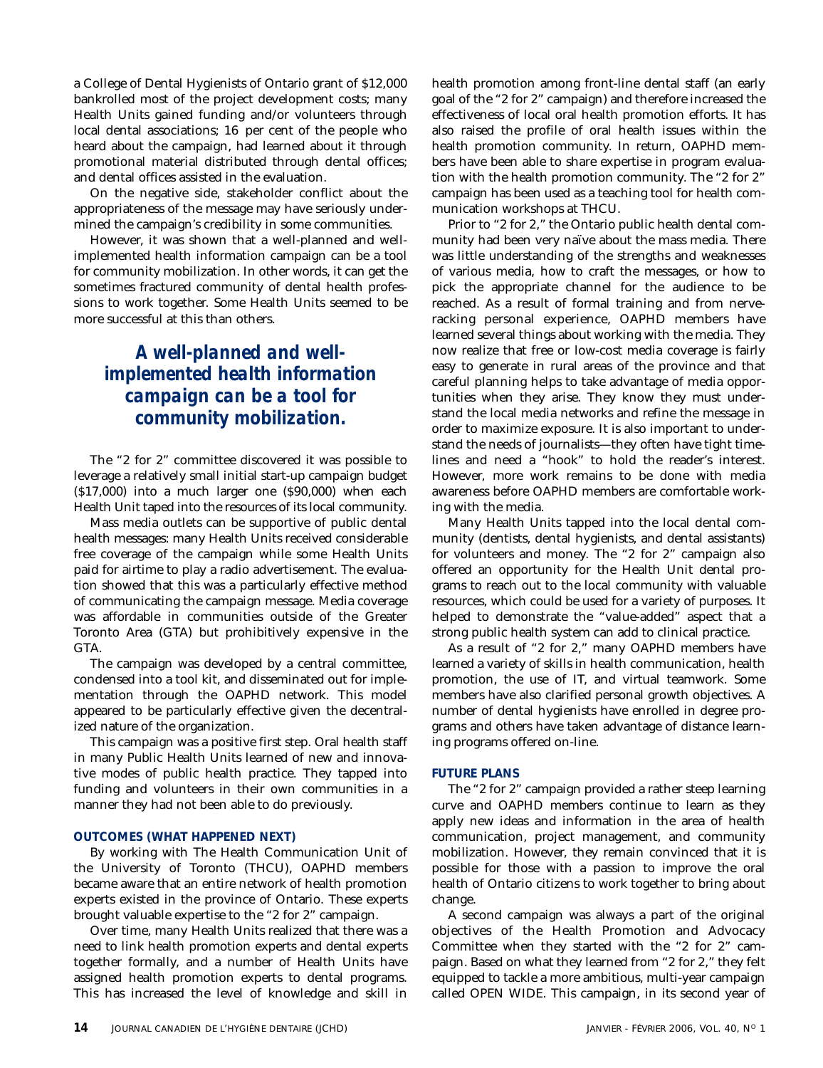a College of Dental Hygienists of Ontario grant of $12,000 bankrolled most of the project development costs; many Health Units gained funding and/or volunteers through local dental associations; 16 per cent of the people who heard about the campaign, had learned about it through promotional material distributed through dental offices; and dental offices assisted in the evaluation.

On the negative side, stakeholder conflict about the appropriateness of the message may have seriously undermined the campaign's credibility in some communities.

However, it was shown that a well-planned and well-implemented health information campaign can be a tool for community mobilization. In other words, it can get the sometimes fractured community of dental health professions to work together. Some Health Units seemed to be more successful at this than others.

***A well-planned and well-implemented health information campaign can be a tool for community mobilization.***

The "2 for 2" committee discovered it was possible to leverage a relatively small initial start-up campaign budget ($17,000) into a much larger one ($90,000) when each Health Unit taped into the resources of its local community.

Mass media outlets can be supportive of public dental health messages: many Health Units received considerable free coverage of the campaign while some Health Units paid for airtime to play a radio advertisement. The evaluation showed that this was a particularly effective method of communicating the campaign message. Media coverage was affordable in communities outside of the Greater Toronto Area (GTA) but prohibitively expensive in the GTA.

The campaign was developed by a central committee, condensed into a tool kit, and disseminated out for implementation through the OAPHD network. This model appeared to be particularly effective given the decentralized nature of the organization.

This campaign was a positive first step. Oral health staff in many Public Health Units learned of new and innovative modes of public health practice. They tapped into funding and volunteers in their own communities in a manner they had not been able to do previously.

### OUTCOMES (WHAT HAPPENED NEXT)

By working with The Health Communication Unit of the University of Toronto (THCU), OAPHD members became aware that an entire network of health promotion experts existed in the province of Ontario. These experts brought valuable expertise to the "2 for 2" campaign.

Over time, many Health Units realized that there was a need to link health promotion experts and dental experts together formally, and a number of Health Units have assigned health promotion experts to dental programs. This has increased the level of knowledge and skill in health promotion among front-line dental staff (an early goal of the "2 for 2" campaign) and therefore increased the effectiveness of local oral health promotion efforts. It has also raised the profile of oral health issues within the health promotion community. In return, OAPHD members have been able to share expertise in program evaluation with the health promotion community. The "2 for 2" campaign has been used as a teaching tool for health communication workshops at THCU.

Prior to "2 for 2," the Ontario public health dental community had been very naïve about the mass media. There was little understanding of the strengths and weaknesses of various media, how to craft the messages, or how to pick the appropriate channel for the audience to be reached. As a result of formal training and from nerve-racking personal experience, OAPHD members have learned several things about working with the media. They now realize that free or low-cost media coverage is fairly easy to generate in rural areas of the province and that careful planning helps to take advantage of media opportunities when they arise. They know they must understand the local media networks and refine the message in order to maximize exposure. It is also important to understand the needs of journalists—they often have tight timelines and need a "hook" to hold the reader's interest. However, more work remains to be done with media awareness before OAPHD members are comfortable working with the media.

Many Health Units tapped into the local dental community (dentists, dental hygienists, and dental assistants) for volunteers and money. The "2 for 2" campaign also offered an opportunity for the Health Unit dental programs to reach out to the local community with valuable resources, which could be used for a variety of purposes. It helped to demonstrate the "value-added" aspect that a strong public health system can add to clinical practice.

As a result of "2 for 2," many OAPHD members have learned a variety of skills in health communication, health promotion, the use of IT, and virtual teamwork. Some members have also clarified personal growth objectives. A number of dental hygienists have enrolled in degree programs and others have taken advantage of distance learning programs offered on-line.

### FUTURE PLANS

The "2 for 2" campaign provided a rather steep learning curve and OAPHD members continue to learn as they apply new ideas and information in the area of health communication, project management, and community mobilization. However, they remain convinced that it is possible for those with a passion to improve the oral health of Ontario citizens to work together to bring about change.

A second campaign was always a part of the original objectives of the Health Promotion and Advocacy Committee when they started with the "2 for 2" campaign. Based on what they learned from "2 for 2," they felt equipped to tackle a more ambitious, multi-year campaign called OPEN WIDE. This campaign, in its second year of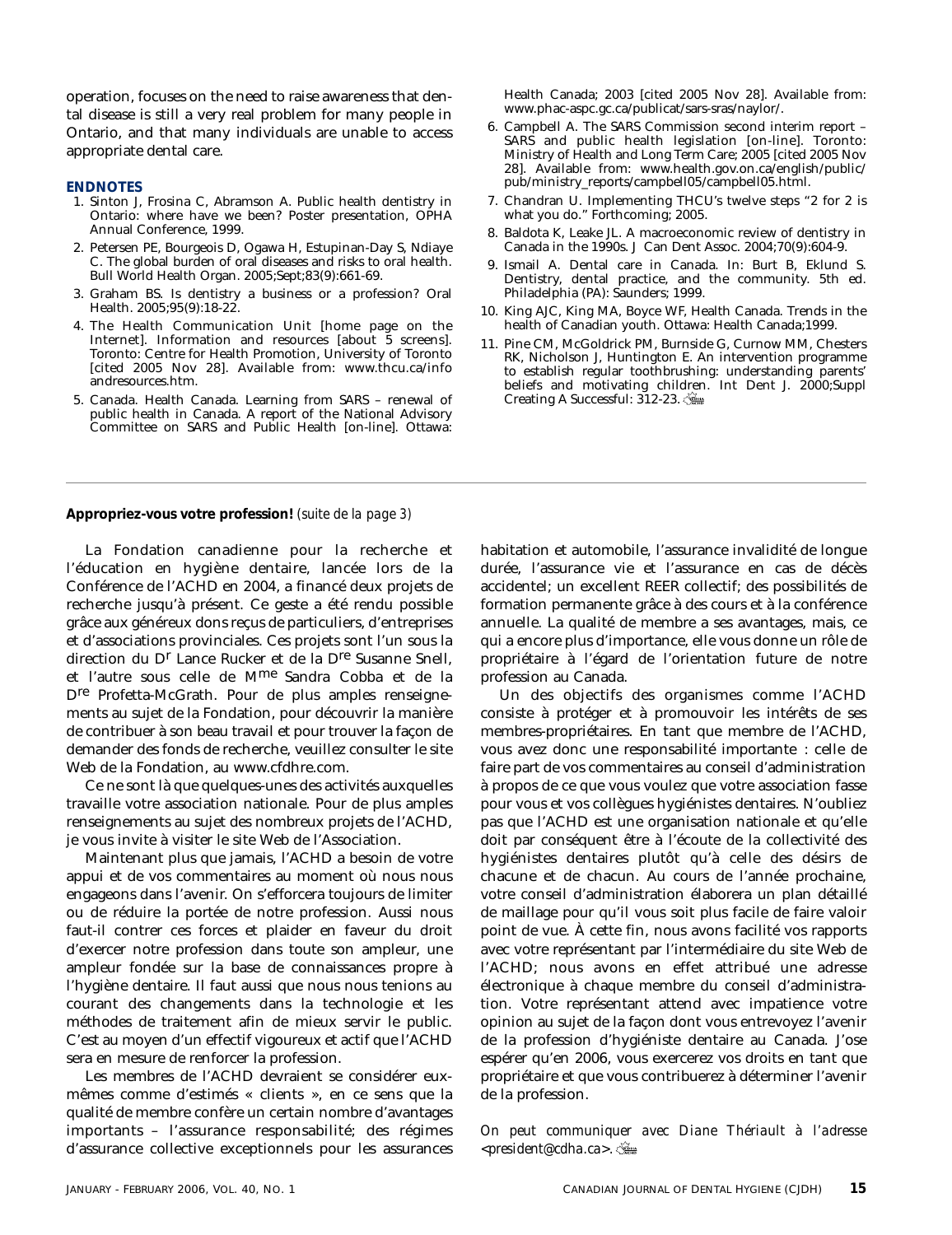operation, focuses on the need to raise awareness that dental disease is still a very real problem for many people in Ontario, and that many individuals are unable to access appropriate dental care.

### ENDNOTES

1. Sinton J, Frosina C, Abramson A. Public health dentistry in Ontario: where have we been? Poster presentation, OPHA Annual Conference, 1999.
2. Petersen PE, Bourgeois D, Ogawa H, Estupinan-Day S, Ndiaye C. The global burden of oral diseases and risks to oral health. Bull World Health Organ. 2005;Sept;83(9):661-69.
3. Graham BS. Is dentistry a business or a profession? Oral Health. 2005;95(9):18-22.
4. The Health Communication Unit [home page on the Internet]. Information and resources [about 5 screens]. Toronto: Centre for Health Promotion, University of Toronto [cited 2005 Nov 28]. Available from: www.thcu.ca/infoandresources.htm.
5. Canada. Health Canada. Learning from SARS – renewal of public health in Canada. A report of the National Advisory Committee on SARS and Public Health [on-line]. Ottawa: Health Canada; 2003 [cited 2005 Nov 28]. Available from: www.phac-aspc.gc.ca/publicat/sars-sras/naylor/.
6. Campbell A. The SARS Commission second interim report – SARS and public health legislation [on-line]. Toronto: Ministry of Health and Long Term Care; 2005 [cited 2005 Nov 28]. Available from: www.health.gov.on.ca/english/public/pub/ministry_reports/campbell05/campbell05.html.
7. Chandran U. Implementing THCU's twelve steps "2 for 2 is what you do." Forthcoming; 2005.
8. Baldota K, Leake JL. A macroeconomic review of dentistry in Canada in the 1990s. J Can Dent Assoc. 2004;70(9):604-9.
9. Ismail A. Dental care in Canada. In: Burt B, Eklund S. Dentistry, dental practice, and the community. 5th ed. Philadelphia (PA): Saunders; 1999.
10. King AJC, King MA, Boyce WF, Health Canada. Trends in the health of Canadian youth. Ottawa: Health Canada;1999.
11. Pine CM, McGoldrick PM, Burnside G, Curnow MM, Chesters RK, Nicholson J, Huntington E. An intervention programme to establish regular toothbrushing: understanding parents' beliefs and motivating children. Int Dent J. 2000;Suppl Creating A Successful: 312-23.

---

**Appropriez-vous votre profession!** *(suite de la page 3)*

La Fondation canadienne pour la recherche et l'éducation en hygiène dentaire, lancée lors de la Conférence de l'ACHD en 2004, a financé deux projets de recherche jusqu'à présent. Ce geste a été rendu possible grâce aux généreux dons reçus de particuliers, d'entreprises et d'associations provinciales. Ces projets sont l'un sous la direction du D[r] Lance Rucker et de la D[re] Susanne Snell, et l'autre sous celle de M[me] Sandra Cobba et de la D[re] Profetta-McGrath. Pour de plus amples renseignements au sujet de la Fondation, pour découvrir la manière de contribuer à son beau travail et pour trouver la façon de demander des fonds de recherche, veuillez consulter le site Web de la Fondation, au www.cfdhre.com.

Ce ne sont là que quelques-unes des activités auxquelles travaille votre association nationale. Pour de plus amples renseignements au sujet des nombreux projets de l'ACHD, je vous invite à visiter le site Web de l'Association.

Maintenant plus que jamais, l'ACHD a besoin de votre appui et de vos commentaires au moment où nous nous engageons dans l'avenir. On s'efforcera toujours de limiter ou de réduire la portée de notre profession. Aussi nous faut-il contrer ces forces et plaider en faveur du droit d'exercer notre profession dans toute son ampleur, une ampleur fondée sur la base de connaissances propre à l'hygiène dentaire. Il faut aussi que nous nous tenions au courant des changements dans la technologie et les méthodes de traitement afin de mieux servir le public. C'est au moyen d'un effectif vigoureux et actif que l'ACHD sera en mesure de renforcer la profession.

Les membres de l'ACHD devraient se considérer eux-mêmes comme d'estimés « clients », en ce sens que la qualité de membre confère un certain nombre d'avantages importants – l'assurance responsabilité; des régimes d'assurance collective exceptionnels pour les assurances habitation et automobile, l'assurance invalidité de longue durée, l'assurance vie et l'assurance en cas de décès accidentel; un excellent REER collectif; des possibilités de formation permanente grâce à des cours et à la conférence annuelle. La qualité de membre a ses avantages, mais, ce qui a encore plus d'importance, elle vous donne un rôle de propriétaire à l'égard de l'orientation future de notre profession au Canada.

Un des objectifs des organismes comme l'ACHD consiste à protéger et à promouvoir les intérêts de ses membres-propriétaires. En tant que membre de l'ACHD, vous avez donc une responsabilité importante : celle de faire part de vos commentaires au conseil d'administration à propos de ce que vous voulez que votre association fasse pour vous et vos collègues hygiénistes dentaires. N'oubliez pas que l'ACHD est une organisation nationale et qu'elle doit par conséquent être à l'écoute de la collectivité des hygiénistes dentaires plutôt qu'à celle des désirs de chacune et de chacun. Au cours de l'année prochaine, votre conseil d'administration élaborera un plan détaillé de maillage pour qu'il vous soit plus facile de faire valoir point de vue. À cette fin, nous avons facilité vos rapports avec votre représentant par l'intermédiaire du site Web de l'ACHD; nous avons en effet attribué une adresse électronique à chaque membre du conseil d'administration. Votre représentant attend avec impatience votre opinion au sujet de la façon dont vous entrevoyez l'avenir de la profession d'hygiéniste dentaire au Canada. J'ose espérer qu'en 2006, vous exercerez vos droits en tant que propriétaire et que vous contribuerez à déterminer l'avenir de la profession.

*On peut communiquer avec Diane Thériault à l'adresse <president@cdha.ca>.*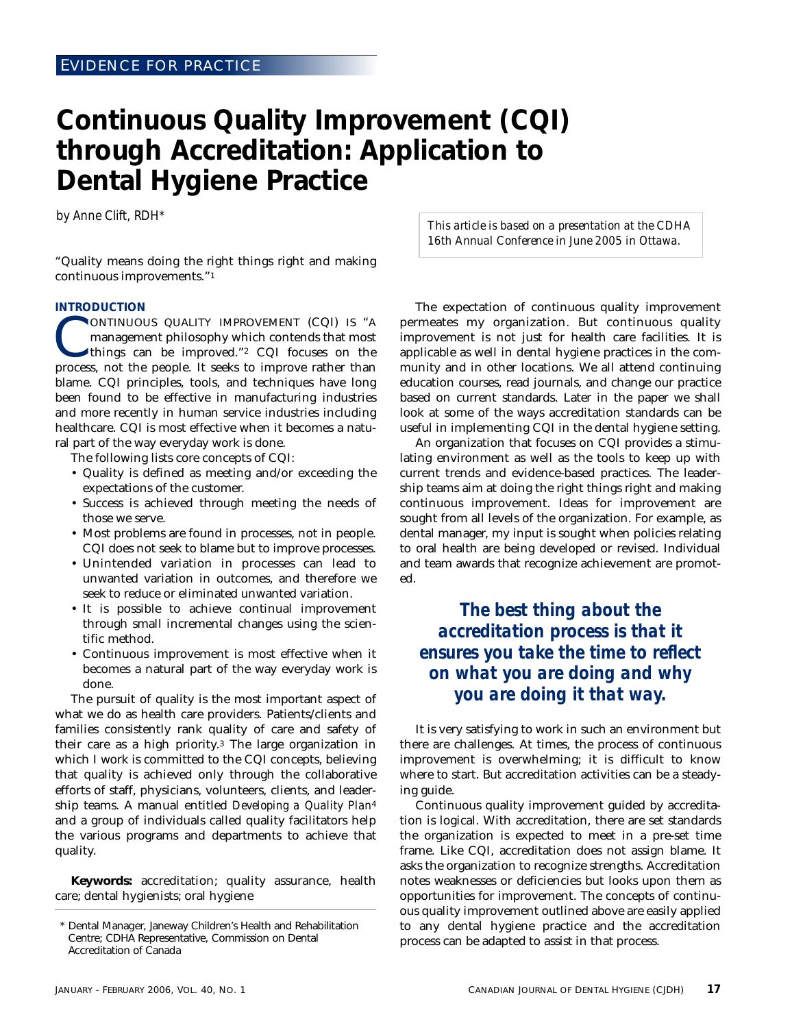EVIDENCE FOR PRACTICE

# Continuous Quality Improvement (CQI) through Accreditation: Application to Dental Hygiene Practice

*by Anne Clift, RDH\**

*This article is based on a presentation at the CDHA 16th Annual Conference in June 2005 in Ottawa.*

"Quality means doing the right things right and making continuous improvements."[1]

## INTRODUCTION

CONTINUOUS QUALITY IMPROVEMENT (CQI) IS "A management philosophy which contends that most things can be improved."[2] CQI focuses on the process, not the people. It seeks to improve rather than blame. CQI principles, tools, and techniques have long been found to be effective in manufacturing industries and more recently in human service industries including healthcare. CQI is most effective when it becomes a natural part of the way everyday work is done.

The following lists core concepts of CQI:

- Quality is defined as meeting and/or exceeding the expectations of the customer.
- Success is achieved through meeting the needs of those we serve.
- Most problems are found in processes, not in people. CQI does not seek to blame but to improve processes.
- Unintended variation in processes can lead to unwanted variation in outcomes, and therefore we seek to reduce or eliminated unwanted variation.
- It is possible to achieve continual improvement through small incremental changes using the scientific method.
- Continuous improvement is most effective when it becomes a natural part of the way everyday work is done.

The pursuit of quality is the most important aspect of what we do as health care providers. Patients/clients and families consistently rank quality of care and safety of their care as a high priority.[3] The large organization in which I work is committed to the CQI concepts, believing that quality is achieved only through the collaborative efforts of staff, physicians, volunteers, clients, and leadership teams. A manual entitled *Developing a Quality Plan*[4] and a group of individuals called quality facilitators help the various programs and departments to achieve that quality.

**Keywords:** accreditation; quality assurance, health care; dental hygienists; oral hygiene

\* Dental Manager, Janeway Children's Health and Rehabilitation Centre; CDHA Representative, Commission on Dental Accreditation of Canada

The expectation of continuous quality improvement permeates my organization. But continuous quality improvement is not just for health care facilities. It is applicable as well in dental hygiene practices in the community and in other locations. We all attend continuing education courses, read journals, and change our practice based on current standards. Later in the paper we shall look at some of the ways accreditation standards can be useful in implementing CQI in the dental hygiene setting.

An organization that focuses on CQI provides a stimulating environment as well as the tools to keep up with current trends and evidence-based practices. The leadership teams aim at doing the right things right and making continuous improvement. Ideas for improvement are sought from all levels of the organization. For example, as dental manager, my input is sought when policies relating to oral health are being developed or revised. Individual and team awards that recognize achievement are promoted.

***The best thing about the accreditation process is that it ensures you take the time to reflect on what you are doing and why you are doing it that way.***

It is very satisfying to work in such an environment but there are challenges. At times, the process of continuous improvement is overwhelming; it is difficult to know where to start. But accreditation activities can be a steadying guide.

Continuous quality improvement guided by accreditation is logical. With accreditation, there are set standards the organization is expected to meet in a pre-set time frame. Like CQI, accreditation does not assign blame. It asks the organization to recognize strengths. Accreditation notes weaknesses or deficiencies but looks upon them as opportunities for improvement. The concepts of continuous quality improvement outlined above are easily applied to any dental hygiene practice and the accreditation process can be adapted to assist in that process.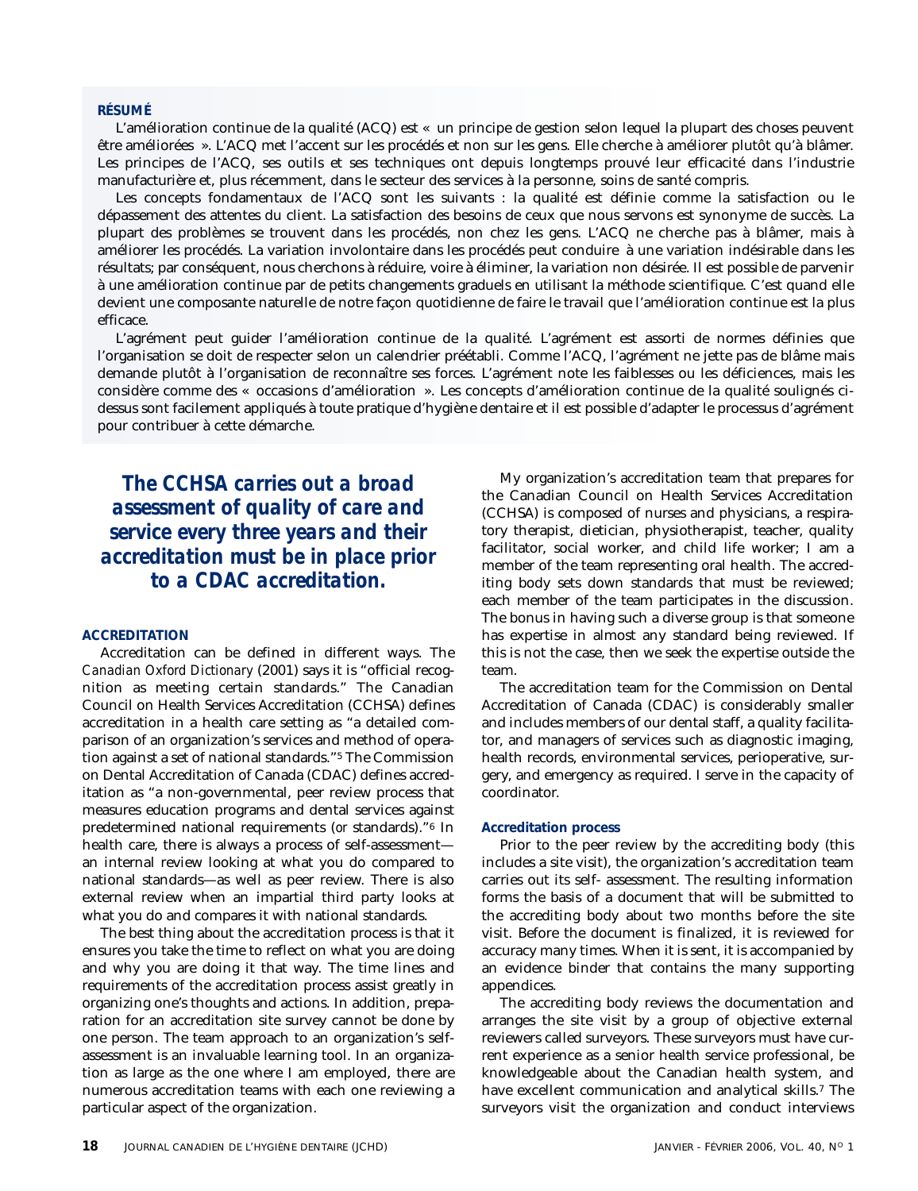**RÉSUMÉ**

L'amélioration continue de la qualité (ACQ) est « un principe de gestion selon lequel la plupart des choses peuvent être améliorées ». L'ACQ met l'accent sur les procédés et non sur les gens. Elle cherche à améliorer plutôt qu'à blâmer. Les principes de l'ACQ, ses outils et ses techniques ont depuis longtemps prouvé leur efficacité dans l'industrie manufacturière et, plus récemment, dans le secteur des services à la personne, soins de santé compris.

Les concepts fondamentaux de l'ACQ sont les suivants : la qualité est définie comme la satisfaction ou le dépassement des attentes du client. La satisfaction des besoins de ceux que nous servons est synonyme de succès. La plupart des problèmes se trouvent dans les procédés, non chez les gens. L'ACQ ne cherche pas à blâmer, mais à améliorer les procédés. La variation involontaire dans les procédés peut conduire à une variation indésirable dans les résultats; par conséquent, nous cherchons à réduire, voire à éliminer, la variation non désirée. Il est possible de parvenir à une amélioration continue par de petits changements graduels en utilisant la méthode scientifique. C'est quand elle devient une composante naturelle de notre façon quotidienne de faire le travail que l'amélioration continue est la plus efficace.

L'agrément peut guider l'amélioration continue de la qualité. L'agrément est assorti de normes définies que l'organisation se doit de respecter selon un calendrier préétabli. Comme l'ACQ, l'agrément ne jette pas de blâme mais demande plutôt à l'organisation de reconnaître ses forces. L'agrément note les faiblesses ou les déficiences, mais les considère comme des « occasions d'amélioration ». Les concepts d'amélioration continue de la qualité soulignés ci-dessus sont facilement appliqués à toute pratique d'hygiène dentaire et il est possible d'adapter le processus d'agrément pour contribuer à cette démarche.

***The CCHSA carries out a broad assessment of quality of care and service every three years and their accreditation must be in place prior to a CDAC accreditation.***

## ACCREDITATION

Accreditation can be defined in different ways. The *Canadian Oxford Dictionary* (2001) says it is "official recognition as meeting certain standards." The Canadian Council on Health Services Accreditation (CCHSA) defines accreditation in a health care setting as "a detailed comparison of an organization's services and method of operation against a set of national standards."[5] The Commission on Dental Accreditation of Canada (CDAC) defines accreditation as "a non-governmental, peer review process that measures education programs and dental services against predetermined national requirements (or standards)."[6] In health care, there is always a process of self-assessment—an internal review looking at what you do compared to national standards—as well as peer review. There is also external review when an impartial third party looks at what you do and compares it with national standards.

The best thing about the accreditation process is that it ensures you take the time to reflect on what you are doing and why you are doing it that way. The time lines and requirements of the accreditation process assist greatly in organizing one's thoughts and actions. In addition, preparation for an accreditation site survey cannot be done by one person. The team approach to an organization's self-assessment is an invaluable learning tool. In an organization as large as the one where I am employed, there are numerous accreditation teams with each one reviewing a particular aspect of the organization.

My organization's accreditation team that prepares for the Canadian Council on Health Services Accreditation (CCHSA) is composed of nurses and physicians, a respiratory therapist, dietician, physiotherapist, teacher, quality facilitator, social worker, and child life worker; I am a member of the team representing oral health. The accrediting body sets down standards that must be reviewed; each member of the team participates in the discussion. The bonus in having such a diverse group is that someone has expertise in almost any standard being reviewed. If this is not the case, then we seek the expertise outside the team.

The accreditation team for the Commission on Dental Accreditation of Canada (CDAC) is considerably smaller and includes members of our dental staff, a quality facilitator, and managers of services such as diagnostic imaging, health records, environmental services, perioperative, surgery, and emergency as required. I serve in the capacity of coordinator.

### Accreditation process

Prior to the peer review by the accrediting body (this includes a site visit), the organization's accreditation team carries out its self- assessment. The resulting information forms the basis of a document that will be submitted to the accrediting body about two months before the site visit. Before the document is finalized, it is reviewed for accuracy many times. When it is sent, it is accompanied by an evidence binder that contains the many supporting appendices.

The accrediting body reviews the documentation and arranges the site visit by a group of objective external reviewers called surveyors. These surveyors must have current experience as a senior health service professional, be knowledgeable about the Canadian health system, and have excellent communication and analytical skills.[7] The surveyors visit the organization and conduct interviews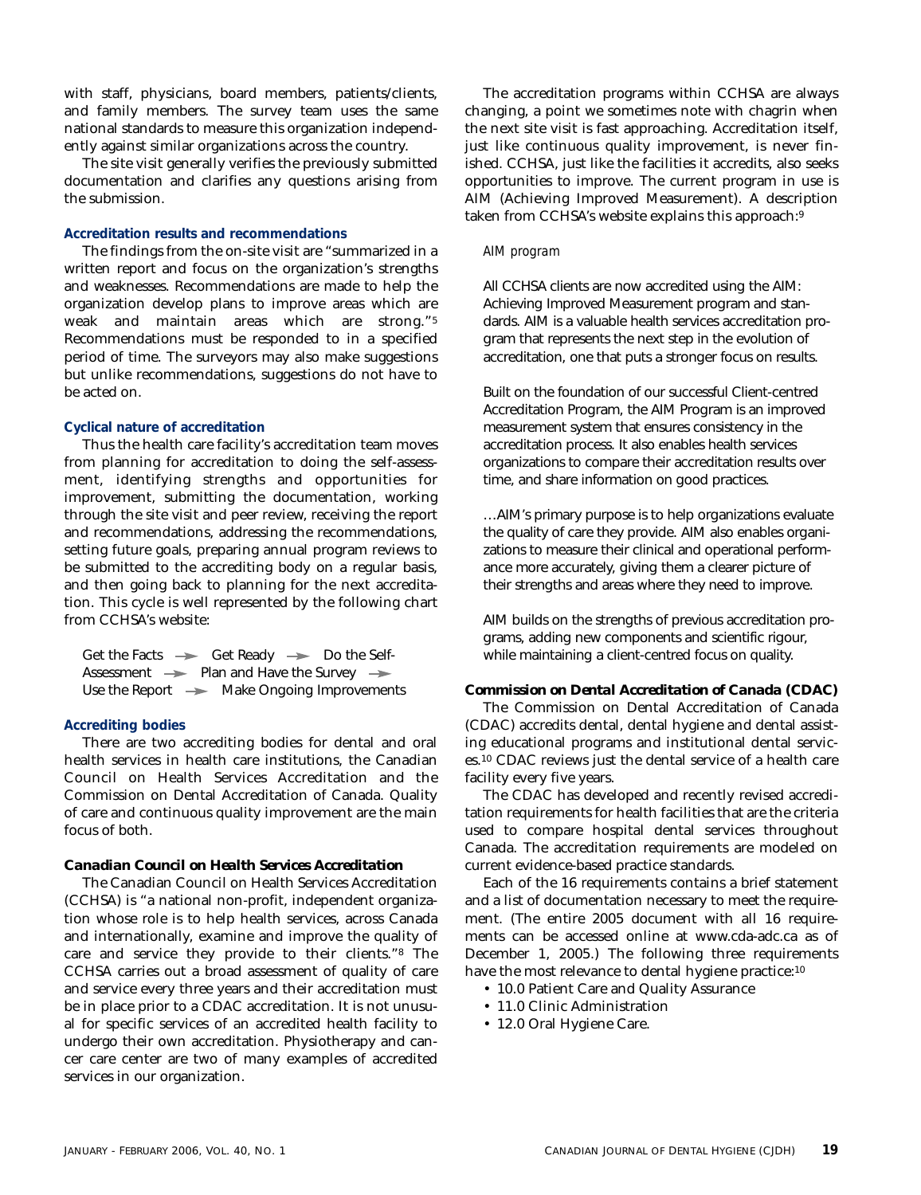with staff, physicians, board members, patients/clients, and family members. The survey team uses the same national standards to measure this organization independently against similar organizations across the country.

The site visit generally verifies the previously submitted documentation and clarifies any questions arising from the submission.

### Accreditation results and recommendations

The findings from the on-site visit are "summarized in a written report and focus on the organization's strengths and weaknesses. Recommendations are made to help the organization develop plans to improve areas which are weak and maintain areas which are strong."[5] Recommendations must be responded to in a specified period of time. The surveyors may also make suggestions but unlike recommendations, suggestions do not have to be acted on.

### Cyclical nature of accreditation

Thus the health care facility's accreditation team moves from planning for accreditation to doing the self-assessment, identifying strengths and opportunities for improvement, submitting the documentation, working through the site visit and peer review, receiving the report and recommendations, addressing the recommendations, setting future goals, preparing annual program reviews to be submitted to the accrediting body on a regular basis, and then going back to planning for the next accreditation. This cycle is well represented by the following chart from CCHSA's website:

Get the Facts → Get Ready → Do the Self-Assessment → Plan and Have the Survey → Use the Report → Make Ongoing Improvements

### Accrediting bodies

There are two accrediting bodies for dental and oral health services in health care institutions, the Canadian Council on Health Services Accreditation and the Commission on Dental Accreditation of Canada. Quality of care and continuous quality improvement are the main focus of both.

### Canadian Council on Health Services Accreditation

The Canadian Council on Health Services Accreditation (CCHSA) is "a national non-profit, independent organization whose role is to help health services, across Canada and internationally, examine and improve the quality of care and service they provide to their clients."[8] The CCHSA carries out a broad assessment of quality of care and service every three years and their accreditation must be in place prior to a CDAC accreditation. It is not unusual for specific services of an accredited health facility to undergo their own accreditation. Physiotherapy and cancer care center are two of many examples of accredited services in our organization.

The accreditation programs within CCHSA are always changing, a point we sometimes note with chagrin when the next site visit is fast approaching. Accreditation itself, just like continuous quality improvement, is never finished. CCHSA, just like the facilities it accredits, also seeks opportunities to improve. The current program in use is AIM (Achieving Improved Measurement). A description taken from CCHSA's website explains this approach:[9]

> *AIM program*
>
> All CCHSA clients are now accredited using the AIM: Achieving Improved Measurement program and standards. AIM is a valuable health services accreditation program that represents the next step in the evolution of accreditation, one that puts a stronger focus on results.
>
> Built on the foundation of our successful Client-centred Accreditation Program, the AIM Program is an improved measurement system that ensures consistency in the accreditation process. It also enables health services organizations to compare their accreditation results over time, and share information on good practices.
>
> …AIM's primary purpose is to help organizations evaluate the quality of care they provide. AIM also enables organizations to measure their clinical and operational performance more accurately, giving them a clearer picture of their strengths and areas where they need to improve.
>
> AIM builds on the strengths of previous accreditation programs, adding new components and scientific rigour, while maintaining a client-centred focus on quality.

### Commission on Dental Accreditation of Canada (CDAC)

The Commission on Dental Accreditation of Canada (CDAC) accredits dental, dental hygiene and dental assisting educational programs and institutional dental services.[10] CDAC reviews just the dental service of a health care facility every five years.

The CDAC has developed and recently revised accreditation requirements for health facilities that are the criteria used to compare hospital dental services throughout Canada. The accreditation requirements are modeled on current evidence-based practice standards.

Each of the 16 requirements contains a brief statement and a list of documentation necessary to meet the requirement. (The entire 2005 document with all 16 requirements can be accessed online at www.cda-adc.ca as of December 1, 2005.) The following three requirements have the most relevance to dental hygiene practice:[10]

- 10.0 Patient Care and Quality Assurance
- 11.0 Clinic Administration
- 12.0 Oral Hygiene Care.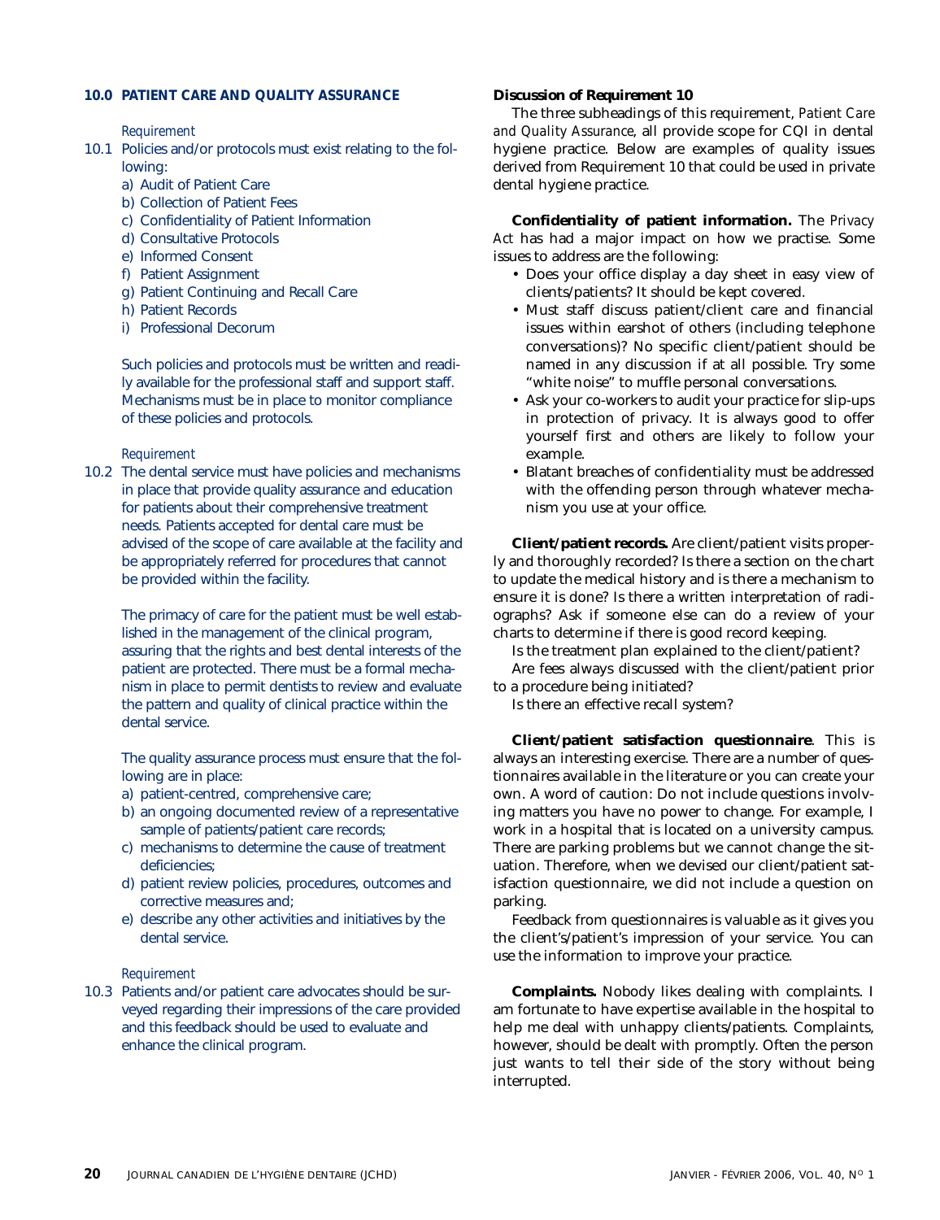## 10.0 PATIENT CARE AND QUALITY ASSURANCE

*Requirement*

10.1 Policies and/or protocols must exist relating to the following:

a) Audit of Patient Care
b) Collection of Patient Fees
c) Confidentiality of Patient Information
d) Consultative Protocols
e) Informed Consent
f) Patient Assignment
g) Patient Continuing and Recall Care
h) Patient Records
i) Professional Decorum

Such policies and protocols must be written and readily available for the professional staff and support staff. Mechanisms must be in place to monitor compliance of these policies and protocols.

*Requirement*

10.2 The dental service must have policies and mechanisms in place that provide quality assurance and education for patients about their comprehensive treatment needs. Patients accepted for dental care must be advised of the scope of care available at the facility and be appropriately referred for procedures that cannot be provided within the facility.

The primacy of care for the patient must be well established in the management of the clinical program, assuring that the rights and best dental interests of the patient are protected. There must be a formal mechanism in place to permit dentists to review and evaluate the pattern and quality of clinical practice within the dental service.

The quality assurance process must ensure that the following are in place:

a) patient-centred, comprehensive care;
b) an ongoing documented review of a representative sample of patients/patient care records;
c) mechanisms to determine the cause of treatment deficiencies;
d) patient review policies, procedures, outcomes and corrective measures and;
e) describe any other activities and initiatives by the dental service.

*Requirement*

10.3 Patients and/or patient care advocates should be surveyed regarding their impressions of the care provided and this feedback should be used to evaluate and enhance the clinical program.

**Discussion of Requirement 10**

The three subheadings of this requirement, *Patient Care and Quality Assurance*, all provide scope for CQI in dental hygiene practice. Below are examples of quality issues derived from Requirement 10 that could be used in private dental hygiene practice.

**Confidentiality of patient information.** The *Privacy Act* has had a major impact on how we practise. Some issues to address are the following:

- Does your office display a day sheet in easy view of clients/patients? It should be kept covered.
- Must staff discuss patient/client care and financial issues within earshot of others (including telephone conversations)? No specific client/patient should be named in any discussion if at all possible. Try some "white noise" to muffle personal conversations.
- Ask your co-workers to audit your practice for slip-ups in protection of privacy. It is always good to offer yourself first and others are likely to follow your example.
- Blatant breaches of confidentiality must be addressed with the offending person through whatever mechanism you use at your office.

**Client/patient records.** Are client/patient visits properly and thoroughly recorded? Is there a section on the chart to update the medical history and is there a mechanism to ensure it is done? Is there a written interpretation of radiographs? Ask if someone else can do a review of your charts to determine if there is good record keeping.

Is the treatment plan explained to the client/patient?

Are fees always discussed with the client/patient prior to a procedure being initiated?

Is there an effective recall system?

**Client/patient satisfaction questionnaire**. This is always an interesting exercise. There are a number of questionnaires available in the literature or you can create your own. A word of caution: Do not include questions involving matters you have no power to change. For example, I work in a hospital that is located on a university campus. There are parking problems but we cannot change the situation. Therefore, when we devised our client/patient satisfaction questionnaire, we did not include a question on parking.

Feedback from questionnaires is valuable as it gives you the client's/patient's impression of your service. You can use the information to improve your practice.

**Complaints.** Nobody likes dealing with complaints. I am fortunate to have expertise available in the hospital to help me deal with unhappy clients/patients. Complaints, however, should be dealt with promptly. Often the person just wants to tell their side of the story without being interrupted.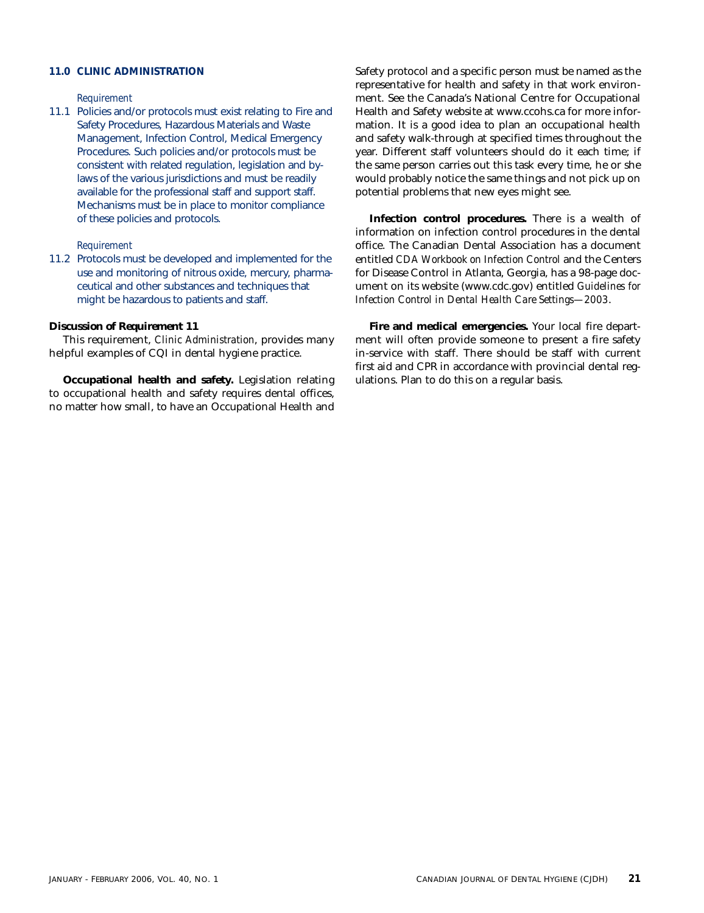### 11.0 CLINIC ADMINISTRATION

*Requirement*

11.1 Policies and/or protocols must exist relating to Fire and Safety Procedures, Hazardous Materials and Waste Management, Infection Control, Medical Emergency Procedures. Such policies and/or protocols must be consistent with related regulation, legislation and by-laws of the various jurisdictions and must be readily available for the professional staff and support staff. Mechanisms must be in place to monitor compliance of these policies and protocols.

*Requirement*

11.2 Protocols must be developed and implemented for the use and monitoring of nitrous oxide, mercury, pharmaceutical and other substances and techniques that might be hazardous to patients and staff.

**Discussion of Requirement 11**

This requirement, *Clinic Administration*, provides many helpful examples of CQI in dental hygiene practice.

**Occupational health and safety.** Legislation relating to occupational health and safety requires dental offices, no matter how small, to have an Occupational Health and Safety protocol and a specific person must be named as the representative for health and safety in that work environment. See the Canada's National Centre for Occupational Health and Safety website at www.ccohs.ca for more information. It is a good idea to plan an occupational health and safety walk-through at specified times throughout the year. Different staff volunteers should do it each time; if the same person carries out this task every time, he or she would probably notice the same things and not pick up on potential problems that new eyes might see.

**Infection control procedures.** There is a wealth of information on infection control procedures in the dental office. The Canadian Dental Association has a document entitled *CDA Workbook on Infection Control* and the Centers for Disease Control in Atlanta, Georgia, has a 98-page document on its website (www.cdc.gov) entitled *Guidelines for Infection Control in Dental Health Care Settings—2003*.

**Fire and medical emergencies.** Your local fire department will often provide someone to present a fire safety in-service with staff. There should be staff with current first aid and CPR in accordance with provincial dental regulations. Plan to do this on a regular basis.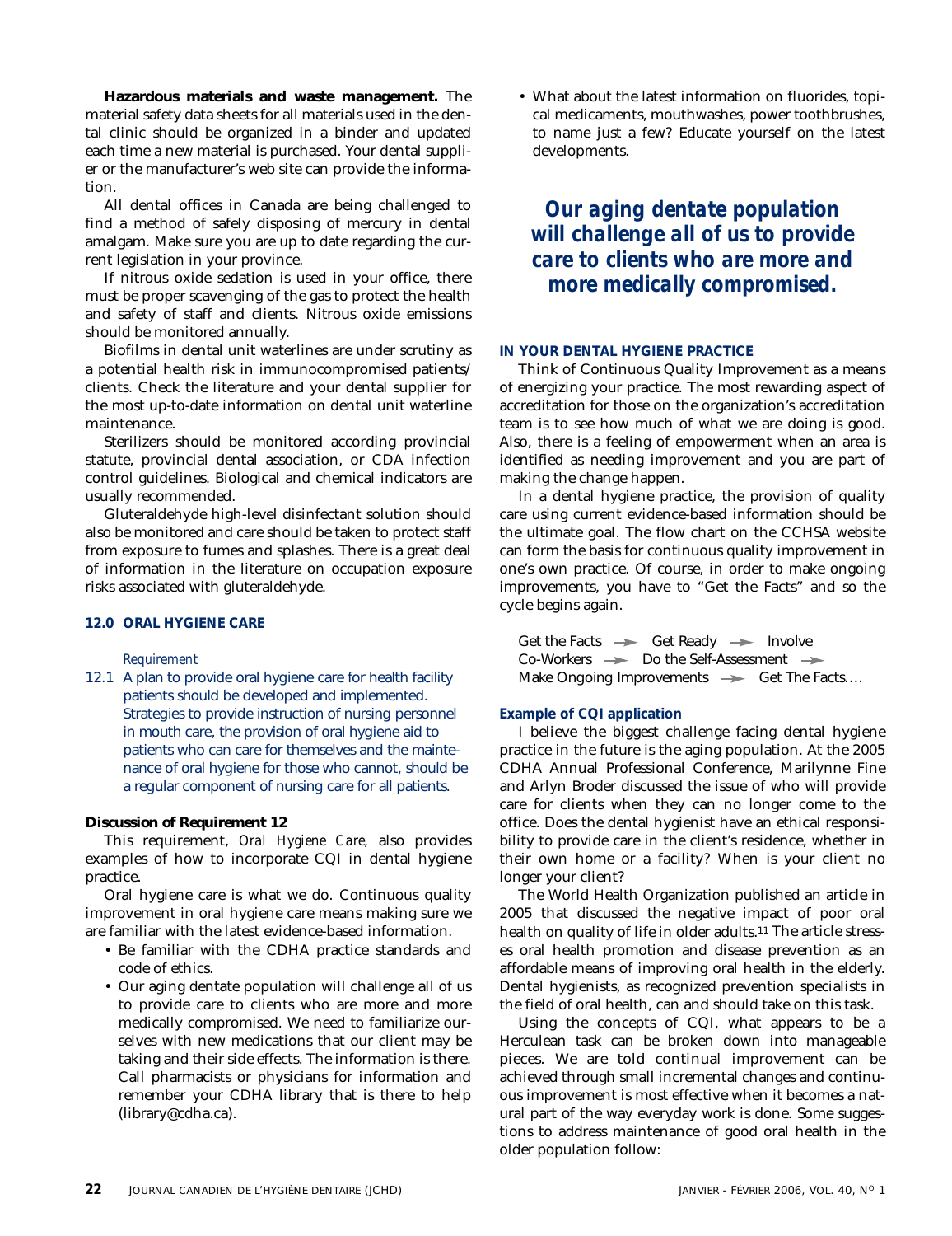**Hazardous materials and waste management.** The material safety data sheets for all materials used in the dental clinic should be organized in a binder and updated each time a new material is purchased. Your dental supplier or the manufacturer's web site can provide the information.

All dental offices in Canada are being challenged to find a method of safely disposing of mercury in dental amalgam. Make sure you are up to date regarding the current legislation in your province.

If nitrous oxide sedation is used in your office, there must be proper scavenging of the gas to protect the health and safety of staff and clients. Nitrous oxide emissions should be monitored annually.

Biofilms in dental unit waterlines are under scrutiny as a potential health risk in immunocompromised patients/clients. Check the literature and your dental supplier for the most up-to-date information on dental unit waterline maintenance.

Sterilizers should be monitored according provincial statute, provincial dental association, or CDA infection control guidelines. Biological and chemical indicators are usually recommended.

Gluteraldehyde high-level disinfectant solution should also be monitored and care should be taken to protect staff from exposure to fumes and splashes. There is a great deal of information in the literature on occupation exposure risks associated with gluteraldehyde.

### 12.0 ORAL HYGIENE CARE

*Requirement*

12.1 A plan to provide oral hygiene care for health facility patients should be developed and implemented. Strategies to provide instruction of nursing personnel in mouth care, the provision of oral hygiene aid to patients who can care for themselves and the maintenance of oral hygiene for those who cannot, should be a regular component of nursing care for all patients.

**Discussion of Requirement 12**

This requirement, *Oral Hygiene Care,* also provides examples of how to incorporate CQI in dental hygiene practice.

Oral hygiene care is what we do. Continuous quality improvement in oral hygiene care means making sure we are familiar with the latest evidence-based information.

- Be familiar with the CDHA practice standards and code of ethics.
- Our aging dentate population will challenge all of us to provide care to clients who are more and more medically compromised. We need to familiarize ourselves with new medications that our client may be taking and their side effects. The information is there. Call pharmacists or physicians for information and remember your CDHA library that is there to help (library@cdha.ca).
- What about the latest information on fluorides, topical medicaments, mouthwashes, power toothbrushes, to name just a few? Educate yourself on the latest developments.

***Our aging dentate population will challenge all of us to provide care to clients who are more and more medically compromised.***

### IN YOUR DENTAL HYGIENE PRACTICE

Think of Continuous Quality Improvement as a means of energizing your practice. The most rewarding aspect of accreditation for those on the organization's accreditation team is to see how much of what we are doing is good. Also, there is a feeling of empowerment when an area is identified as needing improvement and you are part of making the change happen.

In a dental hygiene practice, the provision of quality care using current evidence-based information should be the ultimate goal. The flow chart on the CCHSA website can form the basis for continuous quality improvement in one's own practice. Of course, in order to make ongoing improvements, you have to "Get the Facts" and so the cycle begins again.

Get the Facts → Get Ready → Involve Co-Workers → Do the Self-Assessment → Make Ongoing Improvements → Get The Facts....

**Example of CQI application**

I believe the biggest challenge facing dental hygiene practice in the future is the aging population. At the 2005 CDHA Annual Professional Conference, Marilynne Fine and Arlyn Broder discussed the issue of who will provide care for clients when they can no longer come to the office. Does the dental hygienist have an ethical responsibility to provide care in the client's residence, whether in their own home or a facility? When is your client no longer your client?

The World Health Organization published an article in 2005 that discussed the negative impact of poor oral health on quality of life in older adults.[11] The article stresses oral health promotion and disease prevention as an affordable means of improving oral health in the elderly. Dental hygienists, as recognized prevention specialists in the field of oral health, can and should take on this task.

Using the concepts of CQI, what appears to be a Herculean task can be broken down into manageable pieces. We are told continual improvement can be achieved through small incremental changes and continuous improvement is most effective when it becomes a natural part of the way everyday work is done. Some suggestions to address maintenance of good oral health in the older population follow: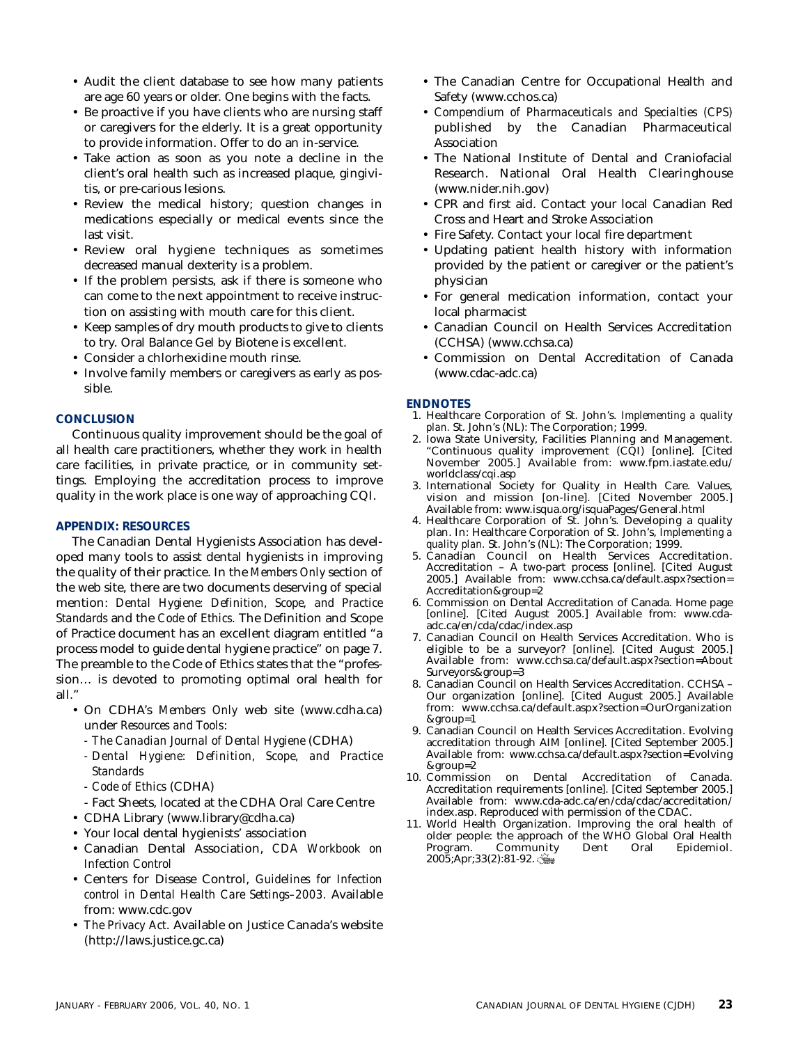- Audit the client database to see how many patients are age 60 years or older. One begins with the facts.
- Be proactive if you have clients who are nursing staff or caregivers for the elderly. It is a great opportunity to provide information. Offer to do an in-service.
- Take action as soon as you note a decline in the client's oral health such as increased plaque, gingivitis, or pre-carious lesions.
- Review the medical history; question changes in medications especially or medical events since the last visit.
- Review oral hygiene techniques as sometimes decreased manual dexterity is a problem.
- If the problem persists, ask if there is someone who can come to the next appointment to receive instruction on assisting with mouth care for this client.
- Keep samples of dry mouth products to give to clients to try. Oral Balance Gel by Biotene is excellent.
- Consider a chlorhexidine mouth rinse.
- Involve family members or caregivers as early as possible.

### CONCLUSION

Continuous quality improvement should be the goal of all health care practitioners, whether they work in health care facilities, in private practice, or in community settings. Employing the accreditation process to improve quality in the work place is one way of approaching CQI.

### APPENDIX: RESOURCES

The Canadian Dental Hygienists Association has developed many tools to assist dental hygienists in improving the quality of their practice. In the *Members Only* section of the web site, there are two documents deserving of special mention: *Dental Hygiene: Definition, Scope, and Practice Standards* and the *Code of Ethics.* The Definition and Scope of Practice document has an excellent diagram entitled "a process model to guide dental hygiene practice" on page 7. The preamble to the Code of Ethics states that the "profession… is devoted to promoting optimal oral health for all."

- On CDHA's *Members Only* web site (www.cdha.ca) under *Resources and Tools*:
  - *The Canadian Journal of Dental Hygiene* (CDHA)
  - *Dental Hygiene: Definition, Scope, and Practice Standards*
  - *Code of Ethics* (CDHA)
  - Fact Sheets, located at the CDHA Oral Care Centre
- CDHA Library (www.library@cdha.ca)
- Your local dental hygienists' association
- Canadian Dental Association, *CDA Workbook on Infection Control*
- Centers for Disease Control, *Guidelines for Infection control in Dental Health Care Settings–2003.* Available from: www.cdc.gov
- *The Privacy Act.* Available on Justice Canada's website (http://laws.justice.gc.ca)
- The Canadian Centre for Occupational Health and Safety (www.cchos.ca)
- *Compendium of Pharmaceuticals and Specialties (CPS)* published by the Canadian Pharmaceutical Association
- The National Institute of Dental and Craniofacial Research. National Oral Health Clearinghouse (www.nider.nih.gov)
- CPR and first aid. Contact your local Canadian Red Cross and Heart and Stroke Association
- Fire Safety. Contact your local fire department
- Updating patient health history with information provided by the patient or caregiver or the patient's physician
- For general medication information, contact your local pharmacist
- Canadian Council on Health Services Accreditation (CCHSA) (www.cchsa.ca)
- Commission on Dental Accreditation of Canada (www.cdac-adc.ca)

### ENDNOTES

1. Healthcare Corporation of St. John's. *Implementing a quality plan.* St. John's (NL): The Corporation; 1999.
2. Iowa State University, Facilities Planning and Management. "Continuous quality improvement (CQI) [online]. [Cited November 2005.] Available from: www.fpm.iastate.edu/worldclass/cqi.asp
3. International Society for Quality in Health Care. Values, vision and mission [on-line]. [Cited November 2005.] Available from: www.isqua.org/isquaPages/General.html
4. Healthcare Corporation of St. John's. Developing a quality plan. In: Healthcare Corporation of St. John's, *Implementing a quality plan.* St. John's (NL): The Corporation; 1999.
5. Canadian Council on Health Services Accreditation. Accreditation – A two-part process [online]. [Cited August 2005.] Available from: www.cchsa.ca/default.aspx?section=Accreditation&group=2
6. Commission on Dental Accreditation of Canada. Home page [online]. [Cited August 2005.] Available from: www.cda-adc.ca/en/cda/cdac/index.asp
7. Canadian Council on Health Services Accreditation. Who is eligible to be a surveyor? [online]. [Cited August 2005.] Available from: www.cchsa.ca/default.aspx?section=About Surveyors&group=3
8. Canadian Council on Health Services Accreditation. CCHSA – Our organization [online]. [Cited August 2005.] Available from: www.cchsa.ca/default.aspx?section=OurOrganization&group=1
9. Canadian Council on Health Services Accreditation. Evolving accreditation through AIM [online]. [Cited September 2005.] Available from: www.cchsa.ca/default.aspx?section=Evolving&group=2
10. Commission on Dental Accreditation of Canada. Accreditation requirements [online]. [Cited September 2005.] Available from: www.cda-adc.ca/en/cda/cdac/accreditation/index.asp. Reproduced with permission of the CDAC.
11. World Health Organization. Improving the oral health of older people: the approach of the WHO Global Oral Health Program. Community Dent Oral Epidemiol. 2005;Apr;33(2):81-92.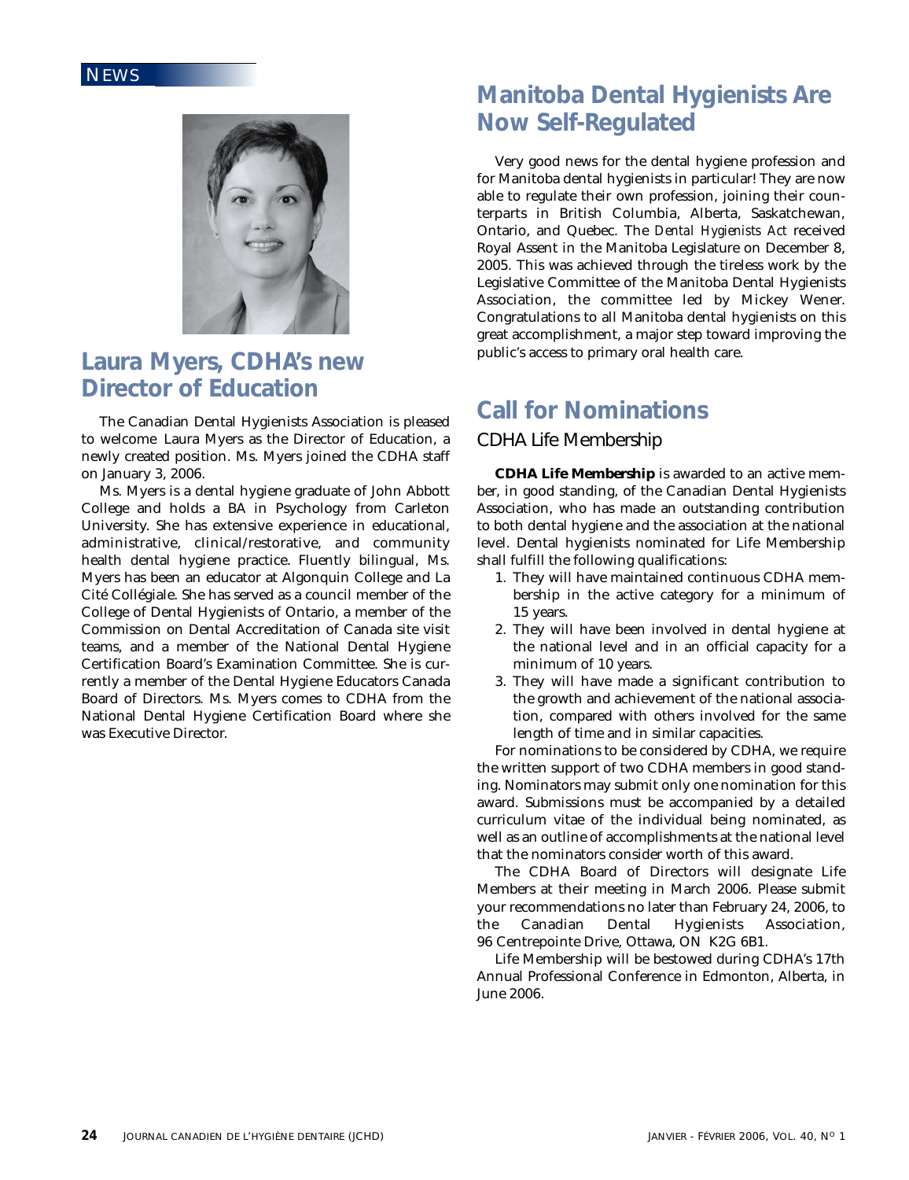NEWS

## Laura Myers, CDHA's new Director of Education

The Canadian Dental Hygienists Association is pleased to welcome Laura Myers as the Director of Education, a newly created position. Ms. Myers joined the CDHA staff on January 3, 2006.

Ms. Myers is a dental hygiene graduate of John Abbott College and holds a BA in Psychology from Carleton University. She has extensive experience in educational, administrative, clinical/restorative, and community health dental hygiene practice. Fluently bilingual, Ms. Myers has been an educator at Algonquin College and La Cité Collégiale. She has served as a council member of the College of Dental Hygienists of Ontario, a member of the Commission on Dental Accreditation of Canada site visit teams, and a member of the National Dental Hygiene Certification Board's Examination Committee. She is currently a member of the Dental Hygiene Educators Canada Board of Directors. Ms. Myers comes to CDHA from the National Dental Hygiene Certification Board where she was Executive Director.

## Manitoba Dental Hygienists Are Now Self-Regulated

Very good news for the dental hygiene profession and for Manitoba dental hygienists in particular! They are now able to regulate their own profession, joining their counterparts in British Columbia, Alberta, Saskatchewan, Ontario, and Quebec. The *Dental Hygienists Act* received Royal Assent in the Manitoba Legislature on December 8, 2005. This was achieved through the tireless work by the Legislative Committee of the Manitoba Dental Hygienists Association, the committee led by Mickey Wener. Congratulations to all Manitoba dental hygienists on this great accomplishment, a major step toward improving the public's access to primary oral health care.

## Call for Nominations

### CDHA Life Membership

**CDHA Life Membership** is awarded to an active member, in good standing, of the Canadian Dental Hygienists Association, who has made an outstanding contribution to both dental hygiene and the association at the national level. Dental hygienists nominated for Life Membership shall fulfill the following qualifications:

1. They will have maintained continuous CDHA membership in the active category for a minimum of 15 years.
2. They will have been involved in dental hygiene at the national level and in an official capacity for a minimum of 10 years.
3. They will have made a significant contribution to the growth and achievement of the national association, compared with others involved for the same length of time and in similar capacities.

For nominations to be considered by CDHA, we require the written support of two CDHA members in good standing. Nominators may submit only one nomination for this award. Submissions must be accompanied by a detailed curriculum vitae of the individual being nominated, as well as an outline of accomplishments at the national level that the nominators consider worth of this award.

The CDHA Board of Directors will designate Life Members at their meeting in March 2006. Please submit your recommendations no later than February 24, 2006, to the Canadian Dental Hygienists Association, 96 Centrepointe Drive, Ottawa, ON K2G 6B1.

Life Membership will be bestowed during CDHA's 17th Annual Professional Conference in Edmonton, Alberta, in June 2006.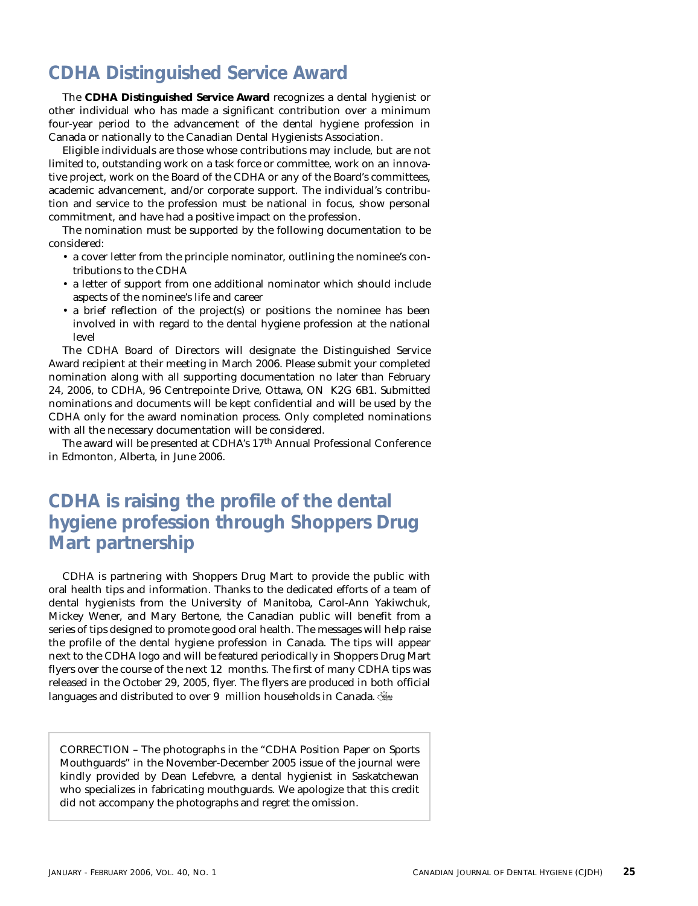## CDHA Distinguished Service Award

The **CDHA Distinguished Service Award** recognizes a dental hygienist or other individual who has made a significant contribution over a minimum four-year period to the advancement of the dental hygiene profession in Canada or nationally to the Canadian Dental Hygienists Association.

Eligible individuals are those whose contributions may include, but are not limited to, outstanding work on a task force or committee, work on an innovative project, work on the Board of the CDHA or any of the Board's committees, academic advancement, and/or corporate support. The individual's contribution and service to the profession must be national in focus, show personal commitment, and have had a positive impact on the profession.

The nomination must be supported by the following documentation to be considered:

- a cover letter from the principle nominator, outlining the nominee's contributions to the CDHA
- a letter of support from one additional nominator which should include aspects of the nominee's life and career
- a brief reflection of the project(s) or positions the nominee has been involved in with regard to the dental hygiene profession at the national level

The CDHA Board of Directors will designate the Distinguished Service Award recipient at their meeting in March 2006. Please submit your completed nomination along with all supporting documentation no later than February 24, 2006, to CDHA, 96 Centrepointe Drive, Ottawa, ON K2G 6B1. Submitted nominations and documents will be kept confidential and will be used by the CDHA only for the award nomination process. Only completed nominations with all the necessary documentation will be considered.

The award will be presented at CDHA's 17th Annual Professional Conference in Edmonton, Alberta, in June 2006.

## CDHA is raising the profile of the dental hygiene profession through Shoppers Drug Mart partnership

CDHA is partnering with Shoppers Drug Mart to provide the public with oral health tips and information. Thanks to the dedicated efforts of a team of dental hygienists from the University of Manitoba, Carol-Ann Yakiwchuk, Mickey Wener, and Mary Bertone, the Canadian public will benefit from a series of tips designed to promote good oral health. The messages will help raise the profile of the dental hygiene profession in Canada. The tips will appear next to the CDHA logo and will be featured periodically in Shoppers Drug Mart flyers over the course of the next 12 months. The first of many CDHA tips was released in the October 29, 2005, flyer. The flyers are produced in both official languages and distributed to over 9 million households in Canada.

CORRECTION – The photographs in the "CDHA Position Paper on Sports Mouthguards" in the November-December 2005 issue of the journal were kindly provided by Dean Lefebvre, a dental hygienist in Saskatchewan who specializes in fabricating mouthguards. We apologize that this credit did not accompany the photographs and regret the omission.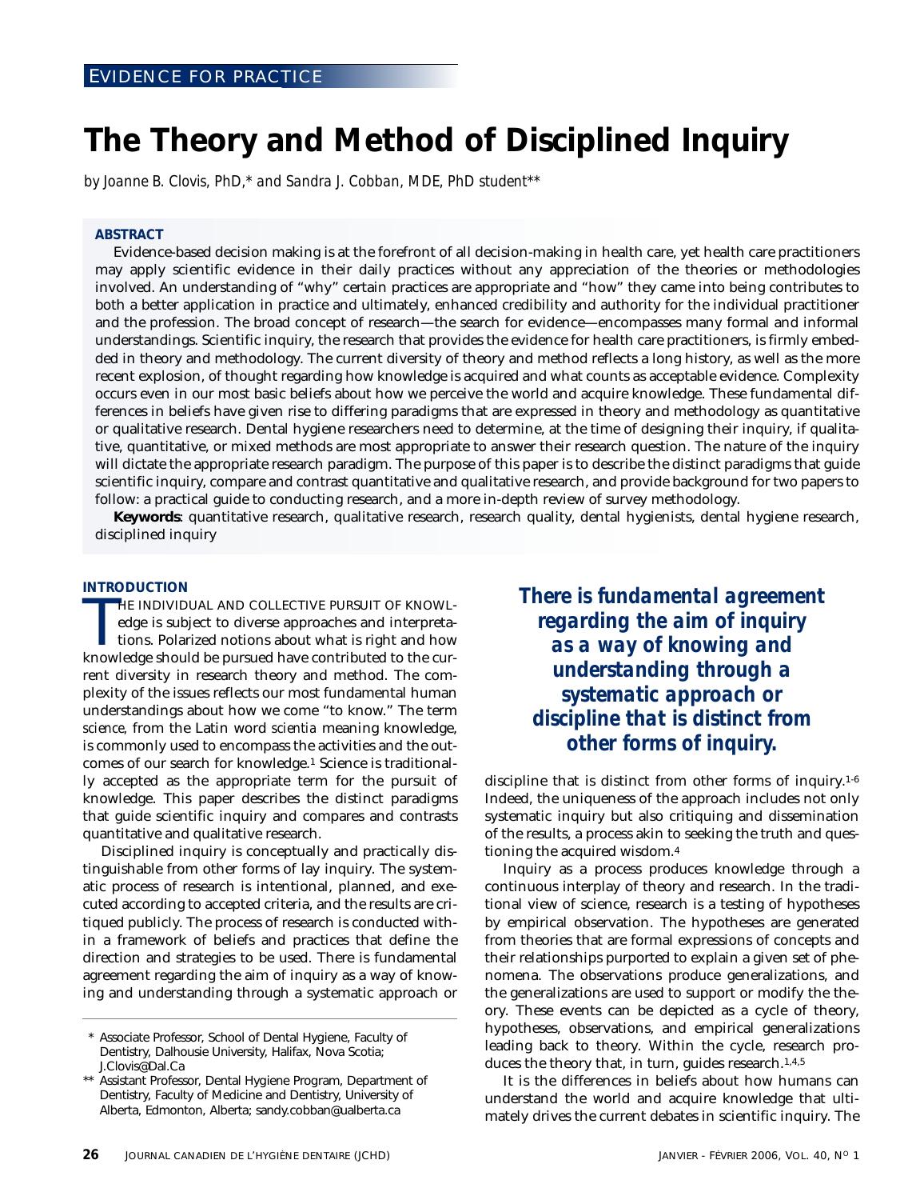EVIDENCE FOR PRACTICE

# The Theory and Method of Disciplined Inquiry

*by Joanne B. Clovis, PhD,\* and Sandra J. Cobban, MDE, PhD student\*\**

## ABSTRACT

Evidence-based decision making is at the forefront of all decision-making in health care, yet health care practitioners may apply scientific evidence in their daily practices without any appreciation of the theories or methodologies involved. An understanding of "why" certain practices are appropriate and "how" they came into being contributes to both a better application in practice and ultimately, enhanced credibility and authority for the individual practitioner and the profession. The broad concept of research—the search for evidence—encompasses many formal and informal understandings. Scientific inquiry, the research that provides the evidence for health care practitioners, is firmly embedded in theory and methodology. The current diversity of theory and method reflects a long history, as well as the more recent explosion, of thought regarding how knowledge is acquired and what counts as acceptable evidence. Complexity occurs even in our most basic beliefs about how we perceive the world and acquire knowledge. These fundamental differences in beliefs have given rise to differing paradigms that are expressed in theory and methodology as quantitative or qualitative research. Dental hygiene researchers need to determine, at the time of designing their inquiry, if qualitative, quantitative, or mixed methods are most appropriate to answer their research question. The nature of the inquiry will dictate the appropriate research paradigm. The purpose of this paper is to describe the distinct paradigms that guide scientific inquiry, compare and contrast quantitative and qualitative research, and provide background for two papers to follow: a practical guide to conducting research, and a more in-depth review of survey methodology.

**Keywords**: quantitative research, qualitative research, research quality, dental hygienists, dental hygiene research, disciplined inquiry

## INTRODUCTION

THE INDIVIDUAL AND COLLECTIVE PURSUIT OF KNOWLEDGE is subject to diverse approaches and interpretations. Polarized notions about what is right and how knowledge should be pursued have contributed to the current diversity in research theory and method. The complexity of the issues reflects our most fundamental human understandings about how we come "to know." The term *science*, from the Latin word *scientia* meaning knowledge, is commonly used to encompass the activities and the outcomes of our search for knowledge.[1] Science is traditionally accepted as the appropriate term for the pursuit of knowledge. This paper describes the distinct paradigms that guide scientific inquiry and compares and contrasts quantitative and qualitative research.

Disciplined inquiry is conceptually and practically distinguishable from other forms of lay inquiry. The systematic process of research is intentional, planned, and executed according to accepted criteria, and the results are critiqued publicly. The process of research is conducted within a framework of beliefs and practices that define the direction and strategies to be used. There is fundamental agreement regarding the aim of inquiry as a way of knowing and understanding through a systematic approach or discipline that is distinct from other forms of inquiry.[1-6] Indeed, the uniqueness of the approach includes not only systematic inquiry but also critiquing and dissemination of the results, a process akin to seeking the truth and questioning the acquired wisdom.[4]

***There is fundamental agreement regarding the aim of inquiry as a way of knowing and understanding through a systematic approach or discipline that is distinct from other forms of inquiry.***

Inquiry as a process produces knowledge through a continuous interplay of theory and research. In the traditional view of science, research is a testing of hypotheses by empirical observation. The hypotheses are generated from theories that are formal expressions of concepts and their relationships purported to explain a given set of phenomena. The observations produce generalizations, and the generalizations are used to support or modify the theory. These events can be depicted as a cycle of theory, hypotheses, observations, and empirical generalizations leading back to theory. Within the cycle, research produces the theory that, in turn, guides research.[1,4,5]

It is the differences in beliefs about how humans can understand the world and acquire knowledge that ultimately drives the current debates in scientific inquiry. The

\* Associate Professor, School of Dental Hygiene, Faculty of Dentistry, Dalhousie University, Halifax, Nova Scotia; J.Clovis@Dal.Ca

\*\* Assistant Professor, Dental Hygiene Program, Department of Dentistry, Faculty of Medicine and Dentistry, University of Alberta, Edmonton, Alberta; sandy.cobban@ualberta.ca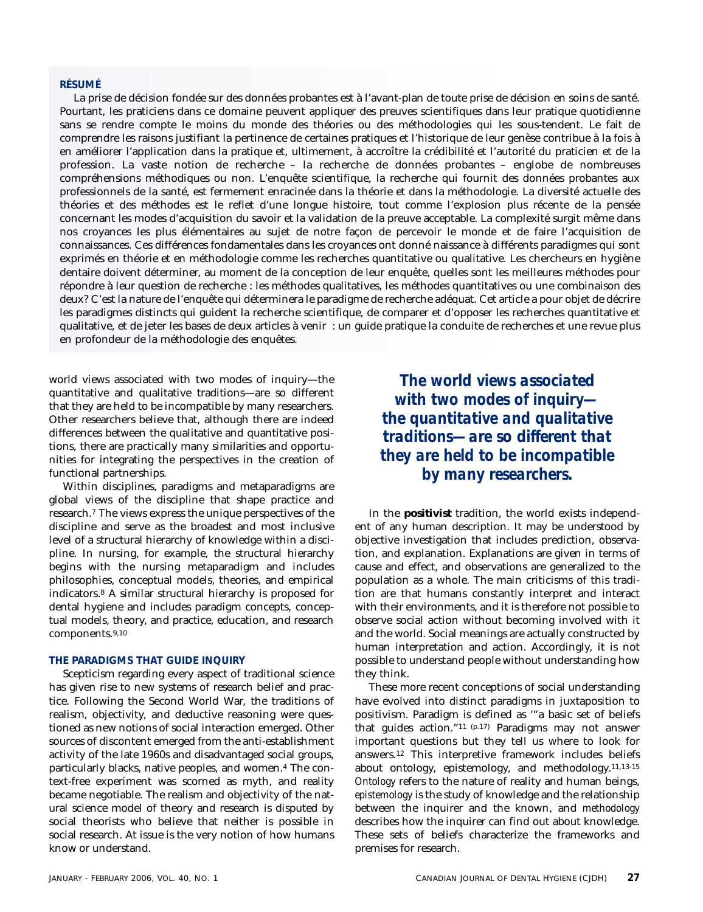## RÉSUMÉ

La prise de décision fondée sur des données probantes est à l'avant-plan de toute prise de décision en soins de santé. Pourtant, les praticiens dans ce domaine peuvent appliquer des preuves scientifiques dans leur pratique quotidienne sans se rendre compte le moins du monde des théories ou des méthodologies qui les sous-tendent. Le fait de comprendre les raisons justifiant la pertinence de certaines pratiques et l'historique de leur genèse contribue à la fois à en améliorer l'application dans la pratique et, ultimement, à accroître la crédibilité et l'autorité du praticien et de la profession. La vaste notion de recherche – la recherche de données probantes – englobe de nombreuses compréhensions méthodiques ou non. L'enquête scientifique, la recherche qui fournit des données probantes aux professionnels de la santé, est fermement enracinée dans la théorie et dans la méthodologie. La diversité actuelle des théories et des méthodes est le reflet d'une longue histoire, tout comme l'explosion plus récente de la pensée concernant les modes d'acquisition du savoir et la validation de la preuve acceptable. La complexité surgit même dans nos croyances les plus élémentaires au sujet de notre façon de percevoir le monde et de faire l'acquisition de connaissances. Ces différences fondamentales dans les croyances ont donné naissance à différents paradigmes qui sont exprimés en théorie et en méthodologie comme les recherches quantitative ou qualitative. Les chercheurs en hygiène dentaire doivent déterminer, au moment de la conception de leur enquête, quelles sont les meilleures méthodes pour répondre à leur question de recherche : les méthodes qualitatives, les méthodes quantitatives ou une combinaison des deux? C'est la nature de l'enquête qui déterminera le paradigme de recherche adéquat. Cet article a pour objet de décrire les paradigmes distincts qui guident la recherche scientifique, de comparer et d'opposer les recherches quantitative et qualitative, et de jeter les bases de deux articles à venir : un guide pratique la conduite de recherches et une revue plus en profondeur de la méthodologie des enquêtes.

world views associated with two modes of inquiry—the quantitative and qualitative traditions—are so different that they are held to be incompatible by many researchers. Other researchers believe that, although there are indeed differences between the qualitative and quantitative positions, there are practically many similarities and opportunities for integrating the perspectives in the creation of functional partnerships.

Within disciplines, paradigms and metaparadigms are global views of the discipline that shape practice and research.[7] The views express the unique perspectives of the discipline and serve as the broadest and most inclusive level of a structural hierarchy of knowledge within a discipline. In nursing, for example, the structural hierarchy begins with the nursing metaparadigm and includes philosophies, conceptual models, theories, and empirical indicators.[8] A similar structural hierarchy is proposed for dental hygiene and includes paradigm concepts, conceptual models, theory, and practice, education, and research components.[9,10]

### THE PARADIGMS THAT GUIDE INQUIRY

Scepticism regarding every aspect of traditional science has given rise to new systems of research belief and practice. Following the Second World War, the traditions of realism, objectivity, and deductive reasoning were questioned as new notions of social interaction emerged. Other sources of discontent emerged from the anti-establishment activity of the late 1960s and disadvantaged social groups, particularly blacks, native peoples, and women.[4] The context-free experiment was scorned as myth, and reality became negotiable. The realism and objectivity of the natural science model of theory and research is disputed by social theorists who believe that neither is possible in social research. At issue is the very notion of how humans know or understand.

> ***The world views associated with two modes of inquiry—the quantitative and qualitative traditions—are so different that they are held to be incompatible by many researchers.***

In the **positivist** tradition, the world exists independent of any human description. It may be understood by objective investigation that includes prediction, observation, and explanation. Explanations are given in terms of cause and effect, and observations are generalized to the population as a whole. The main criticisms of this tradition are that humans constantly interpret and interact with their environments, and it is therefore not possible to observe social action without becoming involved with it and the world. Social meanings are actually constructed by human interpretation and action. Accordingly, it is not possible to understand people without understanding how they think.

These more recent conceptions of social understanding have evolved into distinct paradigms in juxtaposition to positivism. Paradigm is defined as '"a basic set of beliefs that guides action."[11 (p.17)] Paradigms may not answer important questions but they tell us where to look for answers.[12] This interpretive framework includes beliefs about ontology, epistemology, and methodology.[11,13-15] *Ontology* refers to the nature of reality and human beings, *epistemology* is the study of knowledge and the relationship between the inquirer and the known, and *methodology* describes how the inquirer can find out about knowledge. These sets of beliefs characterize the frameworks and premises for research.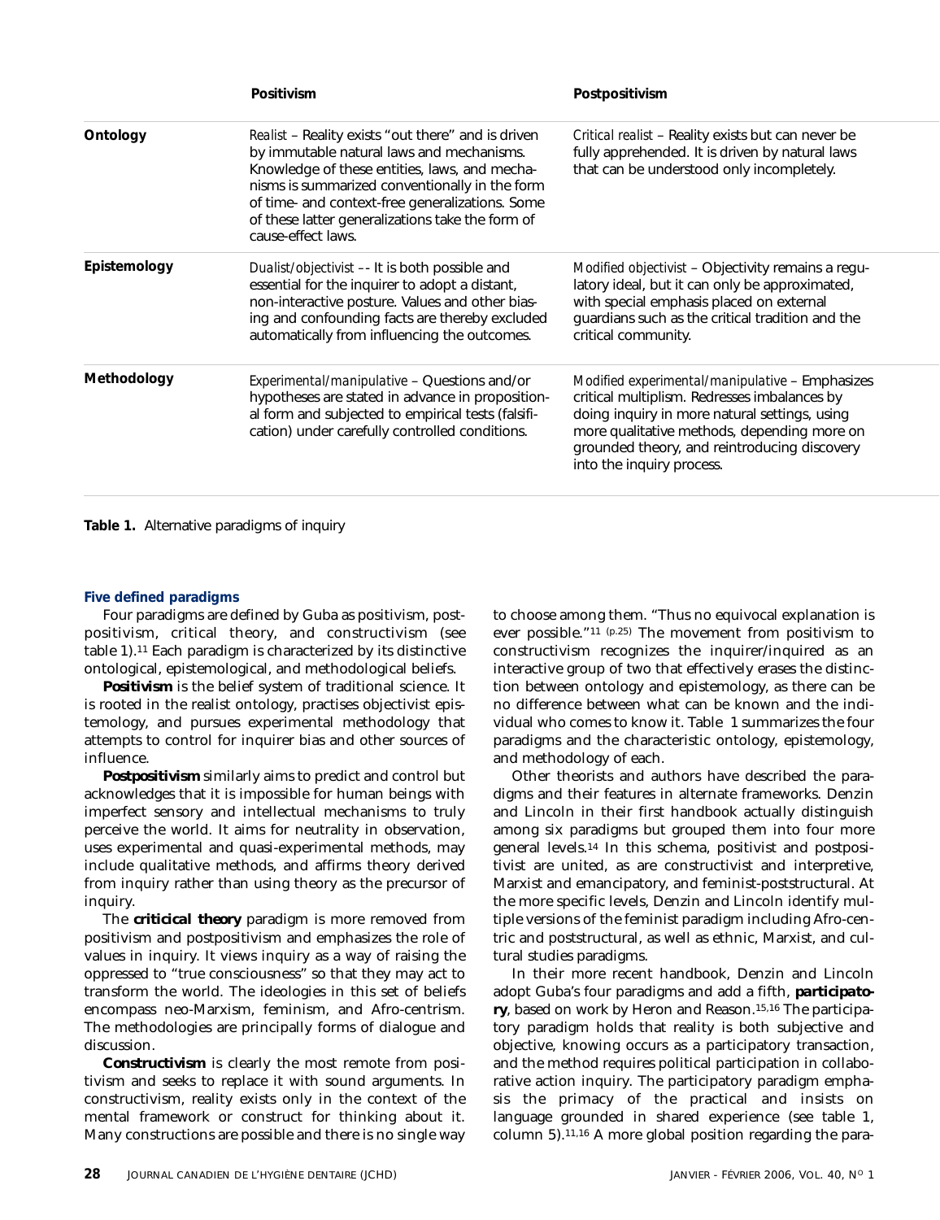| | Positivism | Postpositivism |
|---|---|---|
| **Ontology** | *Realist* – Reality exists "out there" and is driven by immutable natural laws and mechanisms. Knowledge of these entities, laws, and mechanisms is summarized conventionally in the form of time- and context-free generalizations. Some of these latter generalizations take the form of cause-effect laws. | *Critical realist* – Reality exists but can never be fully apprehended. It is driven by natural laws that can be understood only incompletely. |
| **Epistemology** | *Dualist/objectivist* –- It is both possible and essential for the inquirer to adopt a distant, non-interactive posture. Values and other biasing and confounding facts are thereby excluded automatically from influencing the outcomes. | *Modified objectivist* – Objectivity remains a regulatory ideal, but it can only be approximated, with special emphasis placed on external guardians such as the critical tradition and the critical community. |
| **Methodology** | *Experimental/manipulative* – Questions and/or hypotheses are stated in advance in propositional form and subjected to empirical tests (falsification) under carefully controlled conditions. | *Modified experimental/manipulative* – Emphasizes critical multiplism. Redresses imbalances by doing inquiry in more natural settings, using more qualitative methods, depending more on grounded theory, and reintroducing discovery into the inquiry process. |

**Table 1.** Alternative paradigms of inquiry

### Five defined paradigms

Four paradigms are defined by Guba as positivism, postpositivism, critical theory, and constructivism (see table 1).[11] Each paradigm is characterized by its distinctive ontological, epistemological, and methodological beliefs.

**Positivism** is the belief system of traditional science. It is rooted in the realist ontology, practises objectivist epistemology, and pursues experimental methodology that attempts to control for inquirer bias and other sources of influence.

**Postpositivism** similarly aims to predict and control but acknowledges that it is impossible for human beings with imperfect sensory and intellectual mechanisms to truly perceive the world. It aims for neutrality in observation, uses experimental and quasi-experimental methods, may include qualitative methods, and affirms theory derived from inquiry rather than using theory as the precursor of inquiry.

The **criticical theory** paradigm is more removed from positivism and postpositivism and emphasizes the role of values in inquiry. It views inquiry as a way of raising the oppressed to "true consciousness" so that they may act to transform the world. The ideologies in this set of beliefs encompass neo-Marxism, feminism, and Afro-centrism. The methodologies are principally forms of dialogue and discussion.

**Constructivism** is clearly the most remote from positivism and seeks to replace it with sound arguments. In constructivism, reality exists only in the context of the mental framework or construct for thinking about it. Many constructions are possible and there is no single way to choose among them. "Thus no equivocal explanation is ever possible."[11 (p.25)] The movement from positivism to constructivism recognizes the inquirer/inquired as an interactive group of two that effectively erases the distinction between ontology and epistemology, as there can be no difference between what can be known and the individual who comes to know it. Table 1 summarizes the four paradigms and the characteristic ontology, epistemology, and methodology of each.

Other theorists and authors have described the paradigms and their features in alternate frameworks. Denzin and Lincoln in their first handbook actually distinguish among six paradigms but grouped them into four more general levels.[14] In this schema, positivist and postpositivist are united, as are constructivist and interpretive, Marxist and emancipatory, and feminist-poststructural. At the more specific levels, Denzin and Lincoln identify multiple versions of the feminist paradigm including Afro-centric and poststructural, as well as ethnic, Marxist, and cultural studies paradigms.

In their more recent handbook, Denzin and Lincoln adopt Guba's four paradigms and add a fifth, **participatory**, based on work by Heron and Reason.[15,16] The participatory paradigm holds that reality is both subjective and objective, knowing occurs as a participatory transaction, and the method requires political participation in collaborative action inquiry. The participatory paradigm emphasis the primacy of the practical and insists on language grounded in shared experience (see table 1, column 5).[11,16] A more global position regarding the para-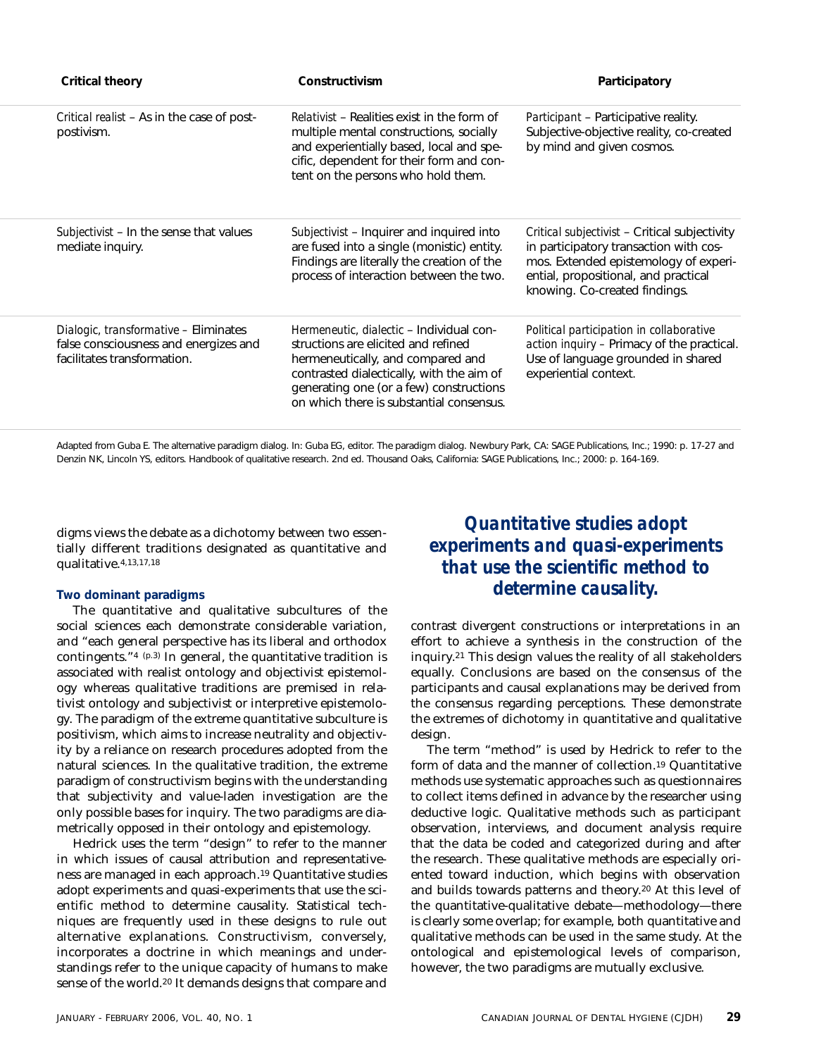| Critical theory | Constructivism | Participatory |
|---|---|---|
| *Critical realist* – As in the case of post-postivism. | *Relativist* – Realities exist in the form of multiple mental constructions, socially and experientially based, local and specific, dependent for their form and content on the persons who hold them. | *Participant* – Participative reality. Subjective-objective reality, co-created by mind and given cosmos. |
| *Subjectivist* – In the sense that values mediate inquiry. | *Subjectivist* – Inquirer and inquired into are fused into a single (monistic) entity. Findings are literally the creation of the process of interaction between the two. | *Critical subjectivist* – Critical subjectivity in participatory transaction with cosmos. Extended epistemology of experiential, propositional, and practical knowing. Co-created findings. |
| *Dialogic, transformative* – Eliminates false consciousness and energizes and facilitates transformation. | *Hermeneutic, dialectic* – Individual constructions are elicited and refined hermeneutically, and compared and contrasted dialectically, with the aim of generating one (or a few) constructions on which there is substantial consensus. | *Political participation in collaborative action inquiry* – Primacy of the practical. Use of language grounded in shared experiential context. |

Adapted from Guba E. The alternative paradigm dialog. In: Guba EG, editor. The paradigm dialog. Newbury Park, CA: SAGE Publications, Inc.; 1990: p. 17-27 and Denzin NK, Lincoln YS, editors. Handbook of qualitative research. 2nd ed. Thousand Oaks, California: SAGE Publications, Inc.; 2000: p. 164-169.

digms views the debate as a dichotomy between two essentially different traditions designated as quantitative and qualitative.[4,13,17,18]

#### Two dominant paradigms

The quantitative and qualitative subcultures of the social sciences each demonstrate considerable variation, and "each general perspective has its liberal and orthodox contingents."[4 (p.3)] In general, the quantitative tradition is associated with realist ontology and objectivist epistemology whereas qualitative traditions are premised in relativist ontology and subjectivist or interpretive epistemology. The paradigm of the extreme quantitative subculture is positivism, which aims to increase neutrality and objectivity by a reliance on research procedures adopted from the natural sciences. In the qualitative tradition, the extreme paradigm of constructivism begins with the understanding that subjectivity and value-laden investigation are the only possible bases for inquiry. The two paradigms are diametrically opposed in their ontology and epistemology.

Hedrick uses the term "design" to refer to the manner in which issues of causal attribution and representativeness are managed in each approach.[19] Quantitative studies adopt experiments and quasi-experiments that use the scientific method to determine causality. Statistical techniques are frequently used in these designs to rule out alternative explanations. Constructivism, conversely, incorporates a doctrine in which meanings and understandings refer to the unique capacity of humans to make sense of the world.[20] It demands designs that compare and contrast divergent constructions or interpretations in an effort to achieve a synthesis in the construction of the inquiry.[21] This design values the reality of all stakeholders equally. Conclusions are based on the consensus of the participants and causal explanations may be derived from the consensus regarding perceptions. These demonstrate the extremes of dichotomy in quantitative and qualitative design.

***Quantitative studies adopt experiments and quasi-experiments that use the scientific method to determine causality.***

The term "method" is used by Hedrick to refer to the form of data and the manner of collection.[19] Quantitative methods use systematic approaches such as questionnaires to collect items defined in advance by the researcher using deductive logic. Qualitative methods such as participant observation, interviews, and document analysis require that the data be coded and categorized during and after the research. These qualitative methods are especially oriented toward induction, which begins with observation and builds towards patterns and theory.[20] At this level of the quantitative-qualitative debate—methodology—there is clearly some overlap; for example, both quantitative and qualitative methods can be used in the same study. At the ontological and epistemological levels of comparison, however, the two paradigms are mutually exclusive.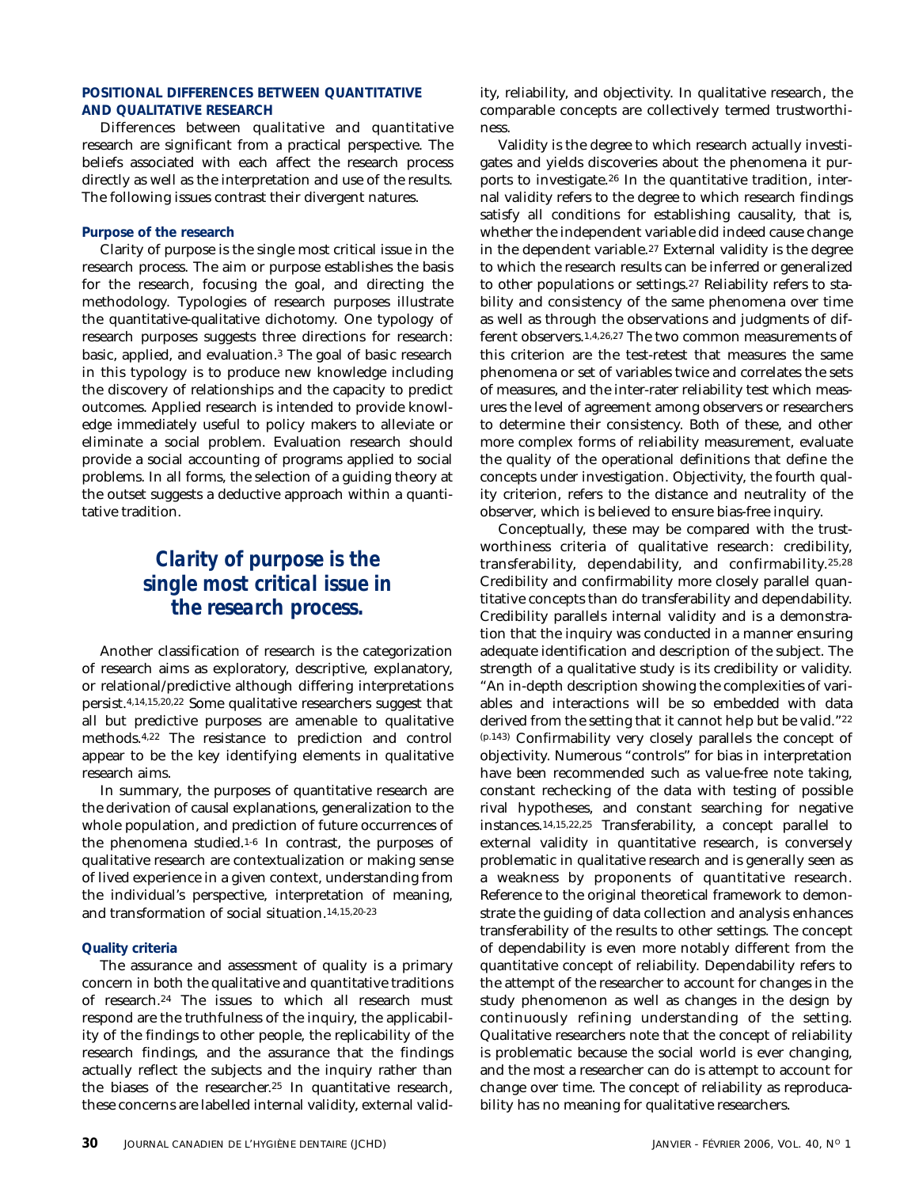## POSITIONAL DIFFERENCES BETWEEN QUANTITATIVE AND QUALITATIVE RESEARCH

Differences between qualitative and quantitative research are significant from a practical perspective. The beliefs associated with each affect the research process directly as well as the interpretation and use of the results. The following issues contrast their divergent natures.

### Purpose of the research

Clarity of purpose is the single most critical issue in the research process. The aim or purpose establishes the basis for the research, focusing the goal, and directing the methodology. Typologies of research purposes illustrate the quantitative-qualitative dichotomy. One typology of research purposes suggests three directions for research: basic, applied, and evaluation.[3] The goal of basic research in this typology is to produce new knowledge including the discovery of relationships and the capacity to predict outcomes. Applied research is intended to provide knowledge immediately useful to policy makers to alleviate or eliminate a social problem. Evaluation research should provide a social accounting of programs applied to social problems. In all forms, the selection of a guiding theory at the outset suggests a deductive approach within a quantitative tradition.

> ***Clarity of purpose is the single most critical issue in the research process.***

Another classification of research is the categorization of research aims as exploratory, descriptive, explanatory, or relational/predictive although differing interpretations persist.[4,14,15,20,22] Some qualitative researchers suggest that all but predictive purposes are amenable to qualitative methods.[4,22] The resistance to prediction and control appear to be the key identifying elements in qualitative research aims.

In summary, the purposes of quantitative research are the derivation of causal explanations, generalization to the whole population, and prediction of future occurrences of the phenomena studied.[1-6] In contrast, the purposes of qualitative research are contextualization or making sense of lived experience in a given context, understanding from the individual's perspective, interpretation of meaning, and transformation of social situation.[14,15,20-23]

### Quality criteria

The assurance and assessment of quality is a primary concern in both the qualitative and quantitative traditions of research.[24] The issues to which all research must respond are the truthfulness of the inquiry, the applicability of the findings to other people, the replicability of the research findings, and the assurance that the findings actually reflect the subjects and the inquiry rather than the biases of the researcher.[25] In quantitative research, these concerns are labelled internal validity, external validity, reliability, and objectivity. In qualitative research, the comparable concepts are collectively termed trustworthiness.

Validity is the degree to which research actually investigates and yields discoveries about the phenomena it purports to investigate.[26] In the quantitative tradition, internal validity refers to the degree to which research findings satisfy all conditions for establishing causality, that is, whether the independent variable did indeed cause change in the dependent variable.[27] External validity is the degree to which the research results can be inferred or generalized to other populations or settings.[27] Reliability refers to stability and consistency of the same phenomena over time as well as through the observations and judgments of different observers.[1,4,26,27] The two common measurements of this criterion are the test-retest that measures the same phenomena or set of variables twice and correlates the sets of measures, and the inter-rater reliability test which measures the level of agreement among observers or researchers to determine their consistency. Both of these, and other more complex forms of reliability measurement, evaluate the quality of the operational definitions that define the concepts under investigation. Objectivity, the fourth quality criterion, refers to the distance and neutrality of the observer, which is believed to ensure bias-free inquiry.

Conceptually, these may be compared with the trustworthiness criteria of qualitative research: credibility, transferability, dependability, and confirmability.[25,28] Credibility and confirmability more closely parallel quantitative concepts than do transferability and dependability. Credibility parallels internal validity and is a demonstration that the inquiry was conducted in a manner ensuring adequate identification and description of the subject. The strength of a qualitative study is its credibility or validity. "An in-depth description showing the complexities of variables and interactions will be so embedded with data derived from the setting that it cannot help but be valid."[22 (p.143)] Confirmability very closely parallels the concept of objectivity. Numerous "controls" for bias in interpretation have been recommended such as value-free note taking, constant rechecking of the data with testing of possible rival hypotheses, and constant searching for negative instances.[14,15,22,25] Transferability, a concept parallel to external validity in quantitative research, is conversely problematic in qualitative research and is generally seen as a weakness by proponents of quantitative research. Reference to the original theoretical framework to demonstrate the guiding of data collection and analysis enhances transferability of the results to other settings. The concept of dependability is even more notably different from the quantitative concept of reliability. Dependability refers to the attempt of the researcher to account for changes in the study phenomenon as well as changes in the design by continuously refining understanding of the setting. Qualitative researchers note that the concept of reliability is problematic because the social world is ever changing, and the most a researcher can do is attempt to account for change over time. The concept of reliability as reproducability has no meaning for qualitative researchers.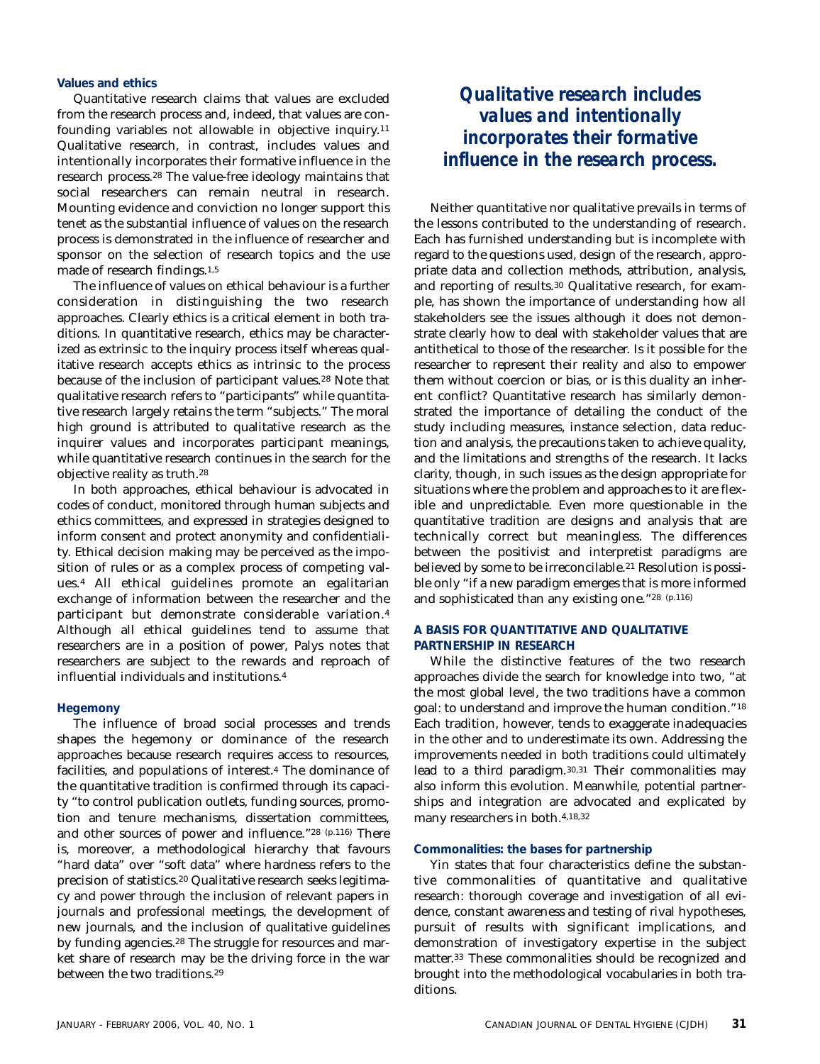### Values and ethics

Quantitative research claims that values are excluded from the research process and, indeed, that values are confounding variables not allowable in objective inquiry.[11] Qualitative research, in contrast, includes values and intentionally incorporates their formative influence in the research process.[28] The value-free ideology maintains that social researchers can remain neutral in research. Mounting evidence and conviction no longer support this tenet as the substantial influence of values on the research process is demonstrated in the influence of researcher and sponsor on the selection of research topics and the use made of research findings.[1,5]

The influence of values on ethical behaviour is a further consideration in distinguishing the two research approaches. Clearly ethics is a critical element in both traditions. In quantitative research, ethics may be characterized as extrinsic to the inquiry process itself whereas qualitative research accepts ethics as intrinsic to the process because of the inclusion of participant values.[28] Note that qualitative research refers to "participants" while quantitative research largely retains the term "subjects." The moral high ground is attributed to qualitative research as the inquirer values and incorporates participant meanings, while quantitative research continues in the search for the objective reality as truth.[28]

In both approaches, ethical behaviour is advocated in codes of conduct, monitored through human subjects and ethics committees, and expressed in strategies designed to inform consent and protect anonymity and confidentiality. Ethical decision making may be perceived as the imposition of rules or as a complex process of competing values.[4] All ethical guidelines promote an egalitarian exchange of information between the researcher and the participant but demonstrate considerable variation.[4] Although all ethical guidelines tend to assume that researchers are in a position of power, Palys notes that researchers are subject to the rewards and reproach of influential individuals and institutions.[4]

### Hegemony

The influence of broad social processes and trends shapes the hegemony or dominance of the research approaches because research requires access to resources, facilities, and populations of interest.[4] The dominance of the quantitative tradition is confirmed through its capacity "to control publication outlets, funding sources, promotion and tenure mechanisms, dissertation committees, and other sources of power and influence."[28 (p.116)] There is, moreover, a methodological hierarchy that favours "hard data" over "soft data" where hardness refers to the precision of statistics.[20] Qualitative research seeks legitimacy and power through the inclusion of relevant papers in journals and professional meetings, the development of new journals, and the inclusion of qualitative guidelines by funding agencies.[28] The struggle for resources and market share of research may be the driving force in the war between the two traditions.[29]

> ***Qualitative research includes values and intentionally incorporates their formative influence in the research process.***

Neither quantitative nor qualitative prevails in terms of the lessons contributed to the understanding of research. Each has furnished understanding but is incomplete with regard to the questions used, design of the research, appropriate data and collection methods, attribution, analysis, and reporting of results.[30] Qualitative research, for example, has shown the importance of understanding how all stakeholders see the issues although it does not demonstrate clearly how to deal with stakeholder values that are antithetical to those of the researcher. Is it possible for the researcher to represent their reality and also to empower them without coercion or bias, or is this duality an inherent conflict? Quantitative research has similarly demonstrated the importance of detailing the conduct of the study including measures, instance selection, data reduction and analysis, the precautions taken to achieve quality, and the limitations and strengths of the research. It lacks clarity, though, in such issues as the design appropriate for situations where the problem and approaches to it are flexible and unpredictable. Even more questionable in the quantitative tradition are designs and analysis that are technically correct but meaningless. The differences between the positivist and interpretist paradigms are believed by some to be irreconcilable.[21] Resolution is possible only "if a new paradigm emerges that is more informed and sophisticated than any existing one."[28 (p.116)]

## A BASIS FOR QUANTITATIVE AND QUALITATIVE PARTNERSHIP IN RESEARCH

While the distinctive features of the two research approaches divide the search for knowledge into two, "at the most global level, the two traditions have a common goal: to understand and improve the human condition."[18] Each tradition, however, tends to exaggerate inadequacies in the other and to underestimate its own. Addressing the improvements needed in both traditions could ultimately lead to a third paradigm.[30,31] Their commonalities may also inform this evolution. Meanwhile, potential partnerships and integration are advocated and explicated by many researchers in both.[4,18,32]

### Commonalities: the bases for partnership

Yin states that four characteristics define the substantive commonalities of quantitative and qualitative research: thorough coverage and investigation of all evidence, constant awareness and testing of rival hypotheses, pursuit of results with significant implications, and demonstration of investigatory expertise in the subject matter.[33] These commonalities should be recognized and brought into the methodological vocabularies in both traditions.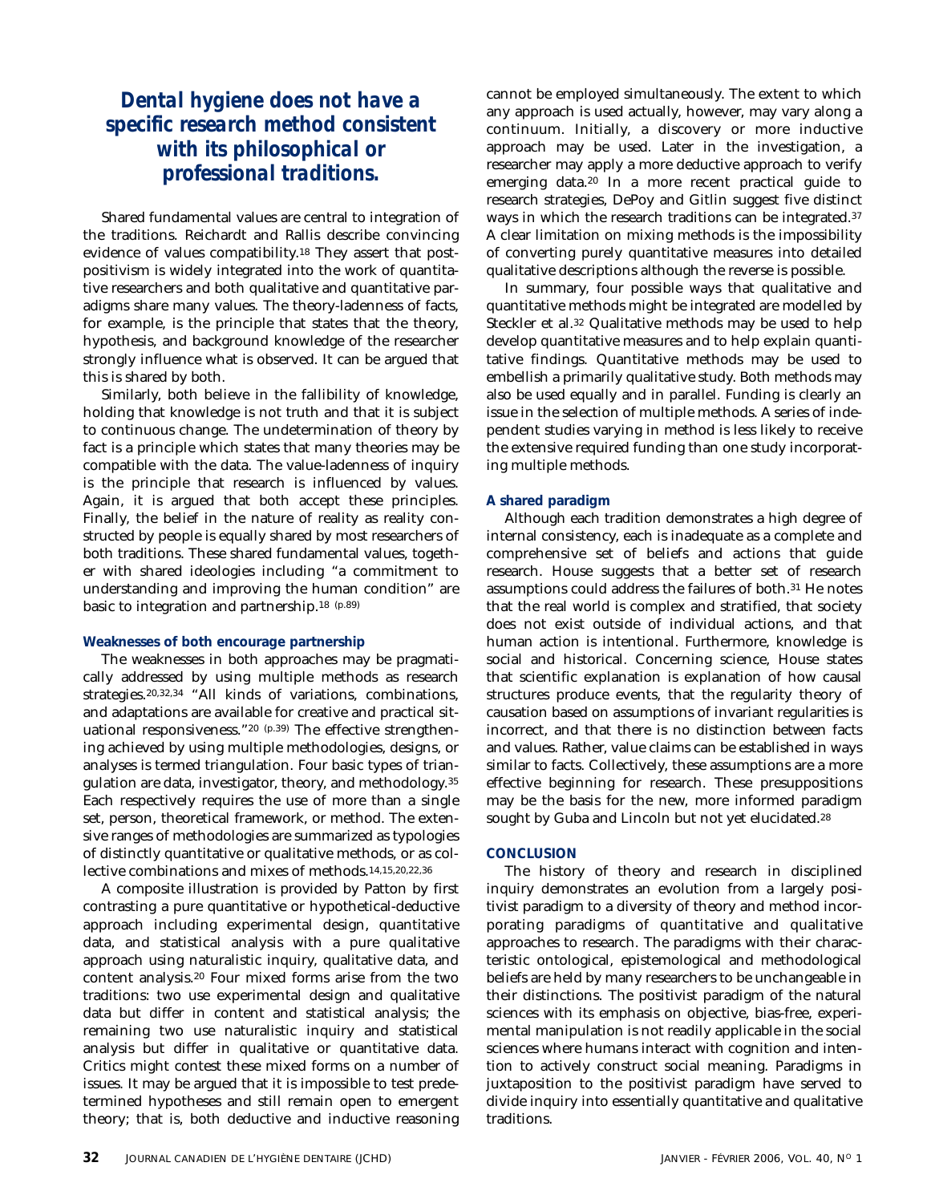***Dental hygiene does not have a specific research method consistent with its philosophical or professional traditions.***

Shared fundamental values are central to integration of the traditions. Reichardt and Rallis describe convincing evidence of values compatibility.[18] They assert that post-positivism is widely integrated into the work of quantitative researchers and both qualitative and quantitative paradigms share many values. The theory-ladenness of facts, for example, is the principle that states that the theory, hypothesis, and background knowledge of the researcher strongly influence what is observed. It can be argued that this is shared by both.

Similarly, both believe in the fallibility of knowledge, holding that knowledge is not truth and that it is subject to continuous change. The undetermination of theory by fact is a principle which states that many theories may be compatible with the data. The value-ladenness of inquiry is the principle that research is influenced by values. Again, it is argued that both accept these principles. Finally, the belief in the nature of reality as reality constructed by people is equally shared by most researchers of both traditions. These shared fundamental values, together with shared ideologies including "a commitment to understanding and improving the human condition" are basic to integration and partnership.[18 (p.89)]

#### Weaknesses of both encourage partnership

The weaknesses in both approaches may be pragmatically addressed by using multiple methods as research strategies.[20,32,34] "All kinds of variations, combinations, and adaptations are available for creative and practical situational responsiveness."[20 (p.39)] The effective strengthening achieved by using multiple methodologies, designs, or analyses is termed triangulation. Four basic types of triangulation are data, investigator, theory, and methodology.[35] Each respectively requires the use of more than a single set, person, theoretical framework, or method. The extensive ranges of methodologies are summarized as typologies of distinctly quantitative or qualitative methods, or as collective combinations and mixes of methods.[14,15,20,22,36]

A composite illustration is provided by Patton by first contrasting a pure quantitative or hypothetical-deductive approach including experimental design, quantitative data, and statistical analysis with a pure qualitative approach using naturalistic inquiry, qualitative data, and content analysis.[20] Four mixed forms arise from the two traditions: two use experimental design and qualitative data but differ in content and statistical analysis; the remaining two use naturalistic inquiry and statistical analysis but differ in qualitative or quantitative data. Critics might contest these mixed forms on a number of issues. It may be argued that it is impossible to test predetermined hypotheses and still remain open to emergent theory; that is, both deductive and inductive reasoning cannot be employed simultaneously. The extent to which any approach is used actually, however, may vary along a continuum. Initially, a discovery or more inductive approach may be used. Later in the investigation, a researcher may apply a more deductive approach to verify emerging data.[20] In a more recent practical guide to research strategies, DePoy and Gitlin suggest five distinct ways in which the research traditions can be integrated.[37] A clear limitation on mixing methods is the impossibility of converting purely quantitative measures into detailed qualitative descriptions although the reverse is possible.

In summary, four possible ways that qualitative and quantitative methods might be integrated are modelled by Steckler et al.[32] Qualitative methods may be used to help develop quantitative measures and to help explain quantitative findings. Quantitative methods may be used to embellish a primarily qualitative study. Both methods may also be used equally and in parallel. Funding is clearly an issue in the selection of multiple methods. A series of independent studies varying in method is less likely to receive the extensive required funding than one study incorporating multiple methods.

#### A shared paradigm

Although each tradition demonstrates a high degree of internal consistency, each is inadequate as a complete and comprehensive set of beliefs and actions that guide research. House suggests that a better set of research assumptions could address the failures of both.[31] He notes that the real world is complex and stratified, that society does not exist outside of individual actions, and that human action is intentional. Furthermore, knowledge is social and historical. Concerning science, House states that scientific explanation is explanation of how causal structures produce events, that the regularity theory of causation based on assumptions of invariant regularities is incorrect, and that there is no distinction between facts and values. Rather, value claims can be established in ways similar to facts. Collectively, these assumptions are a more effective beginning for research. These presuppositions may be the basis for the new, more informed paradigm sought by Guba and Lincoln but not yet elucidated.[28]

### CONCLUSION

The history of theory and research in disciplined inquiry demonstrates an evolution from a largely positivist paradigm to a diversity of theory and method incorporating paradigms of quantitative and qualitative approaches to research. The paradigms with their characteristic ontological, epistemological and methodological beliefs are held by many researchers to be unchangeable in their distinctions. The positivist paradigm of the natural sciences with its emphasis on objective, bias-free, experimental manipulation is not readily applicable in the social sciences where humans interact with cognition and intention to actively construct social meaning. Paradigms in juxtaposition to the positivist paradigm have served to divide inquiry into essentially quantitative and qualitative traditions.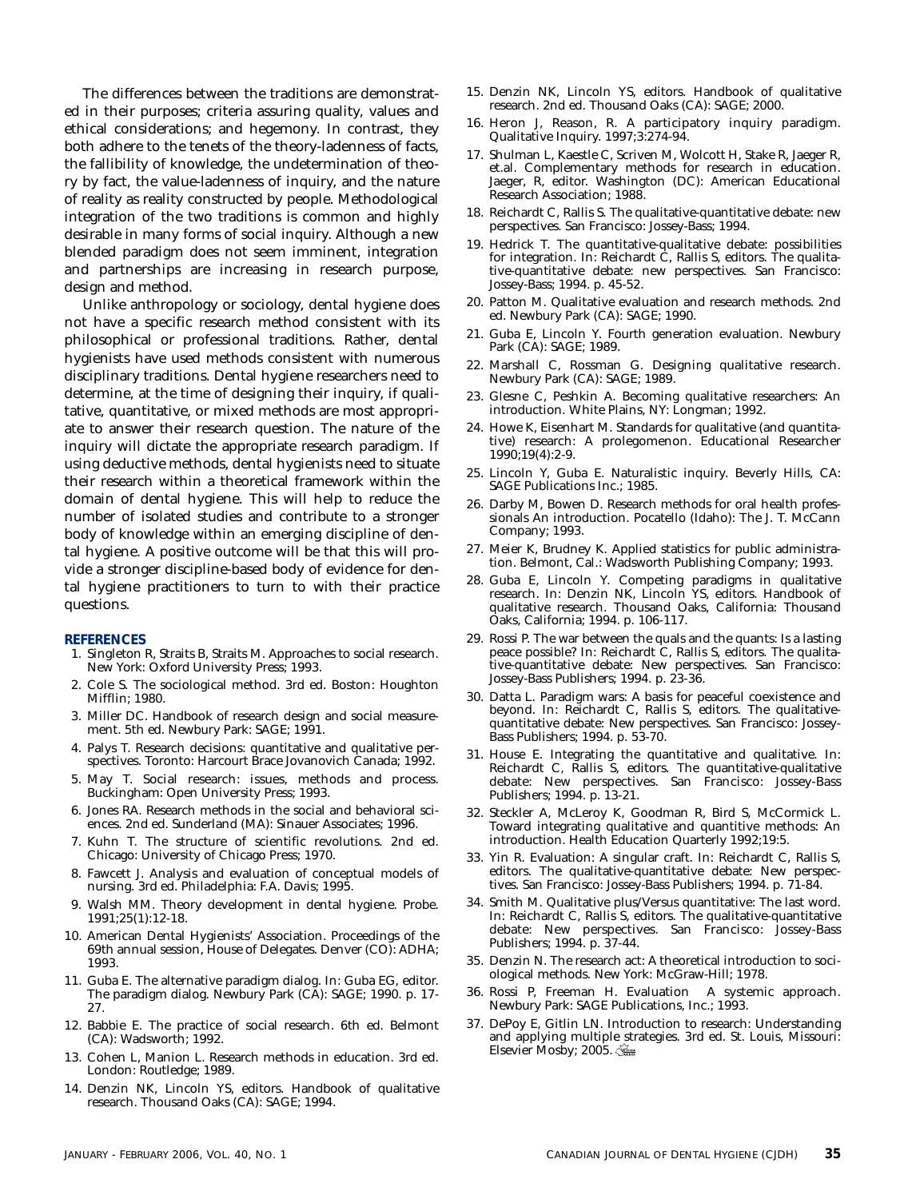The differences between the traditions are demonstrated in their purposes; criteria assuring quality, values and ethical considerations; and hegemony. In contrast, they both adhere to the tenets of the theory-ladenness of facts, the fallibility of knowledge, the undetermination of theory by fact, the value-ladenness of inquiry, and the nature of reality as reality constructed by people. Methodological integration of the two traditions is common and highly desirable in many forms of social inquiry. Although a new blended paradigm does not seem imminent, integration and partnerships are increasing in research purpose, design and method.

Unlike anthropology or sociology, dental hygiene does not have a specific research method consistent with its philosophical or professional traditions. Rather, dental hygienists have used methods consistent with numerous disciplinary traditions. Dental hygiene researchers need to determine, at the time of designing their inquiry, if qualitative, quantitative, or mixed methods are most appropriate to answer their research question. The nature of the inquiry will dictate the appropriate research paradigm. If using deductive methods, dental hygienists need to situate their research within a theoretical framework within the domain of dental hygiene. This will help to reduce the number of isolated studies and contribute to a stronger body of knowledge within an emerging discipline of dental hygiene. A positive outcome will be that this will provide a stronger discipline-based body of evidence for dental hygiene practitioners to turn to with their practice questions.

## REFERENCES

1. Singleton R, Straits B, Straits M. Approaches to social research. New York: Oxford University Press; 1993.
2. Cole S. The sociological method. 3rd ed. Boston: Houghton Mifflin; 1980.
3. Miller DC. Handbook of research design and social measurement. 5th ed. Newbury Park: SAGE; 1991.
4. Palys T. Research decisions: quantitative and qualitative perspectives. Toronto: Harcourt Brace Jovanovich Canada; 1992.
5. May T. Social research: issues, methods and process. Buckingham: Open University Press; 1993.
6. Jones RA. Research methods in the social and behavioral sciences. 2nd ed. Sunderland (MA): Sinauer Associates; 1996.
7. Kuhn T. The structure of scientific revolutions. 2nd ed. Chicago: University of Chicago Press; 1970.
8. Fawcett J. Analysis and evaluation of conceptual models of nursing. 3rd ed. Philadelphia: F.A. Davis; 1995.
9. Walsh MM. Theory development in dental hygiene. Probe. 1991;25(1):12-18.
10. American Dental Hygienists' Association. Proceedings of the 69th annual session, House of Delegates. Denver (CO): ADHA; 1993.
11. Guba E. The alternative paradigm dialog. In: Guba EG, editor. The paradigm dialog. Newbury Park (CA): SAGE; 1990. p. 17-27.
12. Babbie E. The practice of social research. 6th ed. Belmont (CA): Wadsworth; 1992.
13. Cohen L, Manion L. Research methods in education. 3rd ed. London: Routledge; 1989.
14. Denzin NK, Lincoln YS, editors. Handbook of qualitative research. Thousand Oaks (CA): SAGE; 1994.
15. Denzin NK, Lincoln YS, editors. Handbook of qualitative research. 2nd ed. Thousand Oaks (CA): SAGE; 2000.
16. Heron J, Reason, R. A participatory inquiry paradigm. Qualitative Inquiry. 1997;3:274-94.
17. Shulman L, Kaestle C, Scriven M, Wolcott H, Stake R, Jaeger R, et.al. Complementary methods for research in education. Jaeger, R, editor. Washington (DC): American Educational Research Association; 1988.
18. Reichardt C, Rallis S. The qualitative-quantitative debate: new perspectives. San Francisco: Jossey-Bass; 1994.
19. Hedrick T. The quantitative-qualitative debate: possibilities for integration. In: Reichardt C, Rallis S, editors. The qualitative-quantitative debate: new perspectives. San Francisco: Jossey-Bass; 1994. p. 45-52.
20. Patton M. Qualitative evaluation and research methods. 2nd ed. Newbury Park (CA): SAGE; 1990.
21. Guba E, Lincoln Y. Fourth generation evaluation. Newbury Park (CA): SAGE; 1989.
22. Marshall C, Rossman G. Designing qualitative research. Newbury Park (CA): SAGE; 1989.
23. Glesne C, Peshkin A. Becoming qualitative researchers: An introduction. White Plains, NY: Longman; 1992.
24. Howe K, Eisenhart M. Standards for qualitative (and quantitative) research: A prolegomenon. Educational Researcher 1990;19(4):2-9.
25. Lincoln Y, Guba E. Naturalistic inquiry. Beverly Hills, CA: SAGE Publications Inc.; 1985.
26. Darby M, Bowen D. Research methods for oral health professionals An introduction. Pocatello (Idaho): The J. T. McCann Company; 1993.
27. Meier K, Brudney K. Applied statistics for public administration. Belmont, Cal.: Wadsworth Publishing Company; 1993.
28. Guba E, Lincoln Y. Competing paradigms in qualitative research. In: Denzin NK, Lincoln YS, editors. Handbook of qualitative research. Thousand Oaks, California: Thousand Oaks, California; 1994. p. 106-117.
29. Rossi P. The war between the quals and the quants: Is a lasting peace possible? In: Reichardt C, Rallis S, editors. The qualitative-quantitative debate: New perspectives. San Francisco: Jossey-Bass Publishers; 1994. p. 23-36.
30. Datta L. Paradigm wars: A basis for peaceful coexistence and beyond. In: Reichardt C, Rallis S, editors. The qualitative-quantitative debate: New perspectives. San Francisco: Jossey-Bass Publishers; 1994. p. 53-70.
31. House E. Integrating the quantitative and qualitative. In: Reichardt C, Rallis S, editors. The quantitative-qualitative debate: New perspectives. San Francisco: Jossey-Bass Publishers; 1994. p. 13-21.
32. Steckler A, McLeroy K, Goodman R, Bird S, McCormick L. Toward integrating qualitative and quantitive methods: An introduction. Health Education Quarterly 1992;19:5.
33. Yin R. Evaluation: A singular craft. In: Reichardt C, Rallis S, editors. The qualitative-quantitative debate: New perspectives. San Francisco: Jossey-Bass Publishers; 1994. p. 71-84.
34. Smith M. Qualitative plus/Versus quantitative: The last word. In: Reichardt C, Rallis S, editors. The qualitative-quantitative debate: New perspectives. San Francisco: Jossey-Bass Publishers; 1994. p. 37-44.
35. Denzin N. The research act: A theoretical introduction to sociological methods. New York: McGraw-Hill; 1978.
36. Rossi P, Freeman H. Evaluation A systemic approach. Newbury Park: SAGE Publications, Inc.; 1993.
37. DePoy E, Gitlin LN. Introduction to research: Understanding and applying multiple strategies. 3rd ed. St. Louis, Missouri: Elsevier Mosby; 2005.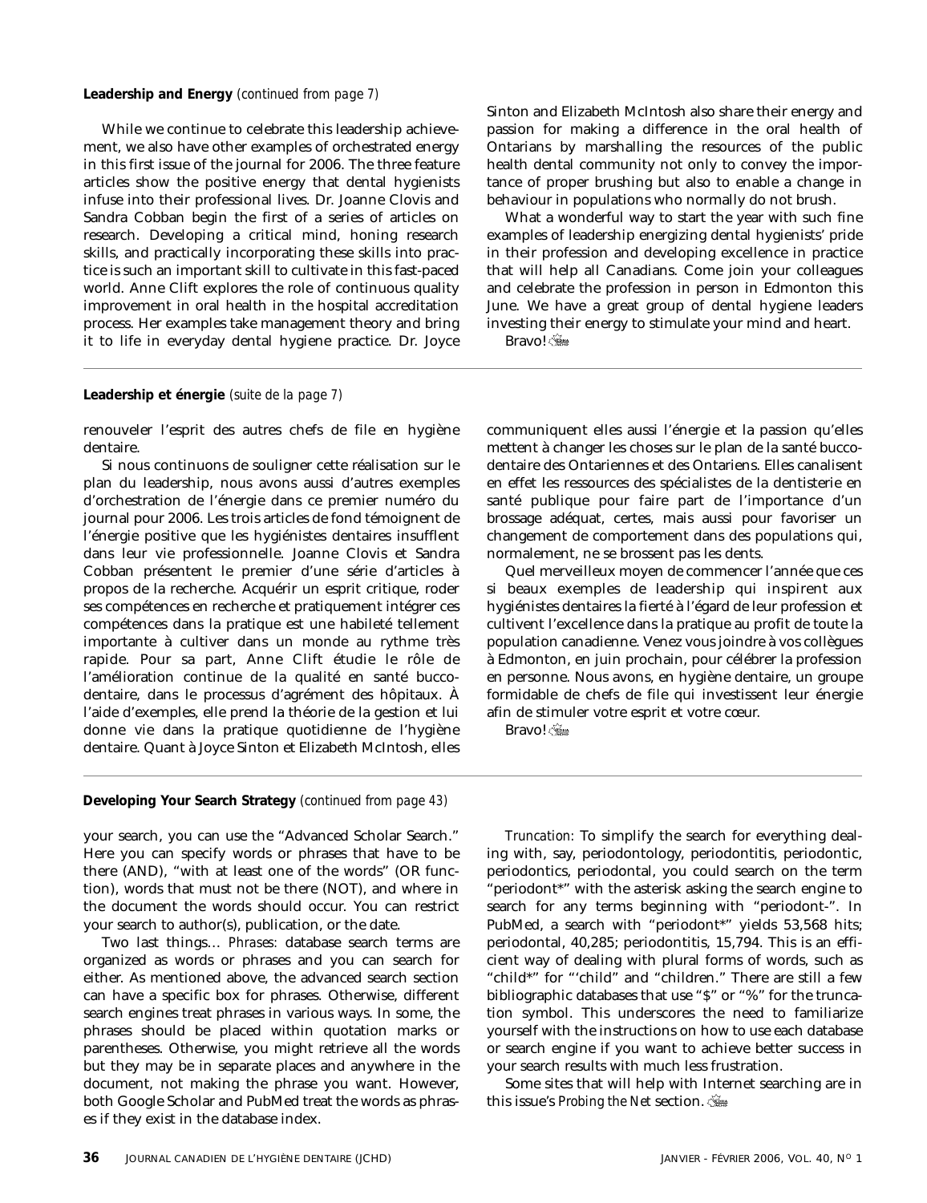**Leadership and Energy** *(continued from page 7)*

While we continue to celebrate this leadership achievement, we also have other examples of orchestrated energy in this first issue of the journal for 2006. The three feature articles show the positive energy that dental hygienists infuse into their professional lives. Dr. Joanne Clovis and Sandra Cobban begin the first of a series of articles on research. Developing a critical mind, honing research skills, and practically incorporating these skills into practice is such an important skill to cultivate in this fast-paced world. Anne Clift explores the role of continuous quality improvement in oral health in the hospital accreditation process. Her examples take management theory and bring it to life in everyday dental hygiene practice. Dr. Joyce Sinton and Elizabeth McIntosh also share their energy and passion for making a difference in the oral health of Ontarians by marshalling the resources of the public health dental community not only to convey the importance of proper brushing but also to enable a change in behaviour in populations who normally do not brush.

What a wonderful way to start the year with such fine examples of leadership energizing dental hygienists' pride in their profession and developing excellence in practice that will help all Canadians. Come join your colleagues and celebrate the profession in person in Edmonton this June. We have a great group of dental hygiene leaders investing their energy to stimulate your mind and heart.

Bravo!

---

**Leadership et énergie** *(suite de la page 7)*

renouveler l'esprit des autres chefs de file en hygiène dentaire.

Si nous continuons de souligner cette réalisation sur le plan du leadership, nous avons aussi d'autres exemples d'orchestration de l'énergie dans ce premier numéro du journal pour 2006. Les trois articles de fond témoignent de l'énergie positive que les hygiénistes dentaires insufflent dans leur vie professionnelle. Joanne Clovis et Sandra Cobban présentent le premier d'une série d'articles à propos de la recherche. Acquérir un esprit critique, roder ses compétences en recherche et pratiquement intégrer ces compétences dans la pratique est une habileté tellement importante à cultiver dans un monde au rythme très rapide. Pour sa part, Anne Clift étudie le rôle de l'amélioration continue de la qualité en santé buccodentaire, dans le processus d'agrément des hôpitaux. À l'aide d'exemples, elle prend la théorie de la gestion et lui donne vie dans la pratique quotidienne de l'hygiène dentaire. Quant à Joyce Sinton et Elizabeth McIntosh, elles communiquent elles aussi l'énergie et la passion qu'elles mettent à changer les choses sur le plan de la santé buccodentaire des Ontariennes et des Ontariens. Elles canalisent en effet les ressources des spécialistes de la dentisterie en santé publique pour faire part de l'importance d'un brossage adéquat, certes, mais aussi pour favoriser un changement de comportement dans des populations qui, normalement, ne se brossent pas les dents.

Quel merveilleux moyen de commencer l'année que ces si beaux exemples de leadership qui inspirent aux hygiénistes dentaires la fierté à l'égard de leur profession et cultivent l'excellence dans la pratique au profit de toute la population canadienne. Venez vous joindre à vos collègues à Edmonton, en juin prochain, pour célébrer la profession en personne. Nous avons, en hygiène dentaire, un groupe formidable de chefs de file qui investissent leur énergie afin de stimuler votre esprit et votre cœur.

Bravo!

---

**Developing Your Search Strategy** *(continued from page 43)*

your search, you can use the "Advanced Scholar Search." Here you can specify words or phrases that have to be there (AND), "with at least one of the words" (OR function), words that must not be there (NOT), and where in the document the words should occur. You can restrict your search to author(s), publication, or the date.

Two last things… *Phrases:* database search terms are organized as words or phrases and you can search for either. As mentioned above, the advanced search section can have a specific box for phrases. Otherwise, different search engines treat phrases in various ways. In some, the phrases should be placed within quotation marks or parentheses. Otherwise, you might retrieve all the words but they may be in separate places and anywhere in the document, not making the phrase you want. However, both Google Scholar and PubMed treat the words as phrases if they exist in the database index.

*Truncation:* To simplify the search for everything dealing with, say, periodontology, periodontitis, periodontic, periodontics, periodontal, you could search on the term "periodont*" with the asterisk asking the search engine to search for any terms beginning with "periodont-". In PubMed, a search with "periodont*" yields 53,568 hits; periodontal, 40,285; periodontitis, 15,794. This is an efficient way of dealing with plural forms of words, such as "child*" for "'child" and "children." There are still a few bibliographic databases that use "$" or "%" for the truncation symbol. This underscores the need to familiarize yourself with the instructions on how to use each database or search engine if you want to achieve better success in your search results with much less frustration.

Some sites that will help with Internet searching are in this issue's *Probing the Net* section.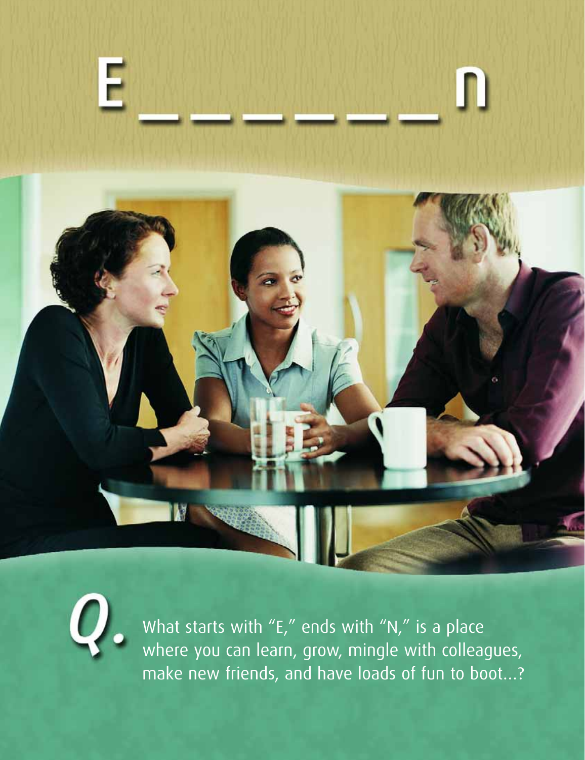# E _ _ _ _ _ _ n

**Q.** What starts with "E," ends with "N," is a place where you can learn, grow, mingle with colleagues, make new friends, and have loads of fun to boot...?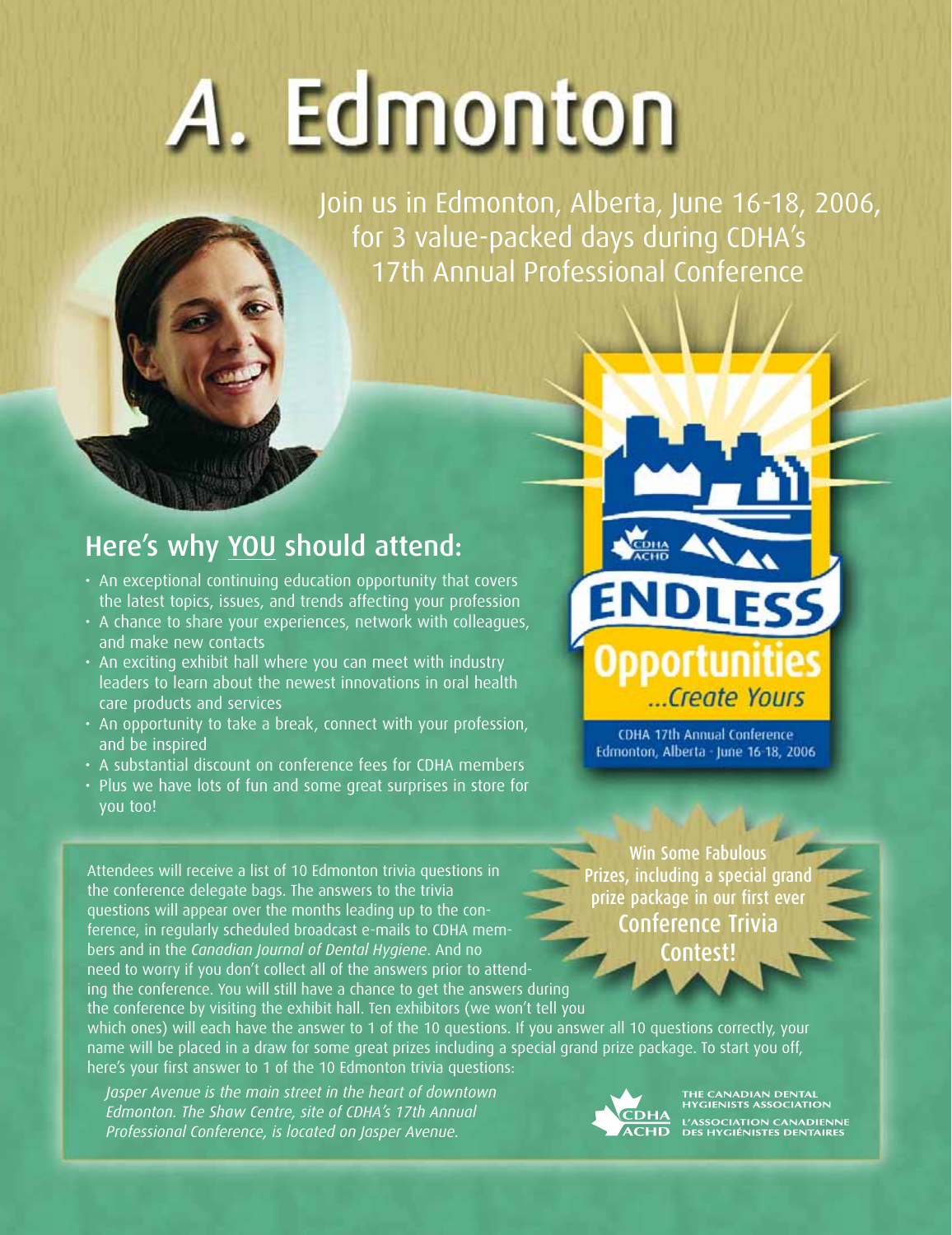# A. Edmonton

Join us in Edmonton, Alberta, June 16-18, 2006, for 3 value-packed days during CDHA's 17th Annual Professional Conference

ENDLESS Opportunities ...Create Yours

CDHA 17th Annual Conference
Edmonton, Alberta · June 16-18, 2006

## Here's why YOU should attend:

- An exceptional continuing education opportunity that covers the latest topics, issues, and trends affecting your profession
- A chance to share your experiences, network with colleagues, and make new contacts
- An exciting exhibit hall where you can meet with industry leaders to learn about the newest innovations in oral health care products and services
- An opportunity to take a break, connect with your profession, and be inspired
- A substantial discount on conference fees for CDHA members
- Plus we have lots of fun and some great surprises in store for you too!

Win Some Fabulous Prizes, including a special grand prize package in our first ever **Conference Trivia Contest!**

Attendees will receive a list of 10 Edmonton trivia questions in the conference delegate bags. The answers to the trivia questions will appear over the months leading up to the conference, in regularly scheduled broadcast e-mails to CDHA members and in the *Canadian Journal of Dental Hygiene*. And no need to worry if you don't collect all of the answers prior to attending the conference. You will still have a chance to get the answers during the conference by visiting the exhibit hall. Ten exhibitors (we won't tell you which ones) will each have the answer to 1 of the 10 questions. If you answer all 10 questions correctly, your name will be placed in a draw for some great prizes including a special grand prize package. To start you off, here's your first answer to 1 of the 10 Edmonton trivia questions:

*Jasper Avenue is the main street in the heart of downtown Edmonton. The Shaw Centre, site of CDHA's 17th Annual Professional Conference, is located on Jasper Avenue.*

CDHA ACHD
THE CANADIAN DENTAL HYGIENISTS ASSOCIATION
L'ASSOCIATION CANADIENNE DES HYGIÉNISTES DENTAIRES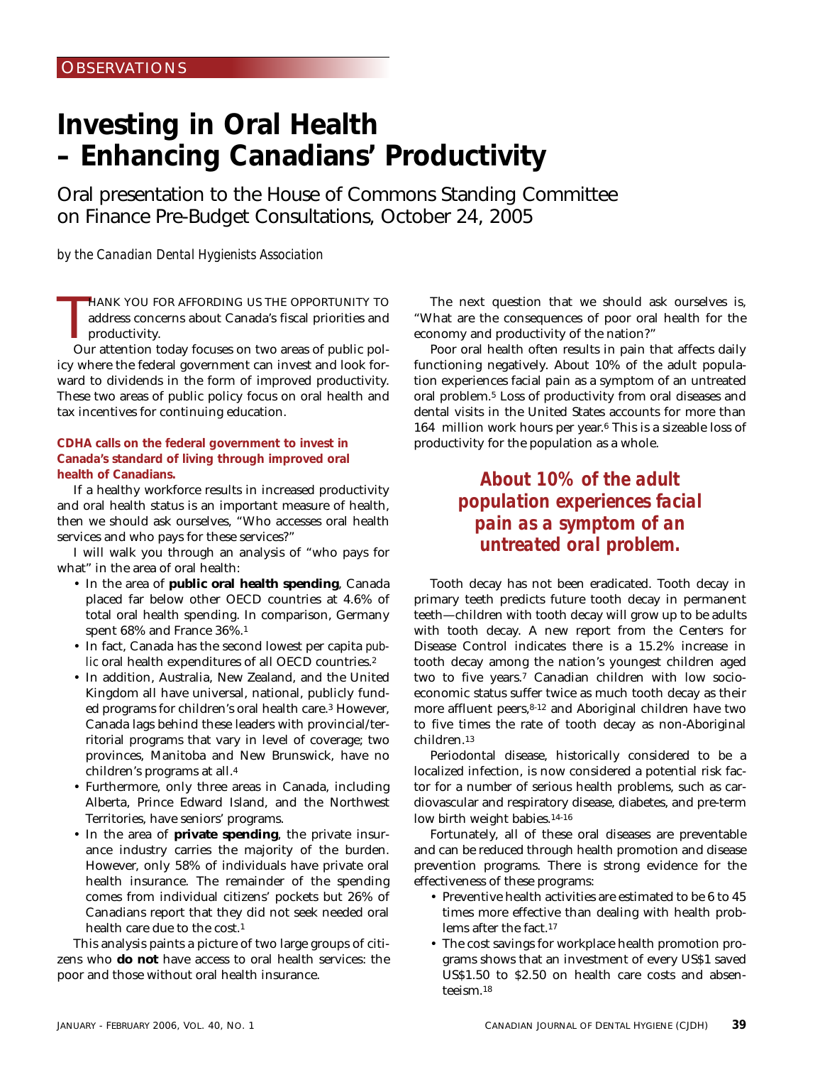OBSERVATIONS

# Investing in Oral Health – Enhancing Canadians' Productivity

## Oral presentation to the House of Commons Standing Committee on Finance Pre-Budget Consultations, October 24, 2005

*by the Canadian Dental Hygienists Association*

THANK YOU FOR AFFORDING US THE OPPORTUNITY TO address concerns about Canada's fiscal priorities and productivity.

Our attention today focuses on two areas of public policy where the federal government can invest and look forward to dividends in the form of improved productivity. These two areas of public policy focus on oral health and tax incentives for continuing education.

**CDHA calls on the federal government to invest in Canada's standard of living through improved oral health of Canadians.**

If a healthy workforce results in increased productivity and oral health status is an important measure of health, then we should ask ourselves, "Who accesses oral health services and who pays for these services?"

I will walk you through an analysis of "who pays for what" in the area of oral health:

- In the area of **public oral health spending**, Canada placed far below other OECD countries at 4.6% of total oral health spending. In comparison, Germany spent 68% and France 36%.[1]
- In fact, Canada has the second lowest per capita *public* oral health expenditures of all OECD countries.[2]
- In addition, Australia, New Zealand, and the United Kingdom all have universal, national, publicly funded programs for children's oral health care.[3] However, Canada lags behind these leaders with provincial/territorial programs that vary in level of coverage; two provinces, Manitoba and New Brunswick, have no children's programs at all.[4]
- Furthermore, only three areas in Canada, including Alberta, Prince Edward Island, and the Northwest Territories, have seniors' programs.
- In the area of **private spending**, the private insurance industry carries the majority of the burden. However, only 58% of individuals have private oral health insurance. The remainder of the spending comes from individual citizens' pockets but 26% of Canadians report that they did not seek needed oral health care due to the cost.[1]

This analysis paints a picture of two large groups of citizens who **do not** have access to oral health services: the poor and those without oral health insurance.

The next question that we should ask ourselves is, "What are the consequences of poor oral health for the economy and productivity of the nation?"

Poor oral health often results in pain that affects daily functioning negatively. About 10% of the adult population experiences facial pain as a symptom of an untreated oral problem.[5] Loss of productivity from oral diseases and dental visits in the United States accounts for more than 164 million work hours per year.[6] This is a sizeable loss of productivity for the population as a whole.

***About 10% of the adult population experiences facial pain as a symptom of an untreated oral problem.***

Tooth decay has not been eradicated. Tooth decay in primary teeth predicts future tooth decay in permanent teeth—children with tooth decay will grow up to be adults with tooth decay. A new report from the Centers for Disease Control indicates there is a 15.2% increase in tooth decay among the nation's youngest children aged two to five years.[7] Canadian children with low socioeconomic status suffer twice as much tooth decay as their more affluent peers,[8-12] and Aboriginal children have two to five times the rate of tooth decay as non-Aboriginal children.[13]

Periodontal disease, historically considered to be a localized infection, is now considered a potential risk factor for a number of serious health problems, such as cardiovascular and respiratory disease, diabetes, and pre-term low birth weight babies.[14-16]

Fortunately, all of these oral diseases are preventable and can be reduced through health promotion and disease prevention programs. There is strong evidence for the effectiveness of these programs:

- Preventive health activities are estimated to be 6 to 45 times more effective than dealing with health problems after the fact.[17]
- The cost savings for workplace health promotion programs shows that an investment of every US$1 saved US$1.50 to $2.50 on health care costs and absenteeism.[18]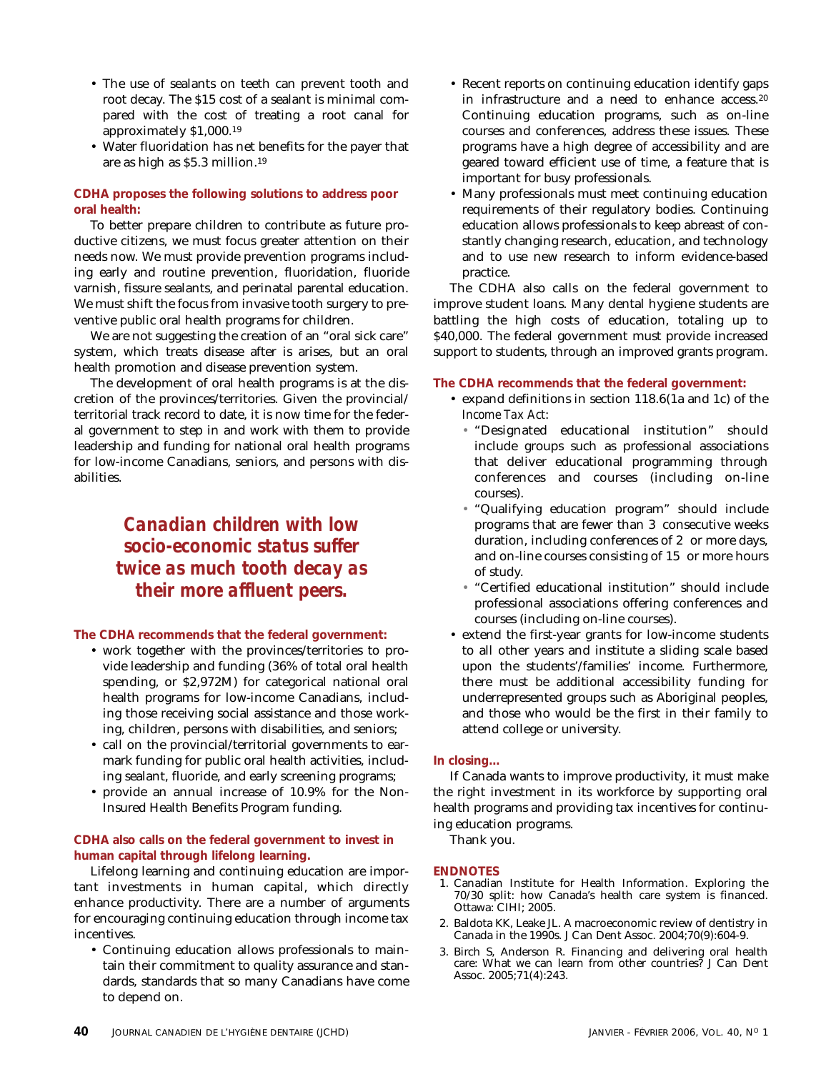- The use of sealants on teeth can prevent tooth and root decay. The $15 cost of a sealant is minimal compared with the cost of treating a root canal for approximately $1,000.[19]
- Water fluoridation has net benefits for the payer that are as high as $5.3 million.[19]

**CDHA proposes the following solutions to address poor oral health:**

To better prepare children to contribute as future productive citizens, we must focus greater attention on their needs now. We must provide prevention programs including early and routine prevention, fluoridation, fluoride varnish, fissure sealants, and perinatal parental education. We must shift the focus from invasive tooth surgery to preventive public oral health programs for children.

We are not suggesting the creation of an "oral sick care" system, which treats disease after is arises, but an oral health promotion and disease prevention system.

The development of oral health programs is at the discretion of the provinces/territories. Given the provincial/territorial track record to date, it is now time for the federal government to step in and work with them to provide leadership and funding for national oral health programs for low-income Canadians, seniors, and persons with disabilities.

***Canadian children with low socio-economic status suffer twice as much tooth decay as their more affluent peers.***

**The CDHA recommends that the federal government:**

- work together with the provinces/territories to provide leadership and funding (36% of total oral health spending, or $2,972M) for categorical national oral health programs for low-income Canadians, including those receiving social assistance and those working, children, persons with disabilities, and seniors;
- call on the provincial/territorial governments to earmark funding for public oral health activities, including sealant, fluoride, and early screening programs;
- provide an annual increase of 10.9% for the Non-Insured Health Benefits Program funding.

**CDHA also calls on the federal government to invest in human capital through lifelong learning.**

Lifelong learning and continuing education are important investments in human capital, which directly enhance productivity. There are a number of arguments for encouraging continuing education through income tax incentives.

- Continuing education allows professionals to maintain their commitment to quality assurance and standards, standards that so many Canadians have come to depend on.
- Recent reports on continuing education identify gaps in infrastructure and a need to enhance access.[20] Continuing education programs, such as on-line courses and conferences, address these issues. These programs have a high degree of accessibility and are geared toward efficient use of time, a feature that is important for busy professionals.
- Many professionals must meet continuing education requirements of their regulatory bodies. Continuing education allows professionals to keep abreast of constantly changing research, education, and technology and to use new research to inform evidence-based practice.

The CDHA also calls on the federal government to improve student loans. Many dental hygiene students are battling the high costs of education, totaling up to $40,000. The federal government must provide increased support to students, through an improved grants program.

**The CDHA recommends that the federal government:**

- expand definitions in section 118.6(1a and 1c) of the *Income Tax Act*:
  - "Designated educational institution" should include groups such as professional associations that deliver educational programming through conferences and courses (including on-line courses).
  - "Qualifying education program" should include programs that are fewer than 3 consecutive weeks duration, including conferences of 2 or more days, and on-line courses consisting of 15 or more hours of study.
  - "Certified educational institution" should include professional associations offering conferences and courses (including on-line courses).
- extend the first-year grants for low-income students to all other years and institute a sliding scale based upon the students'/families' income. Furthermore, there must be additional accessibility funding for underrepresented groups such as Aboriginal peoples, and those who would be the first in their family to attend college or university.

**In closing…**

If Canada wants to improve productivity, it must make the right investment in its workforce by supporting oral health programs and providing tax incentives for continuing education programs.

Thank you.

**ENDNOTES**

1. Canadian Institute for Health Information. Exploring the 70/30 split: how Canada's health care system is financed. Ottawa: CIHI; 2005.
2. Baldota KK, Leake JL. A macroeconomic review of dentistry in Canada in the 1990s. J Can Dent Assoc. 2004;70(9):604-9.
3. Birch S, Anderson R. Financing and delivering oral health care: What we can learn from other countries? J Can Dent Assoc. 2005;71(4):243.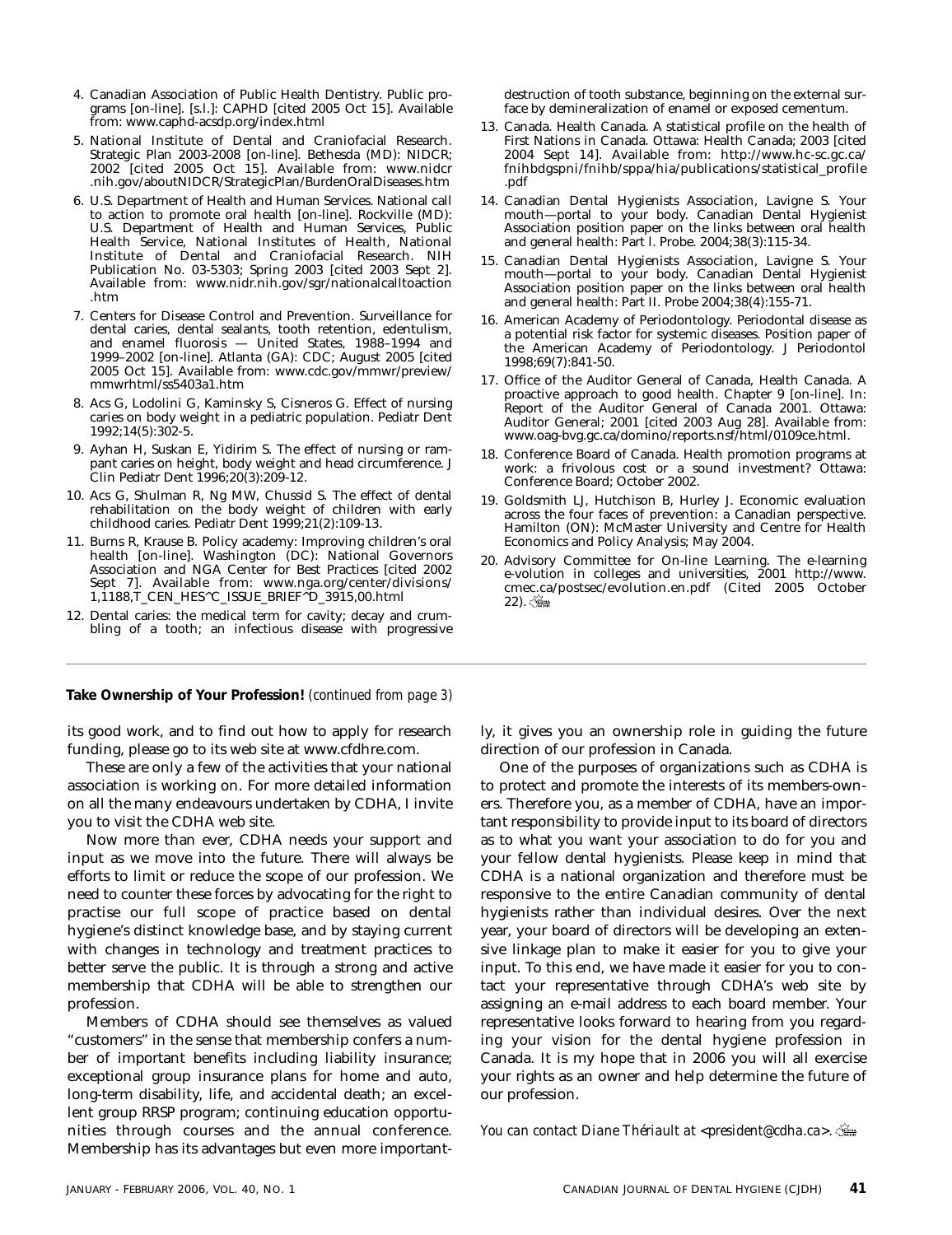4. Canadian Association of Public Health Dentistry. Public programs [on-line]. [s.l.]: CAPHD [cited 2005 Oct 15]. Available from: www.caphd-acsdp.org/index.html
5. National Institute of Dental and Craniofacial Research. Strategic Plan 2003-2008 [on-line]. Bethesda (MD): NIDCR; 2002 [cited 2005 Oct 15]. Available from: www.nidcr.nih.gov/aboutNIDCR/StrategicPlan/BurdenOralDiseases.htm
6. U.S. Department of Health and Human Services. National call to action to promote oral health [on-line]. Rockville (MD): U.S. Department of Health and Human Services, Public Health Service, National Institutes of Health, National Institute of Dental and Craniofacial Research. NIH Publication No. 03-5303; Spring 2003 [cited 2003 Sept 2]. Available from: www.nidr.nih.gov/sgr/nationalcalltoaction.htm
7. Centers for Disease Control and Prevention. Surveillance for dental caries, dental sealants, tooth retention, edentulism, and enamel fluorosis — United States, 1988–1994 and 1999–2002 [on-line]. Atlanta (GA): CDC; August 2005 [cited 2005 Oct 15]. Available from: www.cdc.gov/mmwr/preview/mmwrhtml/ss5403a1.htm
8. Acs G, Lodolini G, Kaminsky S, Cisneros G. Effect of nursing caries on body weight in a pediatric population. Pediatr Dent 1992;14(5):302-5.
9. Ayhan H, Suskan E, Yidirim S. The effect of nursing or rampant caries on height, body weight and head circumference. J Clin Pediatr Dent 1996;20(3):209-12.
10. Acs G, Shulman R, Ng MW, Chussid S. The effect of dental rehabilitation on the body weight of children with early childhood caries. Pediatr Dent 1999;21(2):109-13.
11. Burns R, Krause B. Policy academy: Improving children's oral health [on-line]. Washington (DC): National Governors Association and NGA Center for Best Practices [cited 2002 Sept 7]. Available from: www.nga.org/center/divisions/1,1188,T_CEN_HES^C_ISSUE_BRIEF^D_3915,00.html
12. Dental caries: the medical term for cavity; decay and crumbling of a tooth; an infectious disease with progressive destruction of tooth substance, beginning on the external surface by demineralization of enamel or exposed cementum.
13. Canada. Health Canada. A statistical profile on the health of First Nations in Canada. Ottawa: Health Canada; 2003 [cited 2004 Sept 14]. Available from: http://www.hc-sc.gc.ca/fnihbdgspni/fnihb/sppa/hia/publications/statistical_profile.pdf
14. Canadian Dental Hygienists Association, Lavigne S. Your mouth—portal to your body. Canadian Dental Hygienist Association position paper on the links between oral health and general health: Part I. Probe. 2004;38(3):115-34.
15. Canadian Dental Hygienists Association, Lavigne S. Your mouth—portal to your body. Canadian Dental Hygienist Association position paper on the links between oral health and general health: Part II. Probe 2004;38(4):155-71.
16. American Academy of Periodontology. Periodontal disease as a potential risk factor for systemic diseases. Position paper of the American Academy of Periodontology. J Periodontol 1998;69(7):841-50.
17. Office of the Auditor General of Canada, Health Canada. A proactive approach to good health. Chapter 9 [on-line]. In: Report of the Auditor General of Canada 2001. Ottawa: Auditor General; 2001 [cited 2003 Aug 28]. Available from: www.oag-bvg.gc.ca/domino/reports.nsf/html/0109ce.html.
18. Conference Board of Canada. Health promotion programs at work: a frivolous cost or a sound investment? Ottawa: Conference Board; October 2002.
19. Goldsmith LJ, Hutchison B, Hurley J. Economic evaluation across the four faces of prevention: a Canadian perspective. Hamilton (ON): McMaster University and Centre for Health Economics and Policy Analysis; May 2004.
20. Advisory Committee for On-line Learning. The e-learning e-volution in colleges and universities, 2001 http://www.cmec.ca/postsec/evolution.en.pdf (Cited 2005 October 22).

---

**Take Ownership of Your Profession!** *(continued from page 3)*

its good work, and to find out how to apply for research funding, please go to its web site at www.cfdhre.com.

These are only a few of the activities that your national association is working on. For more detailed information on all the many endeavours undertaken by CDHA, I invite you to visit the CDHA web site.

Now more than ever, CDHA needs your support and input as we move into the future. There will always be efforts to limit or reduce the scope of our profession. We need to counter these forces by advocating for the right to practise our full scope of practice based on dental hygiene's distinct knowledge base, and by staying current with changes in technology and treatment practices to better serve the public. It is through a strong and active membership that CDHA will be able to strengthen our profession.

Members of CDHA should see themselves as valued "customers" in the sense that membership confers a number of important benefits including liability insurance; exceptional group insurance plans for home and auto, long-term disability, life, and accidental death; an excellent group RRSP program; continuing education opportunities through courses and the annual conference. Membership has its advantages but even more importantly, it gives you an ownership role in guiding the future direction of our profession in Canada.

One of the purposes of organizations such as CDHA is to protect and promote the interests of its members-owners. Therefore you, as a member of CDHA, have an important responsibility to provide input to its board of directors as to what you want your association to do for you and your fellow dental hygienists. Please keep in mind that CDHA is a national organization and therefore must be responsive to the entire Canadian community of dental hygienists rather than individual desires. Over the next year, your board of directors will be developing an extensive linkage plan to make it easier for you to give your input. To this end, we have made it easier for you to contact your representative through CDHA's web site by assigning an e-mail address to each board member. Your representative looks forward to hearing from you regarding your vision for the dental hygiene profession in Canada. It is my hope that in 2006 you will all exercise your rights as an owner and help determine the future of our profession.

*You can contact Diane Thériault at <president@cdha.ca>.*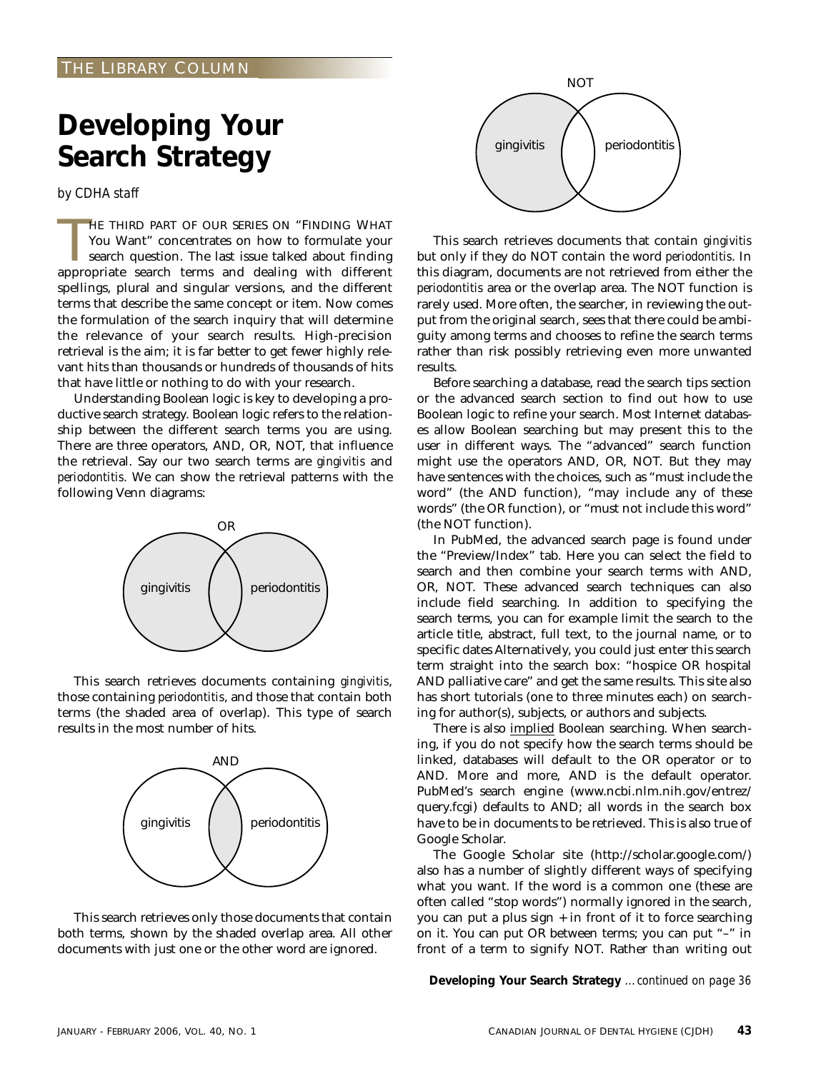THE LIBRARY COLUMN

# Developing Your Search Strategy

*by CDHA staff*

THE THIRD PART OF OUR SERIES ON "FINDING WHAT You Want" concentrates on how to formulate your search question. The last issue talked about finding appropriate search terms and dealing with different spellings, plural and singular versions, and the different terms that describe the same concept or item. Now comes the formulation of the search inquiry that will determine the relevance of your search results. High-precision retrieval is the aim; it is far better to get fewer highly relevant hits than thousands or hundreds of thousands of hits that have little or nothing to do with your research.

Understanding Boolean logic is key to developing a productive search strategy. Boolean logic refers to the relationship between the different search terms you are using. There are three operators, AND, OR, NOT, that influence the retrieval. Say our two search terms are *gingivitis* and *periodontitis*. We can show the retrieval patterns with the following Venn diagrams:

OR

gingivitis | periodontitis

This search retrieves documents containing *gingivitis*, those containing *periodontitis*, and those that contain both terms (the shaded area of overlap). This type of search results in the most number of hits.

AND

gingivitis | periodontitis

This search retrieves only those documents that contain both terms, shown by the shaded overlap area. All other documents with just one or the other word are ignored.

NOT

gingivitis | periodontitis

This search retrieves documents that contain *gingivitis* but only if they do NOT contain the word *periodontitis*. In this diagram, documents are not retrieved from either the *periodontitis* area or the overlap area. The NOT function is rarely used. More often, the searcher, in reviewing the output from the original search, sees that there could be ambiguity among terms and chooses to refine the search terms rather than risk possibly retrieving even more unwanted results.

Before searching a database, read the search tips section or the advanced search section to find out how to use Boolean logic to refine your search. Most Internet databases allow Boolean searching but may present this to the user in different ways. The "advanced" search function might use the operators AND, OR, NOT. But they may have sentences with the choices, such as "must include the word" (the AND function), "may include any of these words" (the OR function), or "must not include this word" (the NOT function).

In PubMed, the advanced search page is found under the "Preview/Index" tab. Here you can select the field to search and then combine your search terms with AND, OR, NOT. These advanced search techniques can also include field searching. In addition to specifying the search terms, you can for example limit the search to the article title, abstract, full text, to the journal name, or to specific dates Alternatively, you could just enter this search term straight into the search box: "hospice OR hospital AND palliative care" and get the same results. This site also has short tutorials (one to three minutes each) on searching for author(s), subjects, or authors and subjects.

There is also <u>implied</u> Boolean searching. When searching, if you do not specify how the search terms should be linked, databases will default to the OR operator or to AND. More and more, AND is the default operator. PubMed's search engine (www.ncbi.nlm.nih.gov/entrez/query.fcgi) defaults to AND; all words in the search box have to be in documents to be retrieved. This is also true of Google Scholar.

The Google Scholar site (http://scholar.google.com/) also has a number of slightly different ways of specifying what you want. If the word is a common one (these are often called "stop words") normally ignored in the search, you can put a plus sign + in front of it to force searching on it. You can put OR between terms; you can put "–" in front of a term to signify NOT. Rather than writing out

**Developing Your Search Strategy** *...continued on page 36*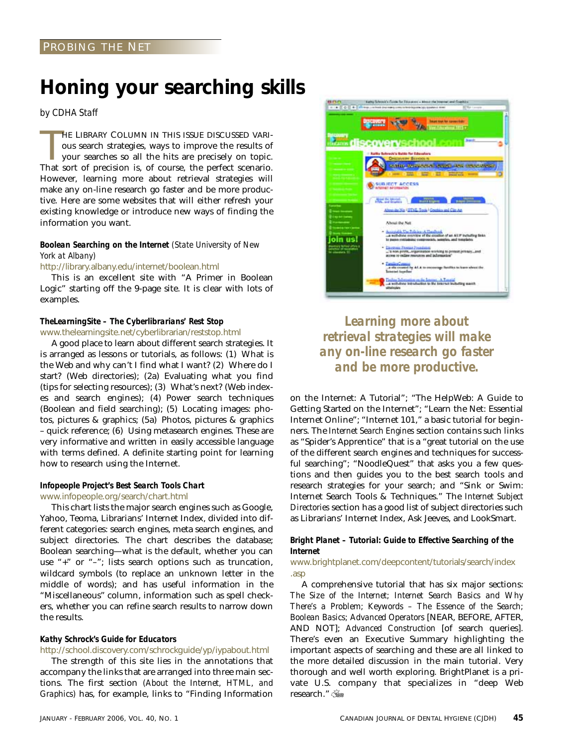PROBING THE NET

# Honing your searching skills

*by CDHA Staff*

THE LIBRARY COLUMN IN THIS ISSUE DISCUSSED VARIous search strategies, ways to improve the results of your searches so all the hits are precisely on topic. That sort of precision is, of course, the perfect scenario. However, learning more about retrieval strategies will make any on-line research go faster and be more productive. Here are some websites that will either refresh your existing knowledge or introduce new ways of finding the information you want.

**Boolean Searching on the Internet** *(State University of New York at Albany)*
http://library.albany.edu/internet/boolean.html

This is an excellent site with "A Primer in Boolean Logic" starting off the 9-page site. It is clear with lots of examples.

**TheLearningSite – The Cyberlibrarians' Rest Stop**
www.thelearningsite.net/cyberlibrarian/reststop.html

A good place to learn about different search strategies. It is arranged as lessons or tutorials, as follows: (1) What is the Web and why can't I find what I want? (2) Where do I start? (Web directories); (2a) Evaluating what you find (tips for selecting resources); (3) What's next? (Web indexes and search engines); (4) Power search techniques (Boolean and field searching); (5) Locating images: photos, pictures & graphics; (5a) Photos, pictures & graphics – quick reference; (6) Using metasearch engines. These are very informative and written in easily accessible language with terms defined. A definite starting point for learning how to research using the Internet.

**Infopeople Project's Best Search Tools Chart**
www.infopeople.org/search/chart.html

This chart lists the major search engines such as Google, Yahoo, Teoma, Librarians' Internet Index, divided into different categories: search engines, meta search engines, and subject directories. The chart describes the database; Boolean searching—what is the default, whether you can use "+" or "–"; lists search options such as truncation, wildcard symbols (to replace an unknown letter in the middle of words); and has useful information in the "Miscellaneous" column, information such as spell checkers, whether you can refine search results to narrow down the results.

**Kathy Schrock's Guide for Educators**
http://school.discovery.com/schrockguide/yp/iypabout.html

The strength of this site lies in the annotations that accompany the links that are arranged into three main sections. The first section *(About the Internet, HTML, and Graphics)* has, for example, links to "Finding Information on the Internet: A Tutorial"; "The HelpWeb: A Guide to Getting Started on the Internet"; "Learn the Net: Essential Internet Online"; "Internet 101," a basic tutorial for beginners. The *Internet Search Engines* section contains such links as "Spider's Apprentice" that is a "great tutorial on the use of the different search engines and techniques for successful searching"; "NoodleQuest" that asks you a few questions and then guides you to the best search tools and research strategies for your search; and "Sink or Swim: Internet Search Tools & Techniques." The *Internet Subject Directories* section has a good list of subject directories such as Librarians' Internet Index, Ask Jeeves, and LookSmart.

**Learning more about retrieval strategies will make any on-line research go faster and be more productive.**

**Bright Planet – Tutorial: Guide to Effective Searching of the Internet**
www.brightplanet.com/deepcontent/tutorials/search/index.asp

A comprehensive tutorial that has six major sections: *The Size of the Internet*; *Internet Search Basics and Why There's a Problem*; *Keywords – The Essence of the Search*; *Boolean Basics*; *Advanced Operators* [NEAR, BEFORE, AFTER, AND NOT]; *Advanced Construction* [of search queries]. There's even an Executive Summary highlighting the important aspects of searching and these are all linked to the more detailed discussion in the main tutorial. Very thorough and well worth exploring. BrightPlanet is a private U.S. company that specializes in "deep Web research."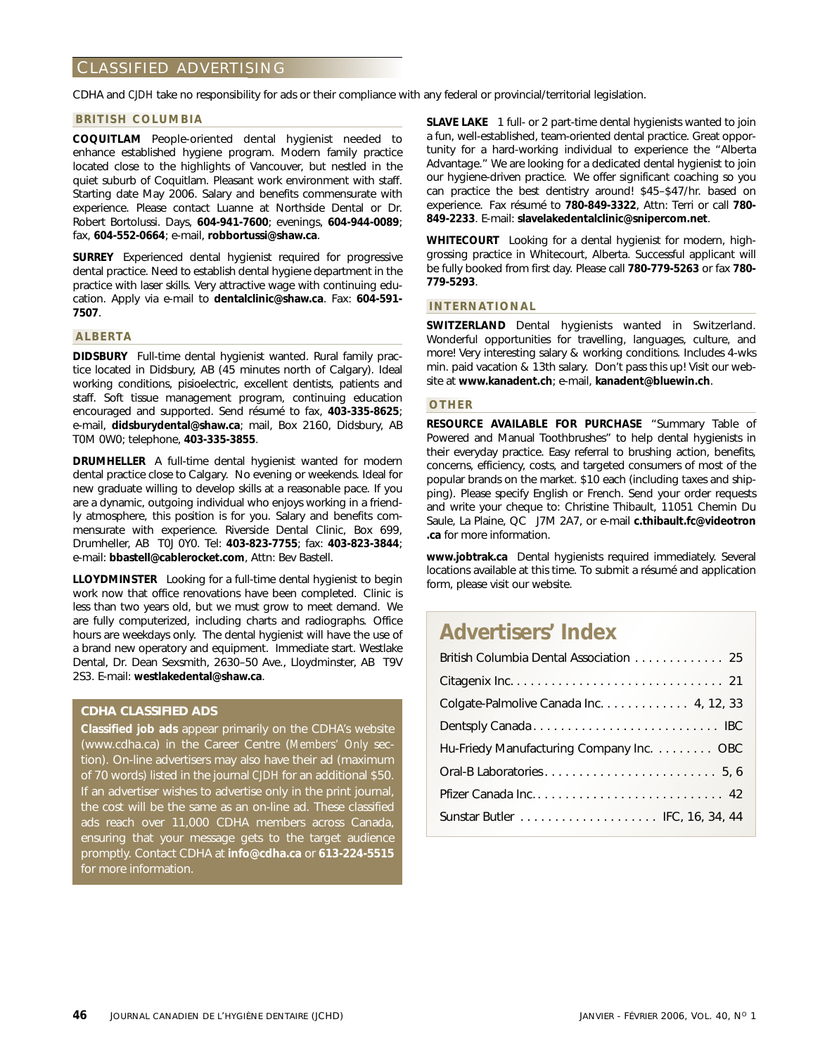# CLASSIFIED ADVERTISING

CDHA and *CJDH* take no responsibility for ads or their compliance with any federal or provincial/territorial legislation.

## BRITISH COLUMBIA

**COQUITLAM** People-oriented dental hygienist needed to enhance established hygiene program. Modern family practice located close to the highlights of Vancouver, but nestled in the quiet suburb of Coquitlam. Pleasant work environment with staff. Starting date May 2006. Salary and benefits commensurate with experience. Please contact Luanne at Northside Dental or Dr. Robert Bortolussi. Days, **604-941-7600**; evenings, **604-944-0089**; fax, **604-552-0664**; e-mail, **robbortussi@shaw.ca**.

**SURREY** Experienced dental hygienist required for progressive dental practice. Need to establish dental hygiene department in the practice with laser skills. Very attractive wage with continuing education. Apply via e-mail to **dentalclinic@shaw.ca**. Fax: **604-591-7507**.

## ALBERTA

**DIDSBURY** Full-time dental hygienist wanted. Rural family practice located in Didsbury, AB (45 minutes north of Calgary). Ideal working conditions, pisioelectric, excellent dentists, patients and staff. Soft tissue management program, continuing education encouraged and supported. Send résumé to fax, **403-335-8625**; e-mail, **didsburydental@shaw.ca**; mail, Box 2160, Didsbury, AB T0M 0W0; telephone, **403-335-3855**.

**DRUMHELLER** A full-time dental hygienist wanted for modern dental practice close to Calgary. No evening or weekends. Ideal for new graduate willing to develop skills at a reasonable pace. If you are a dynamic, outgoing individual who enjoys working in a friendly atmosphere, this position is for you. Salary and benefits commensurate with experience. Riverside Dental Clinic, Box 699, Drumheller, AB T0J 0Y0. Tel: **403-823-7755**; fax: **403-823-3844**; e-mail: **bbastell@cablerocket.com**, Attn: Bev Bastell.

**LLOYDMINSTER** Looking for a full-time dental hygienist to begin work now that office renovations have been completed. Clinic is less than two years old, but we must grow to meet demand. We are fully computerized, including charts and radiographs. Office hours are weekdays only. The dental hygienist will have the use of a brand new operatory and equipment. Immediate start. Westlake Dental, Dr. Dean Sexsmith, 2630–50 Ave., Lloydminster, AB T9V 2S3. E-mail: **westlakedental@shaw.ca**.

**SLAVE LAKE** 1 full- or 2 part-time dental hygienists wanted to join a fun, well-established, team-oriented dental practice. Great opportunity for a hard-working individual to experience the "Alberta Advantage." We are looking for a dedicated dental hygienist to join our hygiene-driven practice. We offer significant coaching so you can practice the best dentistry around! $45–$47/hr. based on experience. Fax résumé to **780-849-3322**, Attn: Terri or call **780-849-2233**. E-mail: **slavelakedentalclinic@snipercom.net**.

**WHITECOURT** Looking for a dental hygienist for modern, high-grossing practice in Whitecourt, Alberta. Successful applicant will be fully booked from first day. Please call **780-779-5263** or fax **780-779-5293**.

## INTERNATIONAL

**SWITZERLAND** Dental hygienists wanted in Switzerland. Wonderful opportunities for travelling, languages, culture, and more! Very interesting salary & working conditions. Includes 4-wks min. paid vacation & 13th salary. Don't pass this up! Visit our website at **www.kanadent.ch**; e-mail, **kanadent@bluewin.ch**.

## OTHER

**RESOURCE AVAILABLE FOR PURCHASE** "Summary Table of Powered and Manual Toothbrushes" to help dental hygienists in their everyday practice. Easy referral to brushing action, benefits, concerns, efficiency, costs, and targeted consumers of most of the popular brands on the market. $10 each (including taxes and shipping). Please specify English or French. Send your order requests and write your cheque to: Christine Thibault, 11051 Chemin Du Saule, La Plaine, QC J7M 2A7, or e-mail **c.thibault.fc@videotron.ca** for more information.

**www.jobtrak.ca** Dental hygienists required immediately. Several locations available at this time. To submit a résumé and application form, please visit our website.

### CDHA CLASSIFIED ADS

**Classified job ads** appear primarily on the CDHA's website (www.cdha.ca) in the Career Centre (*Members' Only* section). On-line advertisers may also have their ad (maximum of 70 words) listed in the journal *CJDH* for an additional $50. If an advertiser wishes to advertise only in the print journal, the cost will be the same as an on-line ad. These classified ads reach over 11,000 CDHA members across Canada, ensuring that your message gets to the target audience promptly. Contact CDHA at **info@cdha.ca** or **613-224-5515** for more information.

## Advertisers' Index

| Advertiser | Page |
|---|---|
| British Columbia Dental Association | 25 |
| Citagenix Inc. | 21 |
| Colgate-Palmolive Canada Inc. | 4, 12, 33 |
| Dentsply Canada | IBC |
| Hu-Friedy Manufacturing Company Inc. | OBC |
| Oral-B Laboratories | 5, 6 |
| Pfizer Canada Inc. | 42 |
| Sunstar Butler | IFC, 16, 34, 44 |